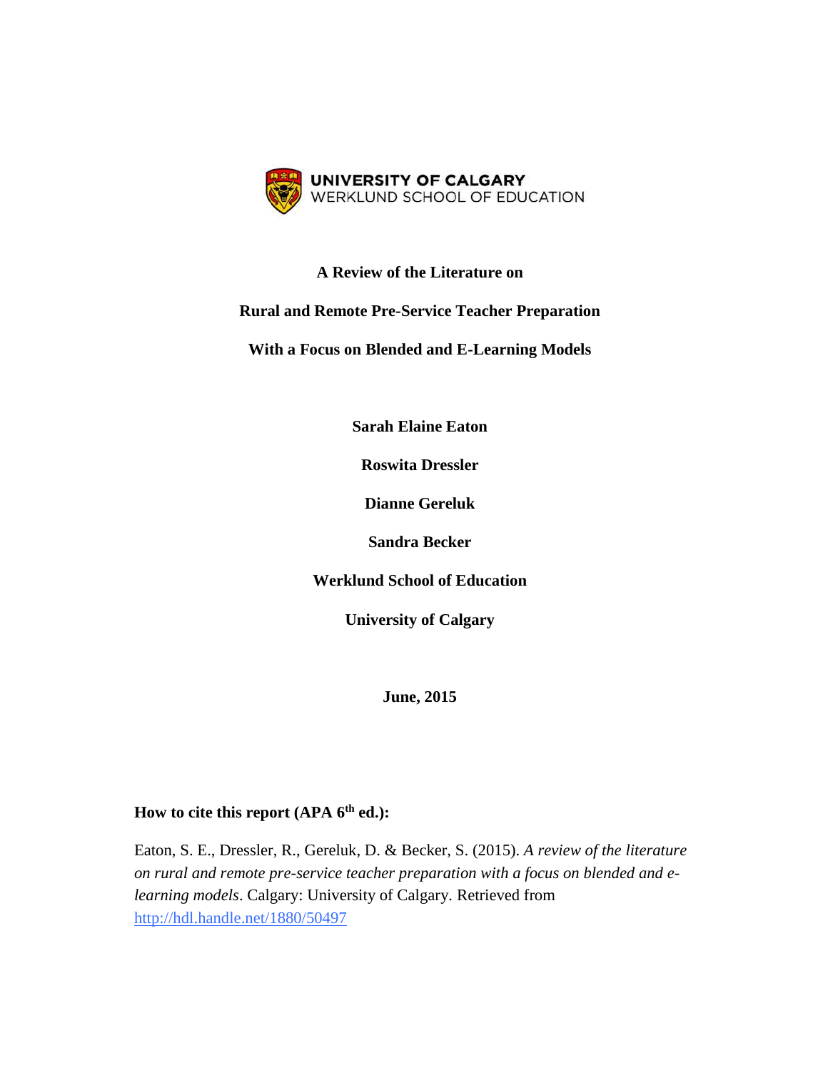UNIVERSITY OF CALGARY
WERKLUND SCHOOL OF EDUCATION

# A Review of the Literature on Rural and Remote Pre-Service Teacher Preparation With a Focus on Blended and E-Learning Models

**Sarah Elaine Eaton**

**Roswita Dressler**

**Dianne Gereluk**

**Sandra Becker**

**Werklund School of Education**

**University of Calgary**

**June, 2015**

**How to cite this report (APA 6th ed.):**

Eaton, S. E., Dressler, R., Gereluk, D. & Becker, S. (2015). *A review of the literature on rural and remote pre-service teacher preparation with a focus on blended and e-learning models*. Calgary: University of Calgary. Retrieved from http://hdl.handle.net/1880/50497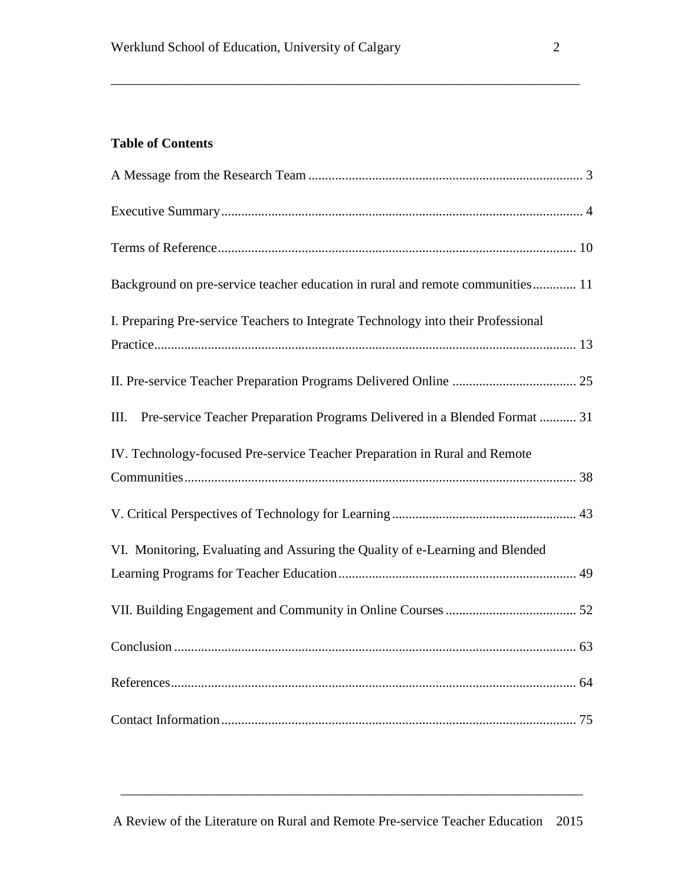**Table of Contents**

A Message from the Research Team ................................................................................. 3

Executive Summary ........................................................................................................... 4

Terms of Reference ........................................................................................................... 10

Background on pre-service teacher education in rural and remote communities ............. 11

I. Preparing Pre-service Teachers to Integrate Technology into their Professional Practice ............................................................................................................................. 13

II. Pre-service Teacher Preparation Programs Delivered Online ..................................... 25

III. Pre-service Teacher Preparation Programs Delivered in a Blended Format ........... 31

IV. Technology-focused Pre-service Teacher Preparation in Rural and Remote Communities .................................................................................................................... 38

V. Critical Perspectives of Technology for Learning ....................................................... 43

VI. Monitoring, Evaluating and Assuring the Quality of e-Learning and Blended Learning Programs for Teacher Education ...................................................................... 49

VII. Building Engagement and Community in Online Courses ....................................... 52

Conclusion ........................................................................................................................ 63

References ......................................................................................................................... 64

Contact Information ......................................................................................................... 75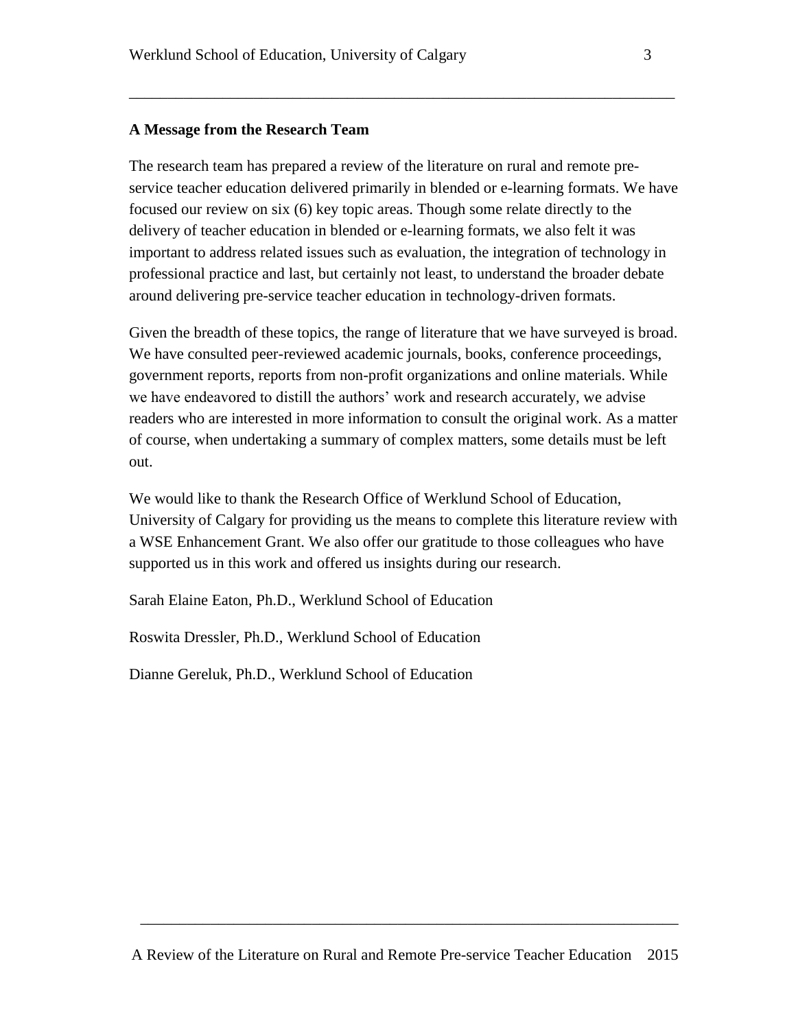## A Message from the Research Team

The research team has prepared a review of the literature on rural and remote pre-service teacher education delivered primarily in blended or e-learning formats. We have focused our review on six (6) key topic areas. Though some relate directly to the delivery of teacher education in blended or e-learning formats, we also felt it was important to address related issues such as evaluation, the integration of technology in professional practice and last, but certainly not least, to understand the broader debate around delivering pre-service teacher education in technology-driven formats.

Given the breadth of these topics, the range of literature that we have surveyed is broad. We have consulted peer-reviewed academic journals, books, conference proceedings, government reports, reports from non-profit organizations and online materials. While we have endeavored to distill the authors' work and research accurately, we advise readers who are interested in more information to consult the original work. As a matter of course, when undertaking a summary of complex matters, some details must be left out.

We would like to thank the Research Office of Werklund School of Education, University of Calgary for providing us the means to complete this literature review with a WSE Enhancement Grant. We also offer our gratitude to those colleagues who have supported us in this work and offered us insights during our research.

Sarah Elaine Eaton, Ph.D., Werklund School of Education

Roswita Dressler, Ph.D., Werklund School of Education

Dianne Gereluk, Ph.D., Werklund School of Education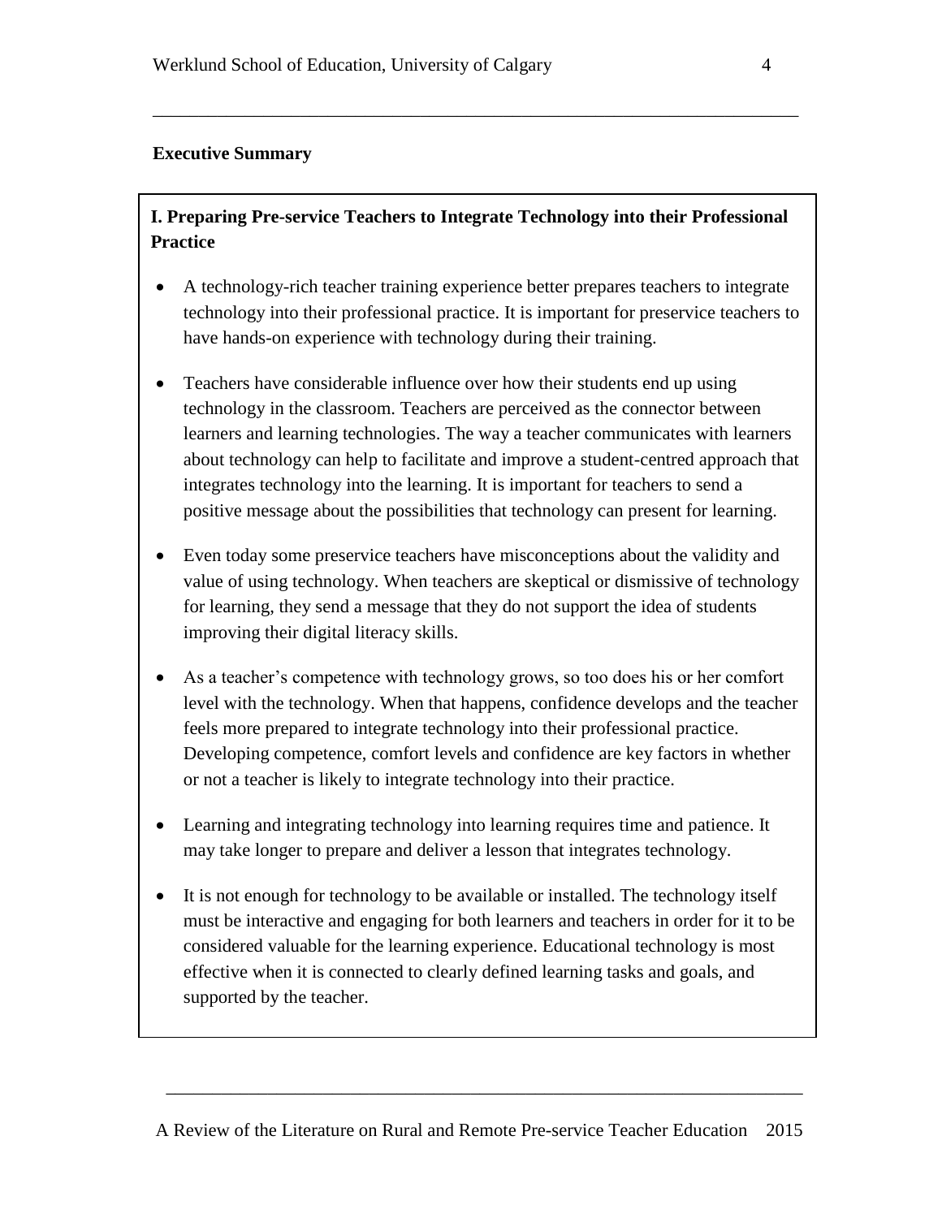## Executive Summary

### I. Preparing Pre-service Teachers to Integrate Technology into their Professional Practice

- A technology-rich teacher training experience better prepares teachers to integrate technology into their professional practice. It is important for preservice teachers to have hands-on experience with technology during their training.
- Teachers have considerable influence over how their students end up using technology in the classroom. Teachers are perceived as the connector between learners and learning technologies. The way a teacher communicates with learners about technology can help to facilitate and improve a student-centred approach that integrates technology into the learning. It is important for teachers to send a positive message about the possibilities that technology can present for learning.
- Even today some preservice teachers have misconceptions about the validity and value of using technology. When teachers are skeptical or dismissive of technology for learning, they send a message that they do not support the idea of students improving their digital literacy skills.
- As a teacher's competence with technology grows, so too does his or her comfort level with the technology. When that happens, confidence develops and the teacher feels more prepared to integrate technology into their professional practice. Developing competence, comfort levels and confidence are key factors in whether or not a teacher is likely to integrate technology into their practice.
- Learning and integrating technology into learning requires time and patience. It may take longer to prepare and deliver a lesson that integrates technology.
- It is not enough for technology to be available or installed. The technology itself must be interactive and engaging for both learners and teachers in order for it to be considered valuable for the learning experience. Educational technology is most effective when it is connected to clearly defined learning tasks and goals, and supported by the teacher.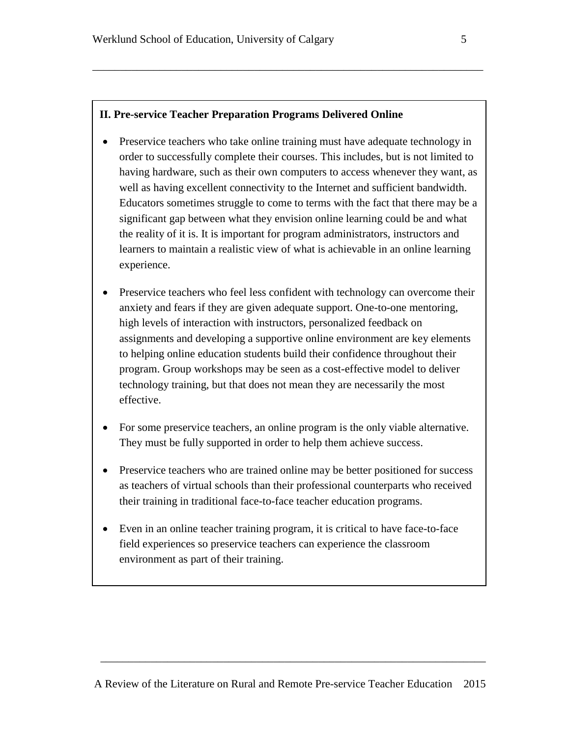**II. Pre-service Teacher Preparation Programs Delivered Online**

- Preservice teachers who take online training must have adequate technology in order to successfully complete their courses. This includes, but is not limited to having hardware, such as their own computers to access whenever they want, as well as having excellent connectivity to the Internet and sufficient bandwidth. Educators sometimes struggle to come to terms with the fact that there may be a significant gap between what they envision online learning could be and what the reality of it is. It is important for program administrators, instructors and learners to maintain a realistic view of what is achievable in an online learning experience.
- Preservice teachers who feel less confident with technology can overcome their anxiety and fears if they are given adequate support. One-to-one mentoring, high levels of interaction with instructors, personalized feedback on assignments and developing a supportive online environment are key elements to helping online education students build their confidence throughout their program. Group workshops may be seen as a cost-effective model to deliver technology training, but that does not mean they are necessarily the most effective.
- For some preservice teachers, an online program is the only viable alternative. They must be fully supported in order to help them achieve success.
- Preservice teachers who are trained online may be better positioned for success as teachers of virtual schools than their professional counterparts who received their training in traditional face-to-face teacher education programs.
- Even in an online teacher training program, it is critical to have face-to-face field experiences so preservice teachers can experience the classroom environment as part of their training.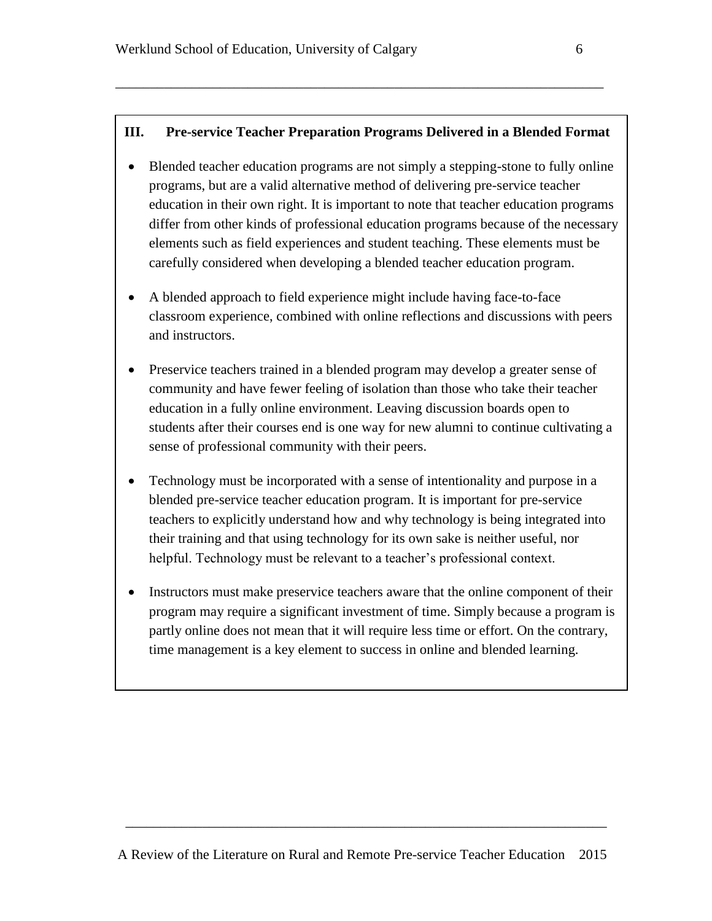## III. Pre-service Teacher Preparation Programs Delivered in a Blended Format

- Blended teacher education programs are not simply a stepping-stone to fully online programs, but are a valid alternative method of delivering pre-service teacher education in their own right. It is important to note that teacher education programs differ from other kinds of professional education programs because of the necessary elements such as field experiences and student teaching. These elements must be carefully considered when developing a blended teacher education program.

- A blended approach to field experience might include having face-to-face classroom experience, combined with online reflections and discussions with peers and instructors.

- Preservice teachers trained in a blended program may develop a greater sense of community and have fewer feeling of isolation than those who take their teacher education in a fully online environment. Leaving discussion boards open to students after their courses end is one way for new alumni to continue cultivating a sense of professional community with their peers.

- Technology must be incorporated with a sense of intentionality and purpose in a blended pre-service teacher education program. It is important for pre-service teachers to explicitly understand how and why technology is being integrated into their training and that using technology for its own sake is neither useful, nor helpful. Technology must be relevant to a teacher's professional context.

- Instructors must make preservice teachers aware that the online component of their program may require a significant investment of time. Simply because a program is partly online does not mean that it will require less time or effort. On the contrary, time management is a key element to success in online and blended learning.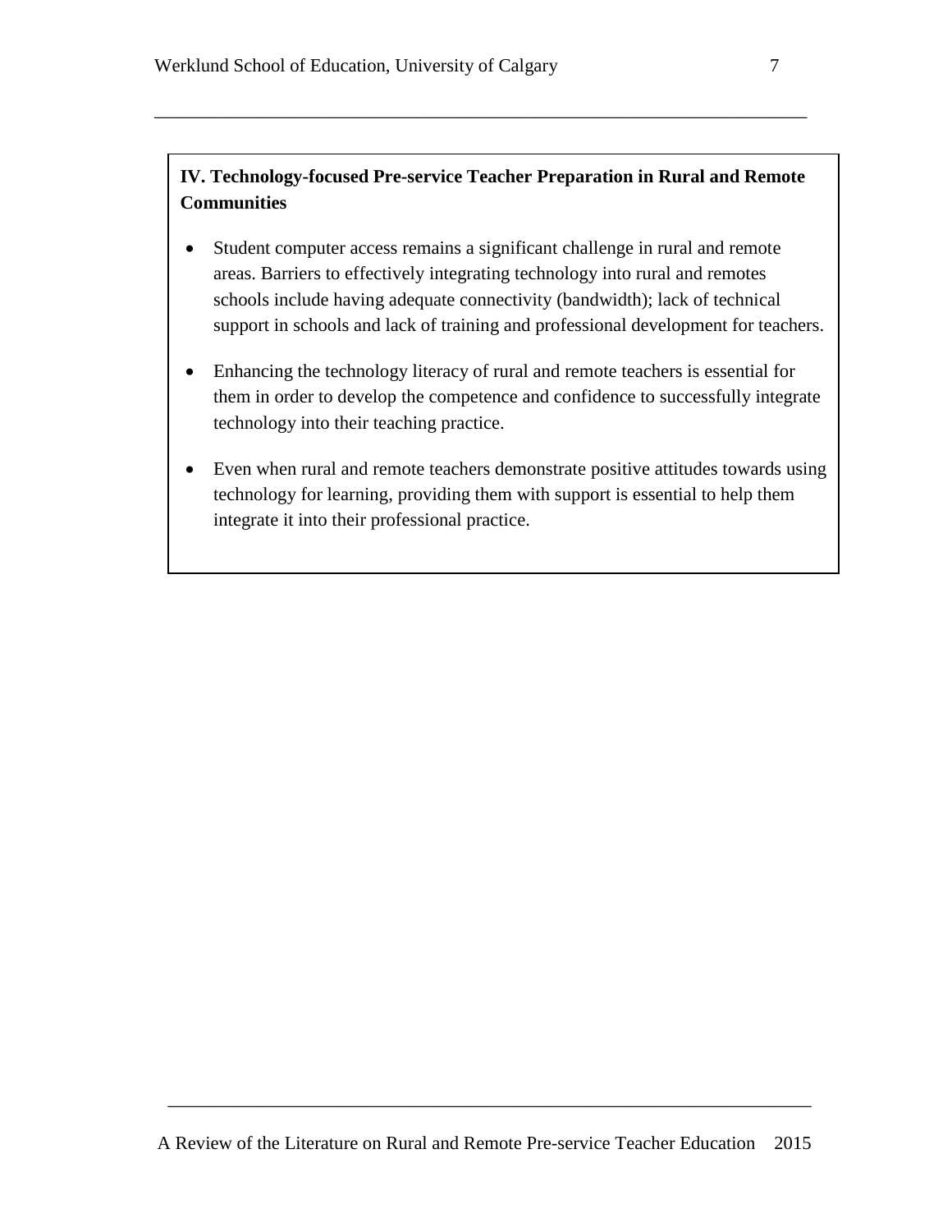**IV. Technology-focused Pre-service Teacher Preparation in Rural and Remote Communities**

- Student computer access remains a significant challenge in rural and remote areas. Barriers to effectively integrating technology into rural and remotes schools include having adequate connectivity (bandwidth); lack of technical support in schools and lack of training and professional development for teachers.
- Enhancing the technology literacy of rural and remote teachers is essential for them in order to develop the competence and confidence to successfully integrate technology into their teaching practice.
- Even when rural and remote teachers demonstrate positive attitudes towards using technology for learning, providing them with support is essential to help them integrate it into their professional practice.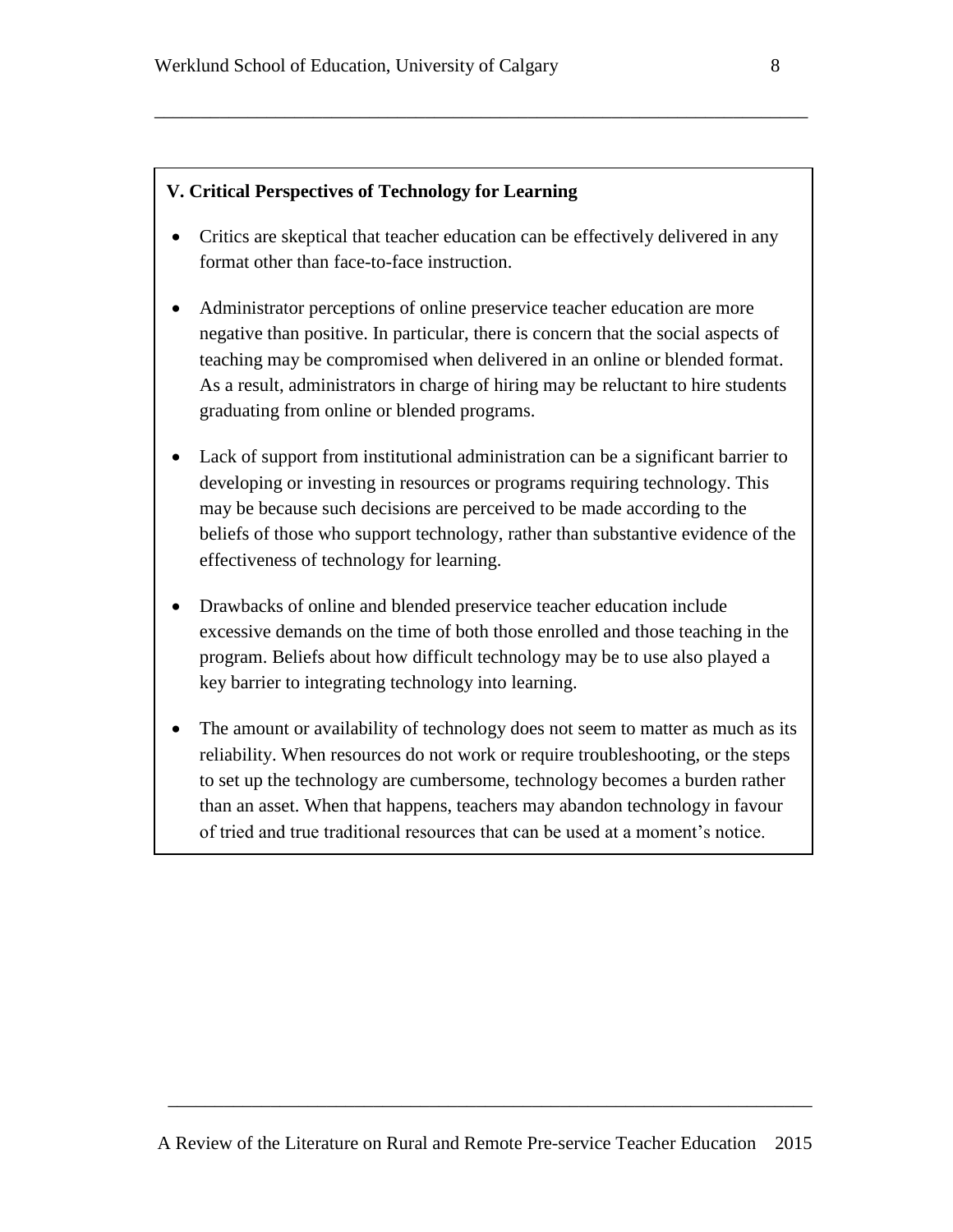**V. Critical Perspectives of Technology for Learning**

- Critics are skeptical that teacher education can be effectively delivered in any format other than face-to-face instruction.
- Administrator perceptions of online preservice teacher education are more negative than positive. In particular, there is concern that the social aspects of teaching may be compromised when delivered in an online or blended format. As a result, administrators in charge of hiring may be reluctant to hire students graduating from online or blended programs.
- Lack of support from institutional administration can be a significant barrier to developing or investing in resources or programs requiring technology. This may be because such decisions are perceived to be made according to the beliefs of those who support technology, rather than substantive evidence of the effectiveness of technology for learning.
- Drawbacks of online and blended preservice teacher education include excessive demands on the time of both those enrolled and those teaching in the program. Beliefs about how difficult technology may be to use also played a key barrier to integrating technology into learning.
- The amount or availability of technology does not seem to matter as much as its reliability. When resources do not work or require troubleshooting, or the steps to set up the technology are cumbersome, technology becomes a burden rather than an asset. When that happens, teachers may abandon technology in favour of tried and true traditional resources that can be used at a moment's notice.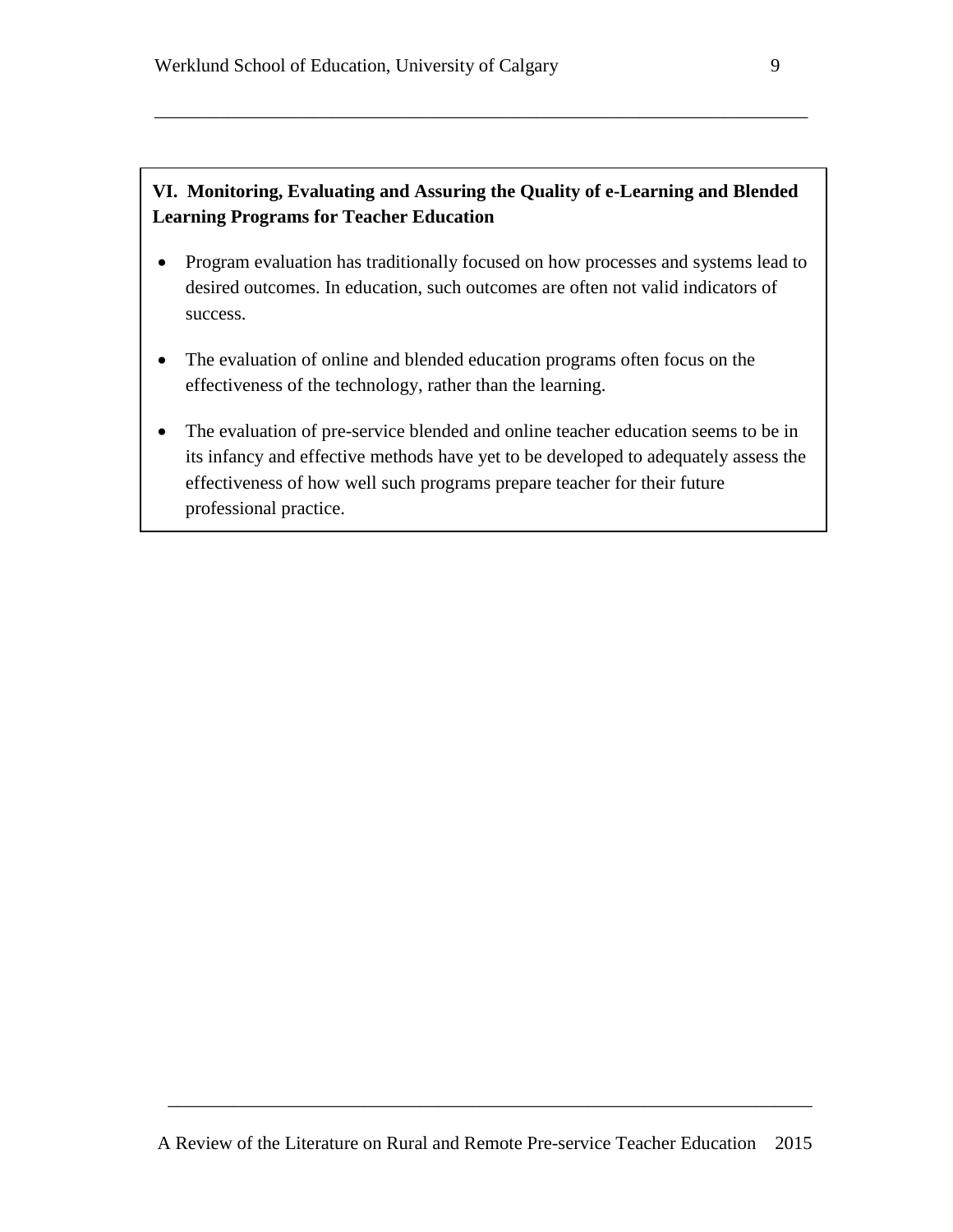**VI. Monitoring, Evaluating and Assuring the Quality of e-Learning and Blended Learning Programs for Teacher Education**

- Program evaluation has traditionally focused on how processes and systems lead to desired outcomes. In education, such outcomes are often not valid indicators of success.
- The evaluation of online and blended education programs often focus on the effectiveness of the technology, rather than the learning.
- The evaluation of pre-service blended and online teacher education seems to be in its infancy and effective methods have yet to be developed to adequately assess the effectiveness of how well such programs prepare teacher for their future professional practice.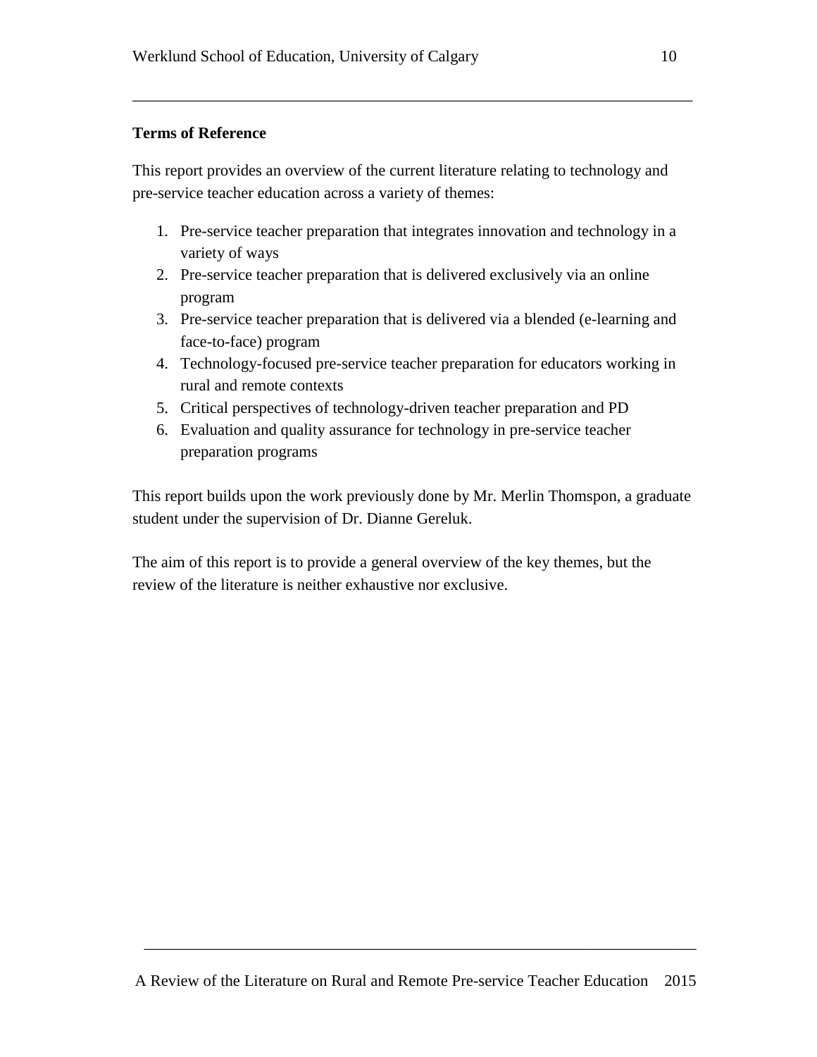## Terms of Reference

This report provides an overview of the current literature relating to technology and pre-service teacher education across a variety of themes:

1. Pre-service teacher preparation that integrates innovation and technology in a variety of ways
2. Pre-service teacher preparation that is delivered exclusively via an online program
3. Pre-service teacher preparation that is delivered via a blended (e-learning and face-to-face) program
4. Technology-focused pre-service teacher preparation for educators working in rural and remote contexts
5. Critical perspectives of technology-driven teacher preparation and PD
6. Evaluation and quality assurance for technology in pre-service teacher preparation programs

This report builds upon the work previously done by Mr. Merlin Thomspon, a graduate student under the supervision of Dr. Dianne Gereluk.

The aim of this report is to provide a general overview of the key themes, but the review of the literature is neither exhaustive nor exclusive.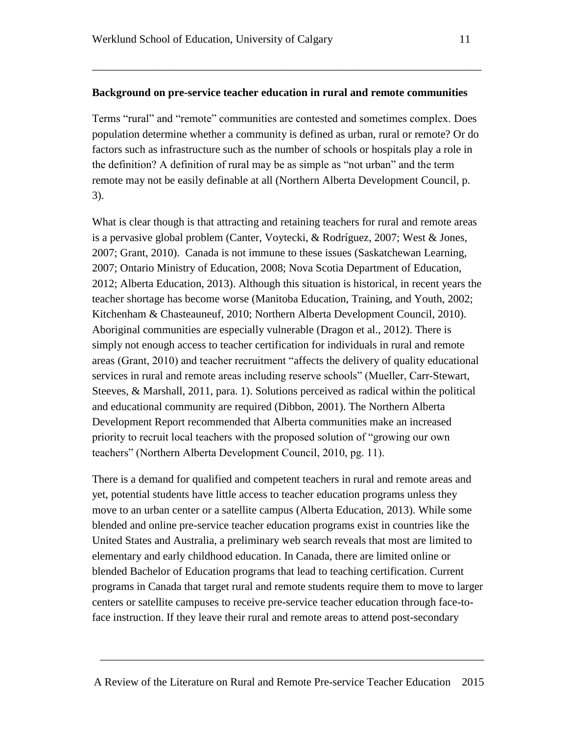**Background on pre-service teacher education in rural and remote communities**

Terms "rural" and "remote" communities are contested and sometimes complex. Does population determine whether a community is defined as urban, rural or remote? Or do factors such as infrastructure such as the number of schools or hospitals play a role in the definition? A definition of rural may be as simple as "not urban" and the term remote may not be easily definable at all (Northern Alberta Development Council, p. 3).

What is clear though is that attracting and retaining teachers for rural and remote areas is a pervasive global problem (Canter, Voytecki, & Rodríguez, 2007; West & Jones, 2007; Grant, 2010). Canada is not immune to these issues (Saskatchewan Learning, 2007; Ontario Ministry of Education, 2008; Nova Scotia Department of Education, 2012; Alberta Education, 2013). Although this situation is historical, in recent years the teacher shortage has become worse (Manitoba Education, Training, and Youth, 2002; Kitchenham & Chasteauneuf, 2010; Northern Alberta Development Council, 2010). Aboriginal communities are especially vulnerable (Dragon et al., 2012). There is simply not enough access to teacher certification for individuals in rural and remote areas (Grant, 2010) and teacher recruitment "affects the delivery of quality educational services in rural and remote areas including reserve schools" (Mueller, Carr-Stewart, Steeves, & Marshall, 2011, para. 1). Solutions perceived as radical within the political and educational community are required (Dibbon, 2001). The Northern Alberta Development Report recommended that Alberta communities make an increased priority to recruit local teachers with the proposed solution of "growing our own teachers" (Northern Alberta Development Council, 2010, pg. 11).

There is a demand for qualified and competent teachers in rural and remote areas and yet, potential students have little access to teacher education programs unless they move to an urban center or a satellite campus (Alberta Education, 2013). While some blended and online pre-service teacher education programs exist in countries like the United States and Australia, a preliminary web search reveals that most are limited to elementary and early childhood education. In Canada, there are limited online or blended Bachelor of Education programs that lead to teaching certification. Current programs in Canada that target rural and remote students require them to move to larger centers or satellite campuses to receive pre-service teacher education through face-to-face instruction. If they leave their rural and remote areas to attend post-secondary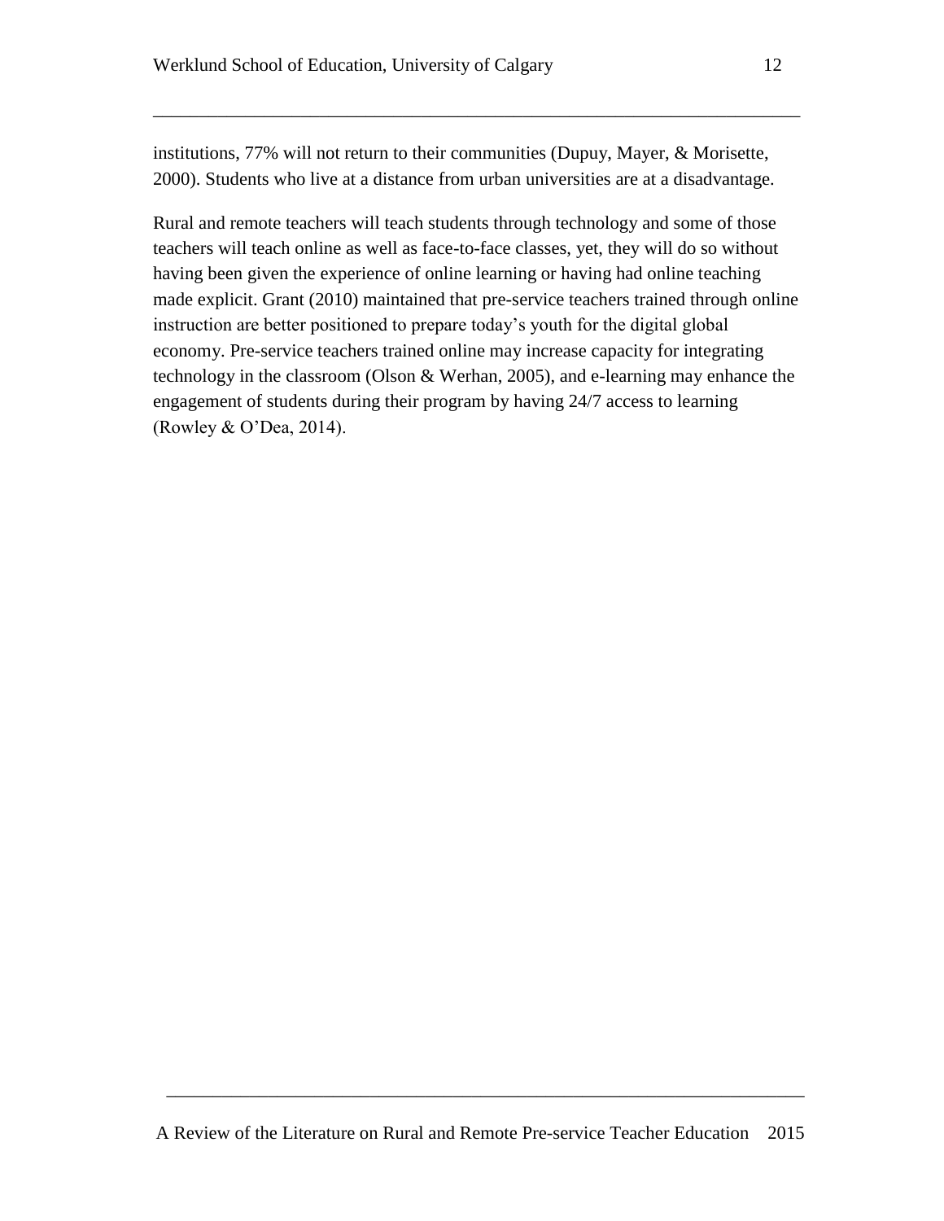institutions, 77% will not return to their communities (Dupuy, Mayer, & Morisette, 2000). Students who live at a distance from urban universities are at a disadvantage.

Rural and remote teachers will teach students through technology and some of those teachers will teach online as well as face-to-face classes, yet, they will do so without having been given the experience of online learning or having had online teaching made explicit. Grant (2010) maintained that pre-service teachers trained through online instruction are better positioned to prepare today's youth for the digital global economy. Pre-service teachers trained online may increase capacity for integrating technology in the classroom (Olson & Werhan, 2005), and e-learning may enhance the engagement of students during their program by having 24/7 access to learning (Rowley & O'Dea, 2014).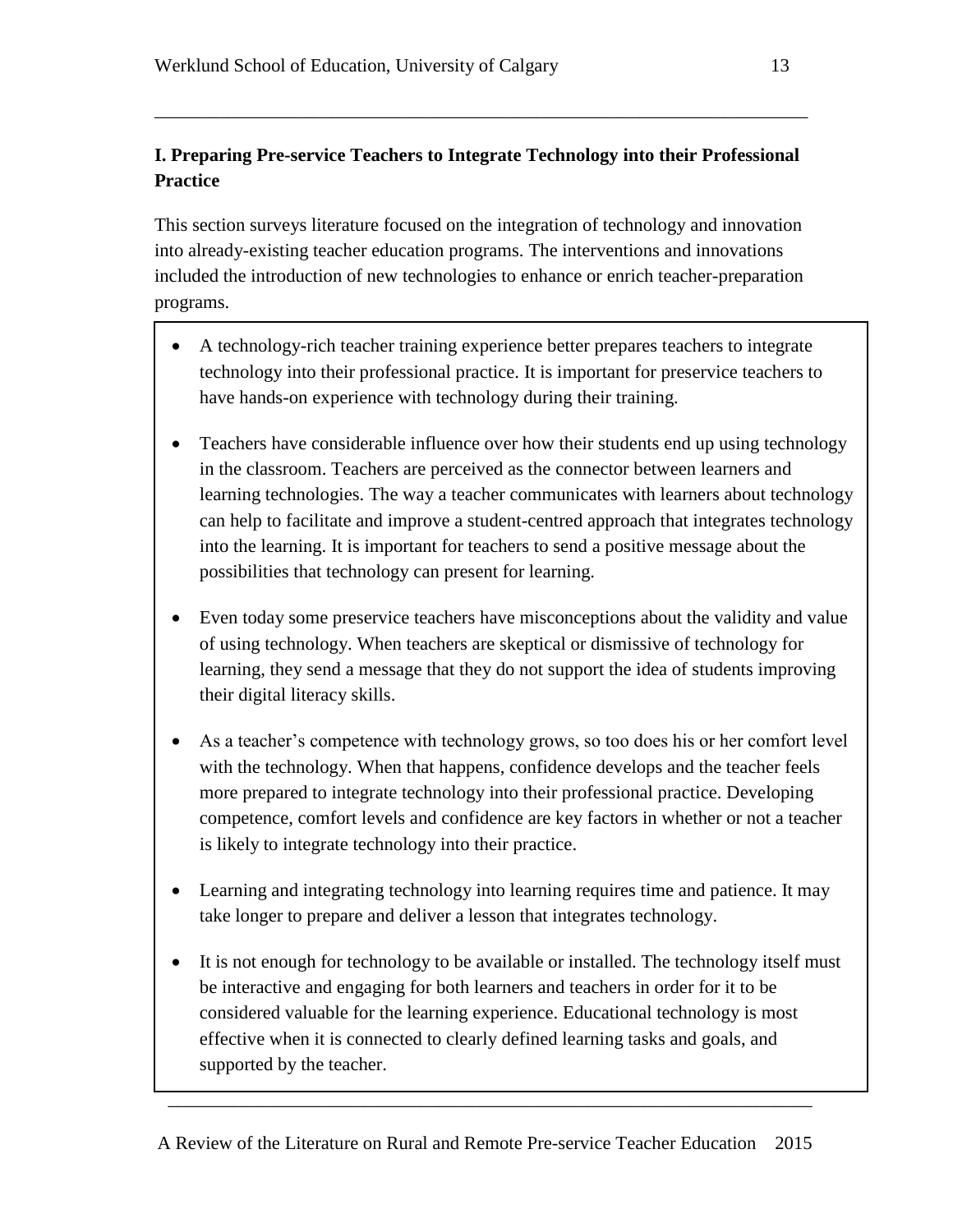## I. Preparing Pre-service Teachers to Integrate Technology into their Professional Practice

This section surveys literature focused on the integration of technology and innovation into already-existing teacher education programs. The interventions and innovations included the introduction of new technologies to enhance or enrich teacher-preparation programs.

- A technology-rich teacher training experience better prepares teachers to integrate technology into their professional practice. It is important for preservice teachers to have hands-on experience with technology during their training.
- Teachers have considerable influence over how their students end up using technology in the classroom. Teachers are perceived as the connector between learners and learning technologies. The way a teacher communicates with learners about technology can help to facilitate and improve a student-centred approach that integrates technology into the learning. It is important for teachers to send a positive message about the possibilities that technology can present for learning.
- Even today some preservice teachers have misconceptions about the validity and value of using technology. When teachers are skeptical or dismissive of technology for learning, they send a message that they do not support the idea of students improving their digital literacy skills.
- As a teacher's competence with technology grows, so too does his or her comfort level with the technology. When that happens, confidence develops and the teacher feels more prepared to integrate technology into their professional practice. Developing competence, comfort levels and confidence are key factors in whether or not a teacher is likely to integrate technology into their practice.
- Learning and integrating technology into learning requires time and patience. It may take longer to prepare and deliver a lesson that integrates technology.
- It is not enough for technology to be available or installed. The technology itself must be interactive and engaging for both learners and teachers in order for it to be considered valuable for the learning experience. Educational technology is most effective when it is connected to clearly defined learning tasks and goals, and supported by the teacher.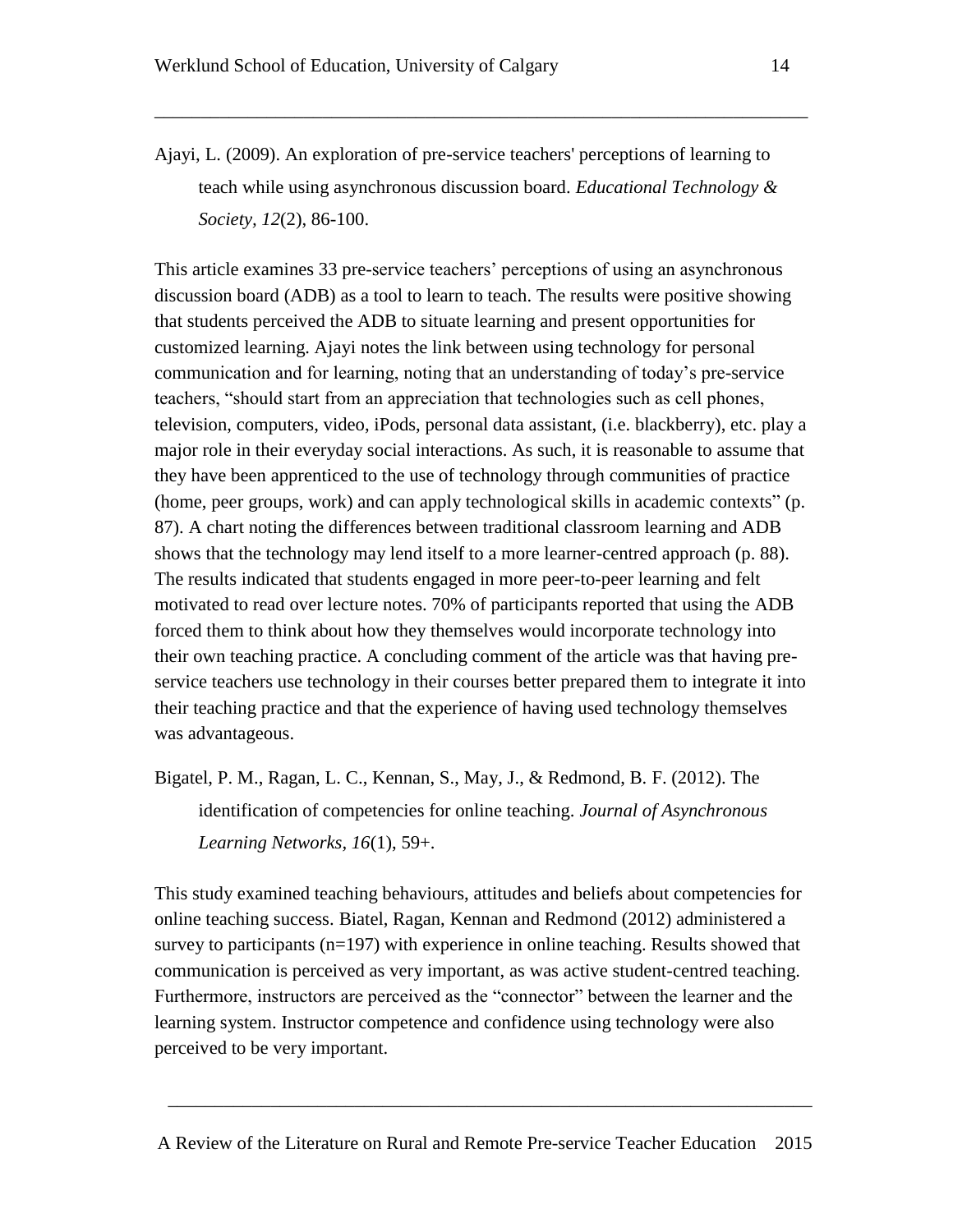Ajayi, L. (2009). An exploration of pre-service teachers' perceptions of learning to teach while using asynchronous discussion board. *Educational Technology & Society*, *12*(2), 86-100.

This article examines 33 pre-service teachers' perceptions of using an asynchronous discussion board (ADB) as a tool to learn to teach. The results were positive showing that students perceived the ADB to situate learning and present opportunities for customized learning. Ajayi notes the link between using technology for personal communication and for learning, noting that an understanding of today's pre-service teachers, "should start from an appreciation that technologies such as cell phones, television, computers, video, iPods, personal data assistant, (i.e. blackberry), etc. play a major role in their everyday social interactions. As such, it is reasonable to assume that they have been apprenticed to the use of technology through communities of practice (home, peer groups, work) and can apply technological skills in academic contexts" (p. 87). A chart noting the differences between traditional classroom learning and ADB shows that the technology may lend itself to a more learner-centred approach (p. 88). The results indicated that students engaged in more peer-to-peer learning and felt motivated to read over lecture notes. 70% of participants reported that using the ADB forced them to think about how they themselves would incorporate technology into their own teaching practice. A concluding comment of the article was that having pre-service teachers use technology in their courses better prepared them to integrate it into their teaching practice and that the experience of having used technology themselves was advantageous.

Bigatel, P. M., Ragan, L. C., Kennan, S., May, J., & Redmond, B. F. (2012). The identification of competencies for online teaching. *Journal of Asynchronous Learning Networks, 16*(1), 59+.

This study examined teaching behaviours, attitudes and beliefs about competencies for online teaching success. Biatel, Ragan, Kennan and Redmond (2012) administered a survey to participants (n=197) with experience in online teaching. Results showed that communication is perceived as very important, as was active student-centred teaching. Furthermore, instructors are perceived as the "connector" between the learner and the learning system. Instructor competence and confidence using technology were also perceived to be very important.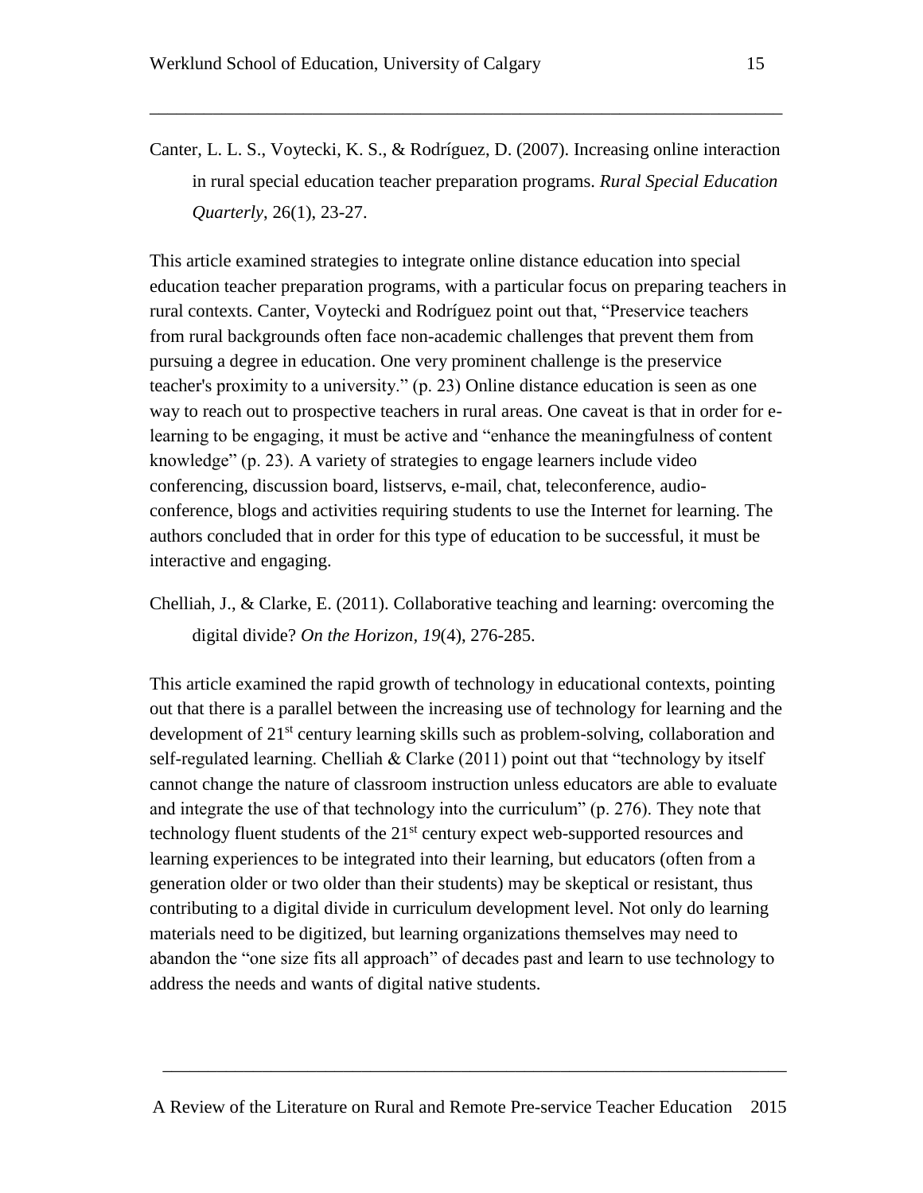Canter, L. L. S., Voytecki, K. S., & Rodríguez, D. (2007). Increasing online interaction in rural special education teacher preparation programs. *Rural Special Education Quarterly*, 26(1), 23-27.

This article examined strategies to integrate online distance education into special education teacher preparation programs, with a particular focus on preparing teachers in rural contexts. Canter, Voytecki and Rodríguez point out that, "Preservice teachers from rural backgrounds often face non-academic challenges that prevent them from pursuing a degree in education. One very prominent challenge is the preservice teacher's proximity to a university." (p. 23) Online distance education is seen as one way to reach out to prospective teachers in rural areas. One caveat is that in order for e-learning to be engaging, it must be active and "enhance the meaningfulness of content knowledge" (p. 23). A variety of strategies to engage learners include video conferencing, discussion board, listservs, e-mail, chat, teleconference, audio-conference, blogs and activities requiring students to use the Internet for learning. The authors concluded that in order for this type of education to be successful, it must be interactive and engaging.

Chelliah, J., & Clarke, E. (2011). Collaborative teaching and learning: overcoming the digital divide? *On the Horizon*, *19*(4), 276-285.

This article examined the rapid growth of technology in educational contexts, pointing out that there is a parallel between the increasing use of technology for learning and the development of 21st century learning skills such as problem-solving, collaboration and self-regulated learning. Chelliah & Clarke (2011) point out that "technology by itself cannot change the nature of classroom instruction unless educators are able to evaluate and integrate the use of that technology into the curriculum" (p. 276). They note that technology fluent students of the 21st century expect web-supported resources and learning experiences to be integrated into their learning, but educators (often from a generation older or two older than their students) may be skeptical or resistant, thus contributing to a digital divide in curriculum development level. Not only do learning materials need to be digitized, but learning organizations themselves may need to abandon the "one size fits all approach" of decades past and learn to use technology to address the needs and wants of digital native students.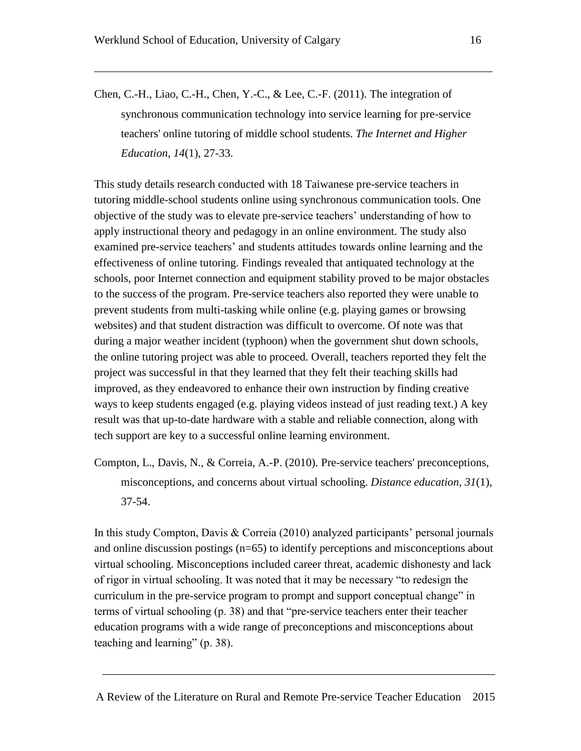Chen, C.-H., Liao, C.-H., Chen, Y.-C., & Lee, C.-F. (2011). The integration of synchronous communication technology into service learning for pre-service teachers' online tutoring of middle school students. *The Internet and Higher Education, 14*(1), 27-33.

This study details research conducted with 18 Taiwanese pre-service teachers in tutoring middle-school students online using synchronous communication tools. One objective of the study was to elevate pre-service teachers' understanding of how to apply instructional theory and pedagogy in an online environment. The study also examined pre-service teachers' and students attitudes towards online learning and the effectiveness of online tutoring. Findings revealed that antiquated technology at the schools, poor Internet connection and equipment stability proved to be major obstacles to the success of the program. Pre-service teachers also reported they were unable to prevent students from multi-tasking while online (e.g. playing games or browsing websites) and that student distraction was difficult to overcome. Of note was that during a major weather incident (typhoon) when the government shut down schools, the online tutoring project was able to proceed. Overall, teachers reported they felt the project was successful in that they learned that they felt their teaching skills had improved, as they endeavored to enhance their own instruction by finding creative ways to keep students engaged (e.g. playing videos instead of just reading text.) A key result was that up-to-date hardware with a stable and reliable connection, along with tech support are key to a successful online learning environment.

Compton, L., Davis, N., & Correia, A.-P. (2010). Pre-service teachers' preconceptions, misconceptions, and concerns about virtual schooling. *Distance education, 31*(1), 37-54.

In this study Compton, Davis & Correia (2010) analyzed participants' personal journals and online discussion postings (n=65) to identify perceptions and misconceptions about virtual schooling. Misconceptions included career threat, academic dishonesty and lack of rigor in virtual schooling. It was noted that it may be necessary "to redesign the curriculum in the pre-service program to prompt and support conceptual change" in terms of virtual schooling (p. 38) and that "pre-service teachers enter their teacher education programs with a wide range of preconceptions and misconceptions about teaching and learning" (p. 38).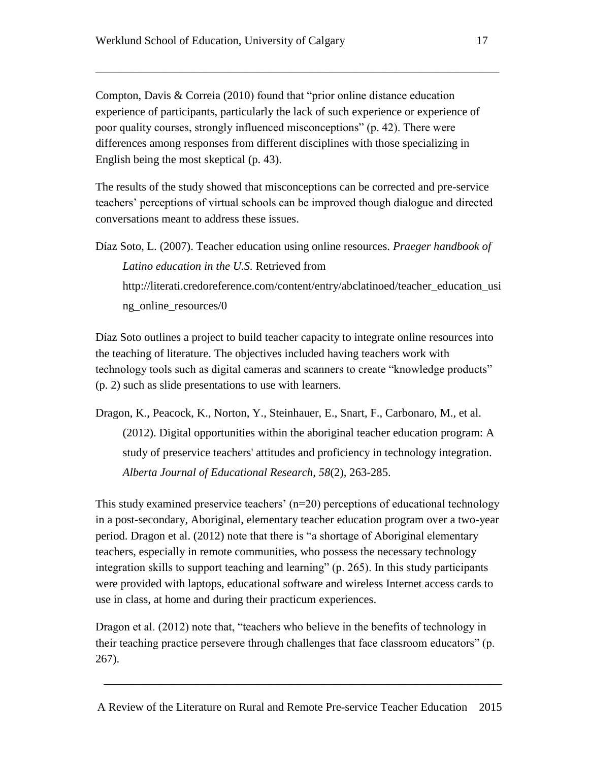Compton, Davis & Correia (2010) found that "prior online distance education experience of participants, particularly the lack of such experience or experience of poor quality courses, strongly influenced misconceptions" (p. 42). There were differences among responses from different disciplines with those specializing in English being the most skeptical (p. 43).

The results of the study showed that misconceptions can be corrected and pre-service teachers' perceptions of virtual schools can be improved though dialogue and directed conversations meant to address these issues.

Díaz Soto, L. (2007). Teacher education using online resources. *Praeger handbook of Latino education in the U.S.* Retrieved from http://literati.credoreference.com/content/entry/abclatinoed/teacher_education_using_online_resources/0

Díaz Soto outlines a project to build teacher capacity to integrate online resources into the teaching of literature. The objectives included having teachers work with technology tools such as digital cameras and scanners to create "knowledge products" (p. 2) such as slide presentations to use with learners.

Dragon, K., Peacock, K., Norton, Y., Steinhauer, E., Snart, F., Carbonaro, M., et al. (2012). Digital opportunities within the aboriginal teacher education program: A study of preservice teachers' attitudes and proficiency in technology integration. *Alberta Journal of Educational Research, 58*(2), 263-285.

This study examined preservice teachers' (n=20) perceptions of educational technology in a post-secondary, Aboriginal, elementary teacher education program over a two-year period. Dragon et al. (2012) note that there is "a shortage of Aboriginal elementary teachers, especially in remote communities, who possess the necessary technology integration skills to support teaching and learning" (p. 265). In this study participants were provided with laptops, educational software and wireless Internet access cards to use in class, at home and during their practicum experiences.

Dragon et al. (2012) note that, "teachers who believe in the benefits of technology in their teaching practice persevere through challenges that face classroom educators" (p. 267).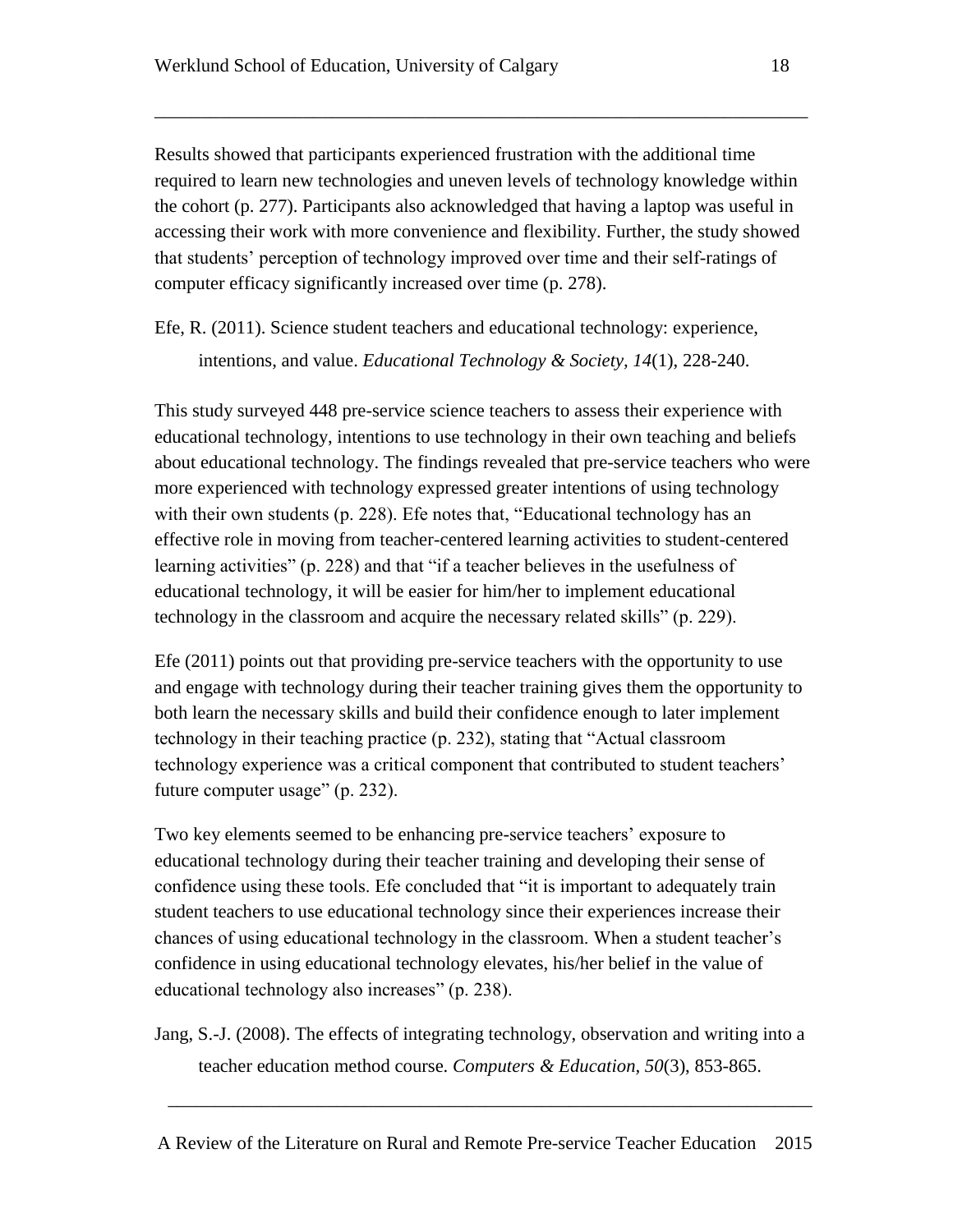Results showed that participants experienced frustration with the additional time required to learn new technologies and uneven levels of technology knowledge within the cohort (p. 277). Participants also acknowledged that having a laptop was useful in accessing their work with more convenience and flexibility. Further, the study showed that students' perception of technology improved over time and their self-ratings of computer efficacy significantly increased over time (p. 278).

Efe, R. (2011). Science student teachers and educational technology: experience, intentions, and value. *Educational Technology & Society, 14*(1), 228-240.

This study surveyed 448 pre-service science teachers to assess their experience with educational technology, intentions to use technology in their own teaching and beliefs about educational technology. The findings revealed that pre-service teachers who were more experienced with technology expressed greater intentions of using technology with their own students (p. 228). Efe notes that, "Educational technology has an effective role in moving from teacher-centered learning activities to student-centered learning activities" (p. 228) and that "if a teacher believes in the usefulness of educational technology, it will be easier for him/her to implement educational technology in the classroom and acquire the necessary related skills" (p. 229).

Efe (2011) points out that providing pre-service teachers with the opportunity to use and engage with technology during their teacher training gives them the opportunity to both learn the necessary skills and build their confidence enough to later implement technology in their teaching practice (p. 232), stating that "Actual classroom technology experience was a critical component that contributed to student teachers' future computer usage" (p. 232).

Two key elements seemed to be enhancing pre-service teachers' exposure to educational technology during their teacher training and developing their sense of confidence using these tools. Efe concluded that "it is important to adequately train student teachers to use educational technology since their experiences increase their chances of using educational technology in the classroom. When a student teacher's confidence in using educational technology elevates, his/her belief in the value of educational technology also increases" (p. 238).

Jang, S.-J. (2008). The effects of integrating technology, observation and writing into a teacher education method course. *Computers & Education, 50*(3), 853-865.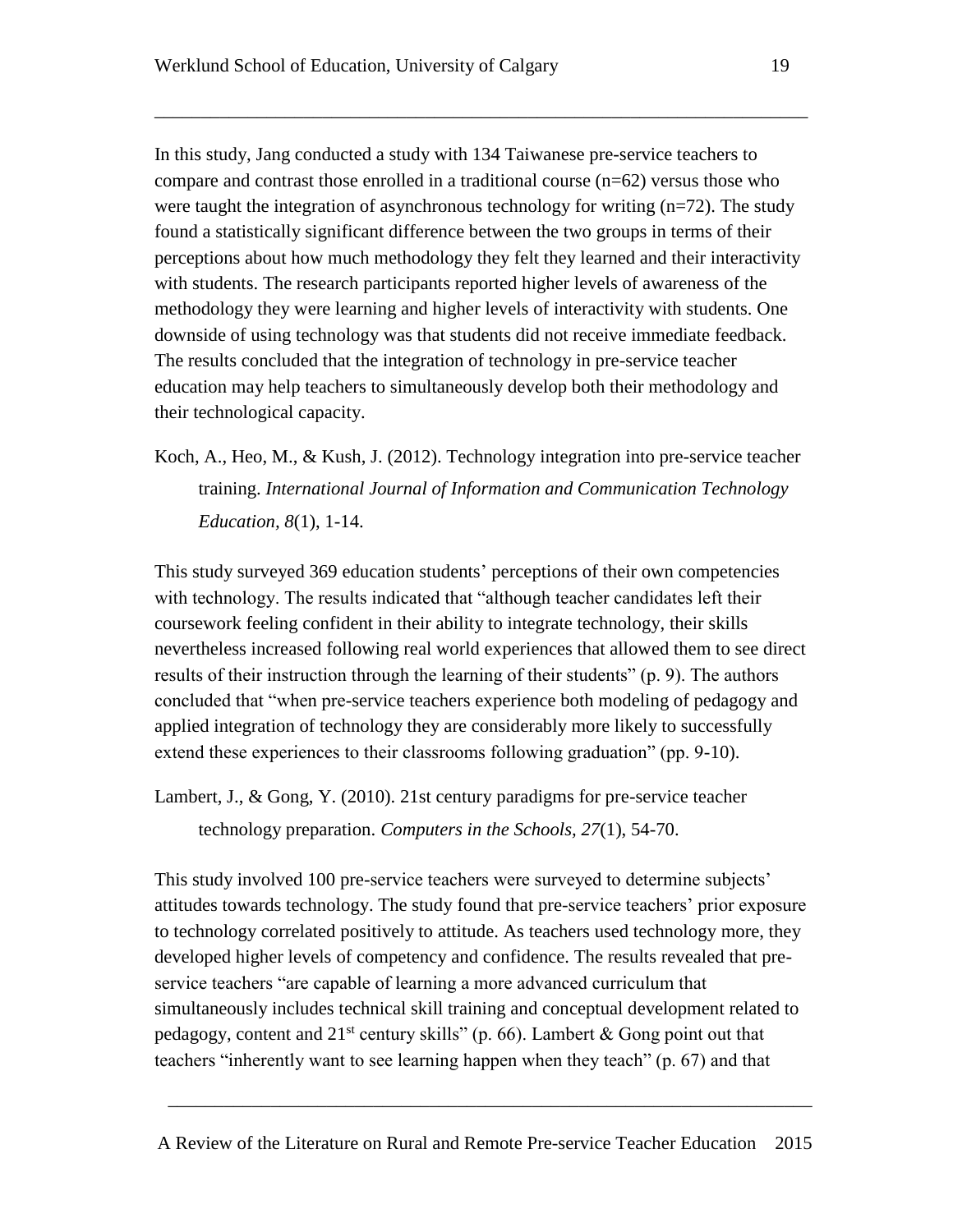In this study, Jang conducted a study with 134 Taiwanese pre-service teachers to compare and contrast those enrolled in a traditional course (n=62) versus those who were taught the integration of asynchronous technology for writing (n=72). The study found a statistically significant difference between the two groups in terms of their perceptions about how much methodology they felt they learned and their interactivity with students. The research participants reported higher levels of awareness of the methodology they were learning and higher levels of interactivity with students. One downside of using technology was that students did not receive immediate feedback. The results concluded that the integration of technology in pre-service teacher education may help teachers to simultaneously develop both their methodology and their technological capacity.

Koch, A., Heo, M., & Kush, J. (2012). Technology integration into pre-service teacher training. *International Journal of Information and Communication Technology Education, 8*(1), 1-14.

This study surveyed 369 education students' perceptions of their own competencies with technology. The results indicated that "although teacher candidates left their coursework feeling confident in their ability to integrate technology, their skills nevertheless increased following real world experiences that allowed them to see direct results of their instruction through the learning of their students" (p. 9). The authors concluded that "when pre-service teachers experience both modeling of pedagogy and applied integration of technology they are considerably more likely to successfully extend these experiences to their classrooms following graduation" (pp. 9-10).

Lambert, J., & Gong, Y. (2010). 21st century paradigms for pre-service teacher technology preparation. *Computers in the Schools, 27*(1), 54-70.

This study involved 100 pre-service teachers were surveyed to determine subjects' attitudes towards technology. The study found that pre-service teachers' prior exposure to technology correlated positively to attitude. As teachers used technology more, they developed higher levels of competency and confidence. The results revealed that pre-service teachers "are capable of learning a more advanced curriculum that simultaneously includes technical skill training and conceptual development related to pedagogy, content and 21st century skills" (p. 66). Lambert & Gong point out that teachers "inherently want to see learning happen when they teach" (p. 67) and that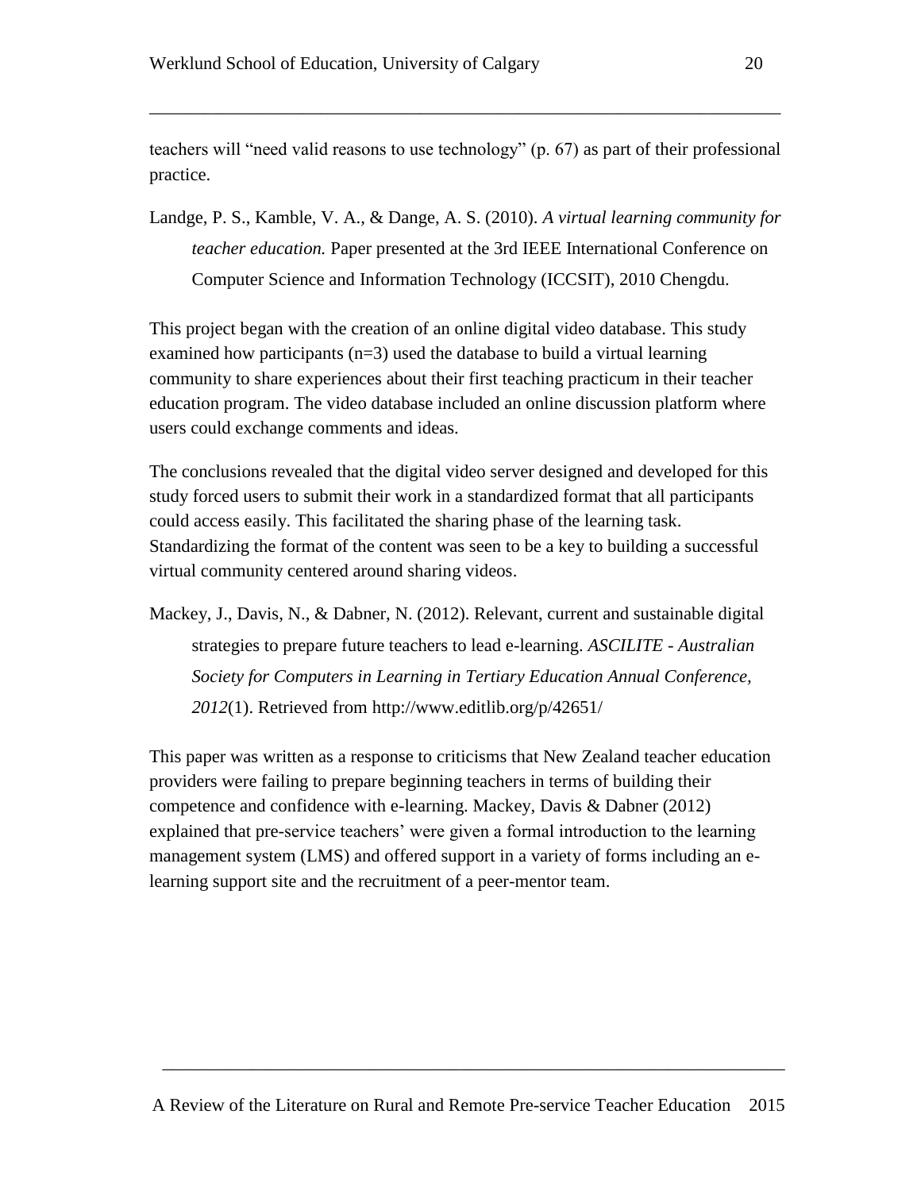teachers will "need valid reasons to use technology" (p. 67) as part of their professional practice.

Landge, P. S., Kamble, V. A., & Dange, A. S. (2010). *A virtual learning community for teacher education.* Paper presented at the 3rd IEEE International Conference on Computer Science and Information Technology (ICCSIT), 2010 Chengdu.

This project began with the creation of an online digital video database. This study examined how participants (n=3) used the database to build a virtual learning community to share experiences about their first teaching practicum in their teacher education program. The video database included an online discussion platform where users could exchange comments and ideas.

The conclusions revealed that the digital video server designed and developed for this study forced users to submit their work in a standardized format that all participants could access easily. This facilitated the sharing phase of the learning task. Standardizing the format of the content was seen to be a key to building a successful virtual community centered around sharing videos.

Mackey, J., Davis, N., & Dabner, N. (2012). Relevant, current and sustainable digital strategies to prepare future teachers to lead e-learning. *ASCILITE - Australian Society for Computers in Learning in Tertiary Education Annual Conference, 2012*(1). Retrieved from http://www.editlib.org/p/42651/

This paper was written as a response to criticisms that New Zealand teacher education providers were failing to prepare beginning teachers in terms of building their competence and confidence with e-learning. Mackey, Davis & Dabner (2012) explained that pre-service teachers' were given a formal introduction to the learning management system (LMS) and offered support in a variety of forms including an e-learning support site and the recruitment of a peer-mentor team.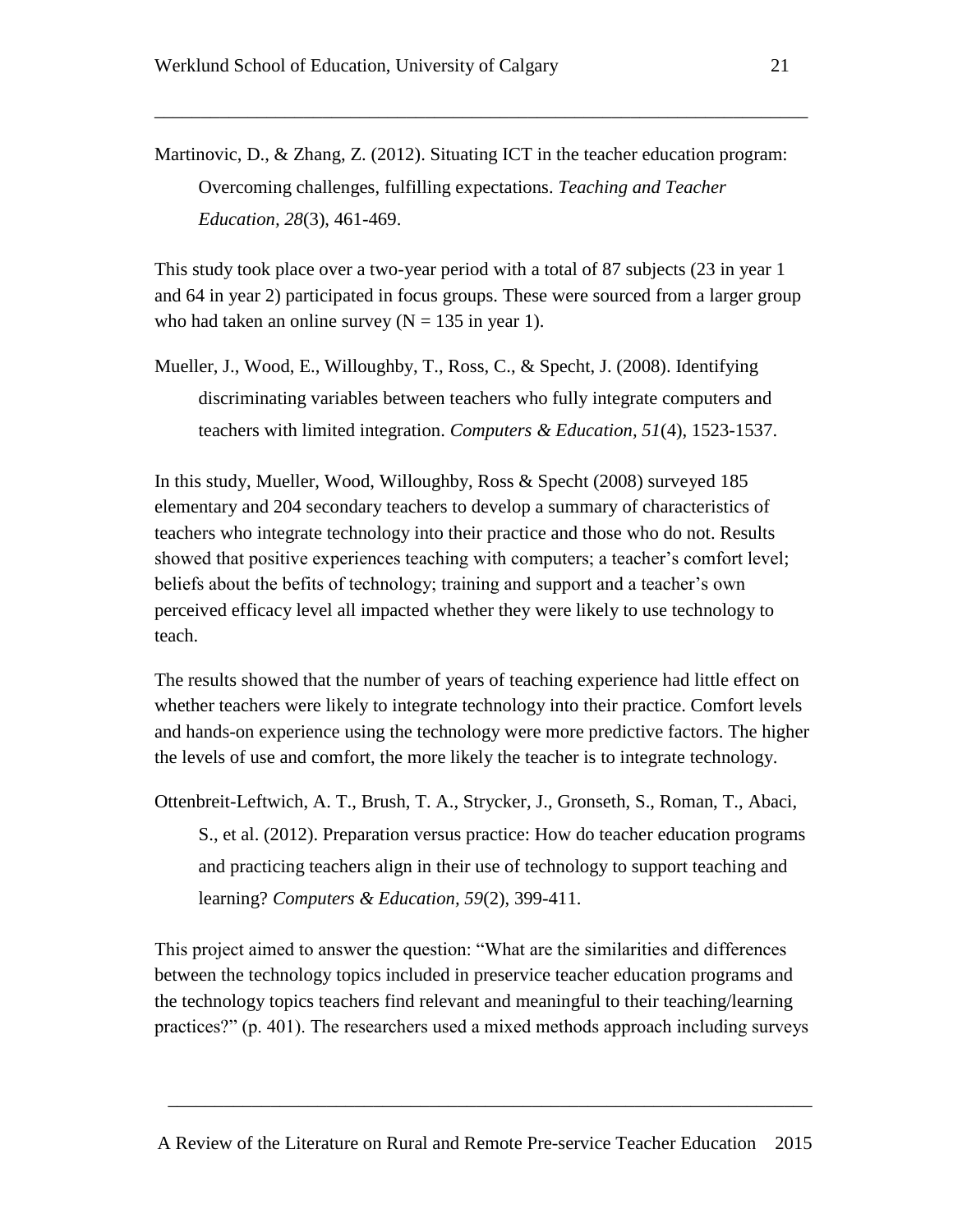Martinovic, D., & Zhang, Z. (2012). Situating ICT in the teacher education program: Overcoming challenges, fulfilling expectations. *Teaching and Teacher Education, 28*(3), 461-469.

This study took place over a two-year period with a total of 87 subjects (23 in year 1 and 64 in year 2) participated in focus groups. These were sourced from a larger group who had taken an online survey (N = 135 in year 1).

Mueller, J., Wood, E., Willoughby, T., Ross, C., & Specht, J. (2008). Identifying discriminating variables between teachers who fully integrate computers and teachers with limited integration. *Computers & Education, 51*(4), 1523-1537.

In this study, Mueller, Wood, Willoughby, Ross & Specht (2008) surveyed 185 elementary and 204 secondary teachers to develop a summary of characteristics of teachers who integrate technology into their practice and those who do not. Results showed that positive experiences teaching with computers; a teacher's comfort level; beliefs about the befits of technology; training and support and a teacher's own perceived efficacy level all impacted whether they were likely to use technology to teach.

The results showed that the number of years of teaching experience had little effect on whether teachers were likely to integrate technology into their practice. Comfort levels and hands-on experience using the technology were more predictive factors. The higher the levels of use and comfort, the more likely the teacher is to integrate technology.

Ottenbreit-Leftwich, A. T., Brush, T. A., Strycker, J., Gronseth, S., Roman, T., Abaci, S., et al. (2012). Preparation versus practice: How do teacher education programs and practicing teachers align in their use of technology to support teaching and learning? *Computers & Education, 59*(2), 399-411.

This project aimed to answer the question: "What are the similarities and differences between the technology topics included in preservice teacher education programs and the technology topics teachers find relevant and meaningful to their teaching/learning practices?" (p. 401). The researchers used a mixed methods approach including surveys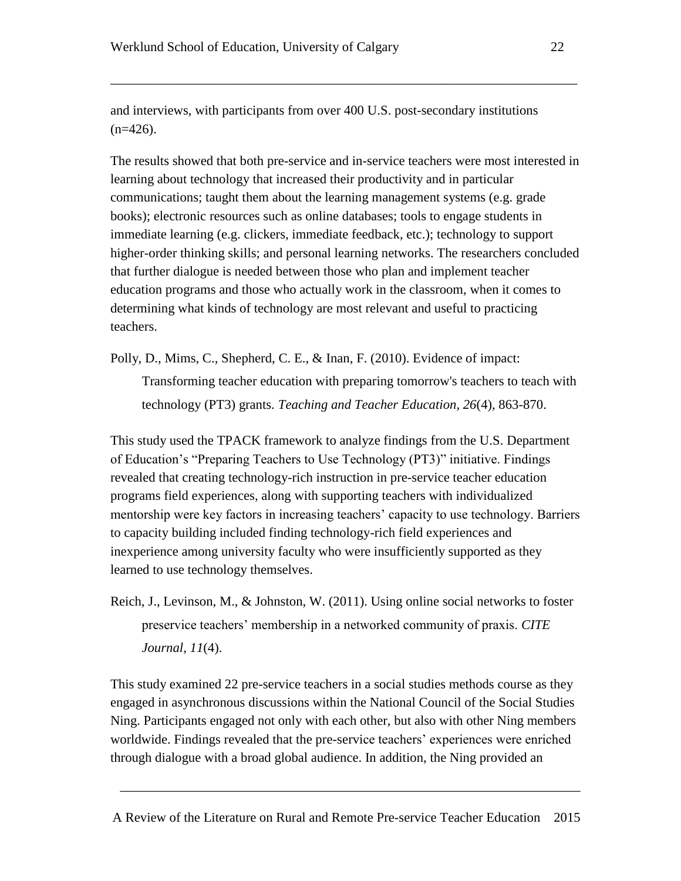and interviews, with participants from over 400 U.S. post-secondary institutions (n=426).

The results showed that both pre-service and in-service teachers were most interested in learning about technology that increased their productivity and in particular communications; taught them about the learning management systems (e.g. grade books); electronic resources such as online databases; tools to engage students in immediate learning (e.g. clickers, immediate feedback, etc.); technology to support higher-order thinking skills; and personal learning networks. The researchers concluded that further dialogue is needed between those who plan and implement teacher education programs and those who actually work in the classroom, when it comes to determining what kinds of technology are most relevant and useful to practicing teachers.

Polly, D., Mims, C., Shepherd, C. E., & Inan, F. (2010). Evidence of impact: Transforming teacher education with preparing tomorrow's teachers to teach with technology (PT3) grants. *Teaching and Teacher Education, 26*(4), 863-870.

This study used the TPACK framework to analyze findings from the U.S. Department of Education's "Preparing Teachers to Use Technology (PT3)" initiative. Findings revealed that creating technology-rich instruction in pre-service teacher education programs field experiences, along with supporting teachers with individualized mentorship were key factors in increasing teachers' capacity to use technology. Barriers to capacity building included finding technology-rich field experiences and inexperience among university faculty who were insufficiently supported as they learned to use technology themselves.

Reich, J., Levinson, M., & Johnston, W. (2011). Using online social networks to foster preservice teachers' membership in a networked community of praxis. *CITE Journal*, *11*(4).

This study examined 22 pre-service teachers in a social studies methods course as they engaged in asynchronous discussions within the National Council of the Social Studies Ning. Participants engaged not only with each other, but also with other Ning members worldwide. Findings revealed that the pre-service teachers' experiences were enriched through dialogue with a broad global audience. In addition, the Ning provided an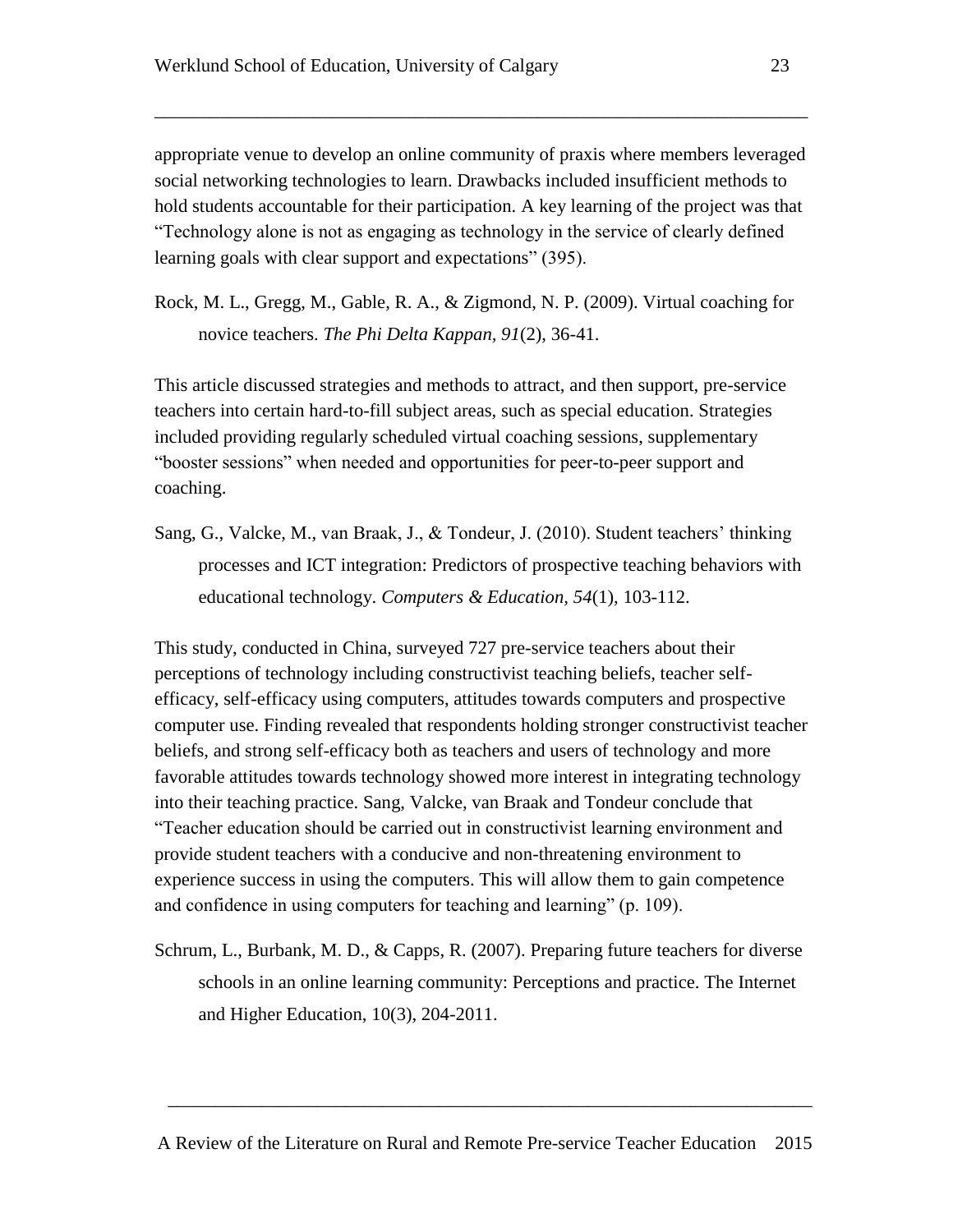appropriate venue to develop an online community of praxis where members leveraged social networking technologies to learn. Drawbacks included insufficient methods to hold students accountable for their participation. A key learning of the project was that "Technology alone is not as engaging as technology in the service of clearly defined learning goals with clear support and expectations" (395).

Rock, M. L., Gregg, M., Gable, R. A., & Zigmond, N. P. (2009). Virtual coaching for novice teachers. *The Phi Delta Kappan, 91*(2), 36-41.

This article discussed strategies and methods to attract, and then support, pre-service teachers into certain hard-to-fill subject areas, such as special education. Strategies included providing regularly scheduled virtual coaching sessions, supplementary "booster sessions" when needed and opportunities for peer-to-peer support and coaching.

Sang, G., Valcke, M., van Braak, J., & Tondeur, J. (2010). Student teachers' thinking processes and ICT integration: Predictors of prospective teaching behaviors with educational technology. *Computers & Education, 54*(1), 103-112.

This study, conducted in China, surveyed 727 pre-service teachers about their perceptions of technology including constructivist teaching beliefs, teacher self-efficacy, self-efficacy using computers, attitudes towards computers and prospective computer use. Finding revealed that respondents holding stronger constructivist teacher beliefs, and strong self-efficacy both as teachers and users of technology and more favorable attitudes towards technology showed more interest in integrating technology into their teaching practice. Sang, Valcke, van Braak and Tondeur conclude that "Teacher education should be carried out in constructivist learning environment and provide student teachers with a conducive and non-threatening environment to experience success in using the computers. This will allow them to gain competence and confidence in using computers for teaching and learning" (p. 109).

Schrum, L., Burbank, M. D., & Capps, R. (2007). Preparing future teachers for diverse schools in an online learning community: Perceptions and practice. The Internet and Higher Education, 10(3), 204-2011.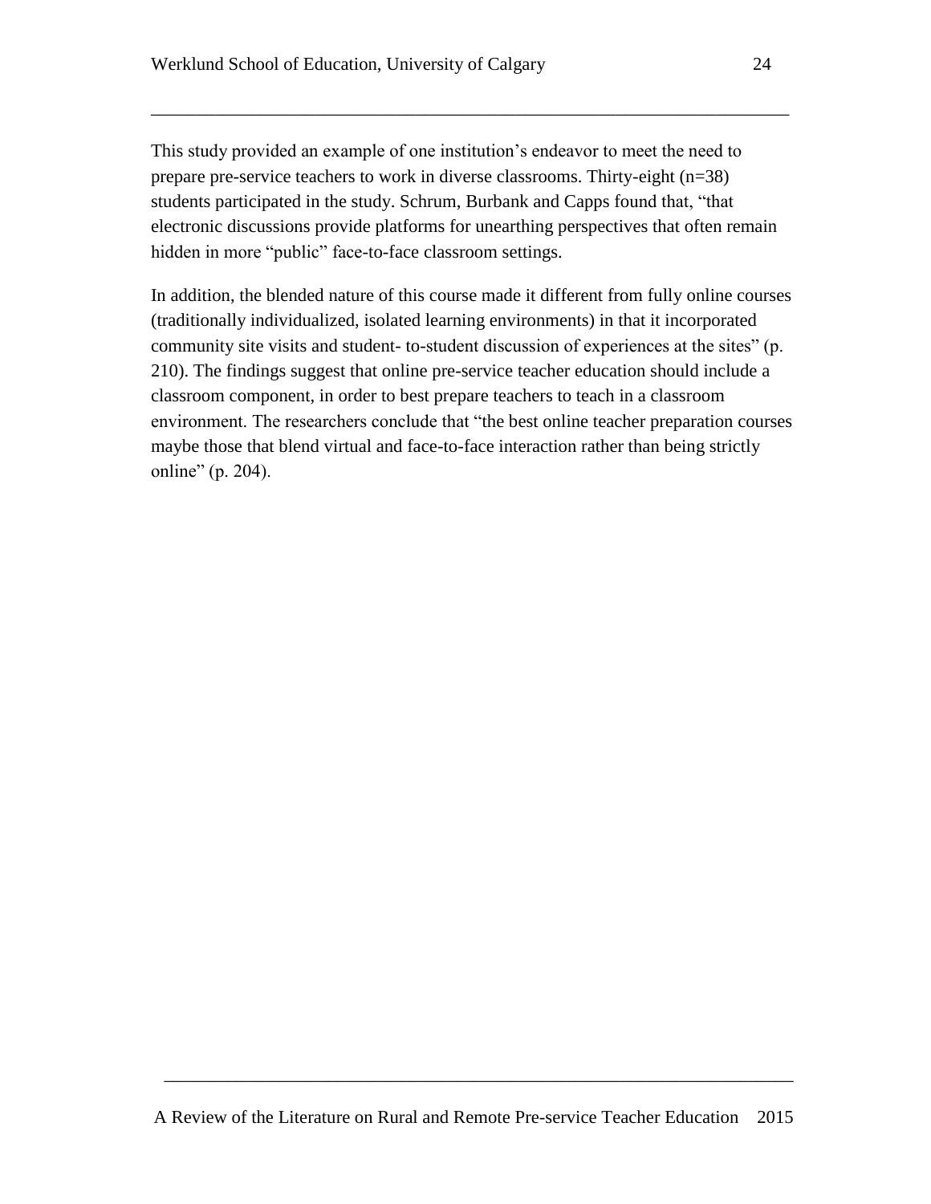This study provided an example of one institution's endeavor to meet the need to prepare pre-service teachers to work in diverse classrooms. Thirty-eight (n=38) students participated in the study. Schrum, Burbank and Capps found that, "that electronic discussions provide platforms for unearthing perspectives that often remain hidden in more "public" face-to-face classroom settings.

In addition, the blended nature of this course made it different from fully online courses (traditionally individualized, isolated learning environments) in that it incorporated community site visits and student- to-student discussion of experiences at the sites" (p. 210). The findings suggest that online pre-service teacher education should include a classroom component, in order to best prepare teachers to teach in a classroom environment. The researchers conclude that "the best online teacher preparation courses maybe those that blend virtual and face-to-face interaction rather than being strictly online" (p. 204).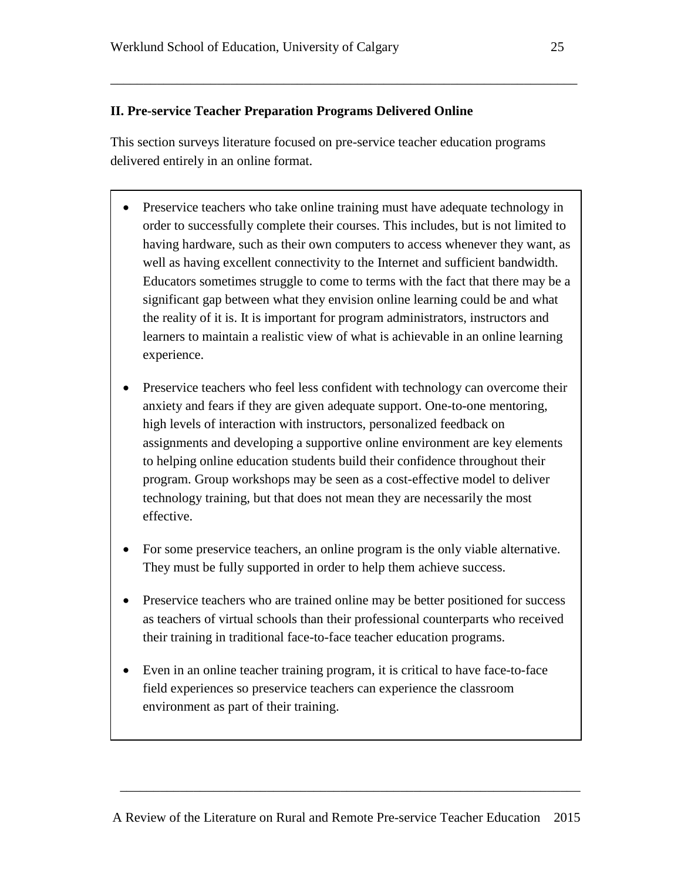## II. Pre-service Teacher Preparation Programs Delivered Online

This section surveys literature focused on pre-service teacher education programs delivered entirely in an online format.

- Preservice teachers who take online training must have adequate technology in order to successfully complete their courses. This includes, but is not limited to having hardware, such as their own computers to access whenever they want, as well as having excellent connectivity to the Internet and sufficient bandwidth. Educators sometimes struggle to come to terms with the fact that there may be a significant gap between what they envision online learning could be and what the reality of it is. It is important for program administrators, instructors and learners to maintain a realistic view of what is achievable in an online learning experience.
- Preservice teachers who feel less confident with technology can overcome their anxiety and fears if they are given adequate support. One-to-one mentoring, high levels of interaction with instructors, personalized feedback on assignments and developing a supportive online environment are key elements to helping online education students build their confidence throughout their program. Group workshops may be seen as a cost-effective model to deliver technology training, but that does not mean they are necessarily the most effective.
- For some preservice teachers, an online program is the only viable alternative. They must be fully supported in order to help them achieve success.
- Preservice teachers who are trained online may be better positioned for success as teachers of virtual schools than their professional counterparts who received their training in traditional face-to-face teacher education programs.
- Even in an online teacher training program, it is critical to have face-to-face field experiences so preservice teachers can experience the classroom environment as part of their training.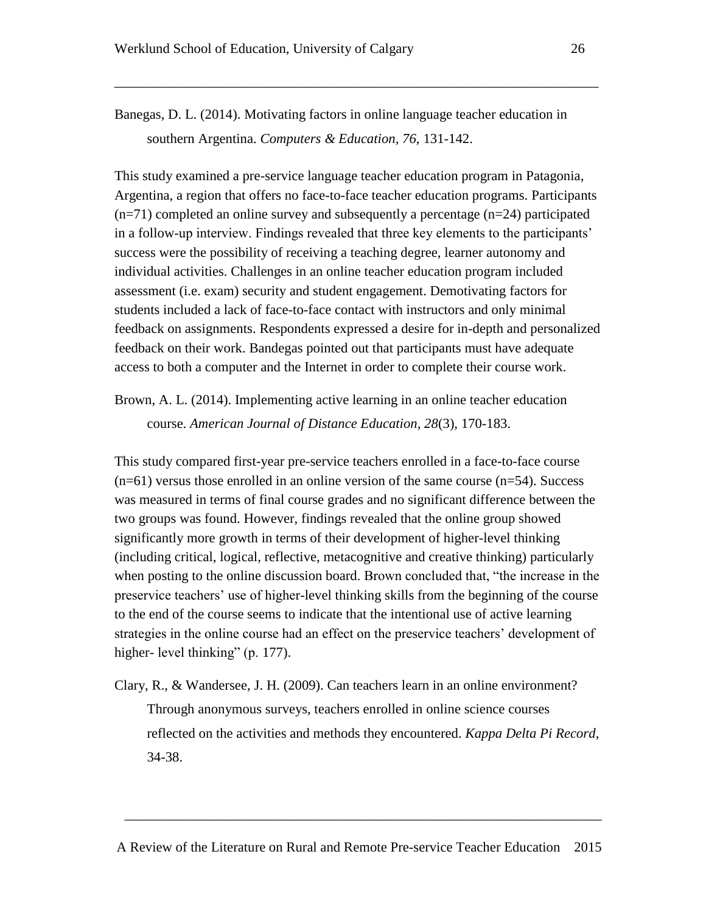Banegas, D. L. (2014). Motivating factors in online language teacher education in southern Argentina. *Computers & Education, 76*, 131-142.

This study examined a pre-service language teacher education program in Patagonia, Argentina, a region that offers no face-to-face teacher education programs. Participants (n=71) completed an online survey and subsequently a percentage (n=24) participated in a follow-up interview. Findings revealed that three key elements to the participants' success were the possibility of receiving a teaching degree, learner autonomy and individual activities. Challenges in an online teacher education program included assessment (i.e. exam) security and student engagement. Demotivating factors for students included a lack of face-to-face contact with instructors and only minimal feedback on assignments. Respondents expressed a desire for in-depth and personalized feedback on their work. Bandegas pointed out that participants must have adequate access to both a computer and the Internet in order to complete their course work.

Brown, A. L. (2014). Implementing active learning in an online teacher education course. *American Journal of Distance Education*, *28*(3), 170-183.

This study compared first-year pre-service teachers enrolled in a face-to-face course (n=61) versus those enrolled in an online version of the same course (n=54). Success was measured in terms of final course grades and no significant difference between the two groups was found. However, findings revealed that the online group showed significantly more growth in terms of their development of higher-level thinking (including critical, logical, reflective, metacognitive and creative thinking) particularly when posting to the online discussion board. Brown concluded that, "the increase in the preservice teachers' use of higher-level thinking skills from the beginning of the course to the end of the course seems to indicate that the intentional use of active learning strategies in the online course had an effect on the preservice teachers' development of higher- level thinking" (p. 177).

Clary, R., & Wandersee, J. H. (2009). Can teachers learn in an online environment? Through anonymous surveys, teachers enrolled in online science courses reflected on the activities and methods they encountered. *Kappa Delta Pi Record*, 34-38.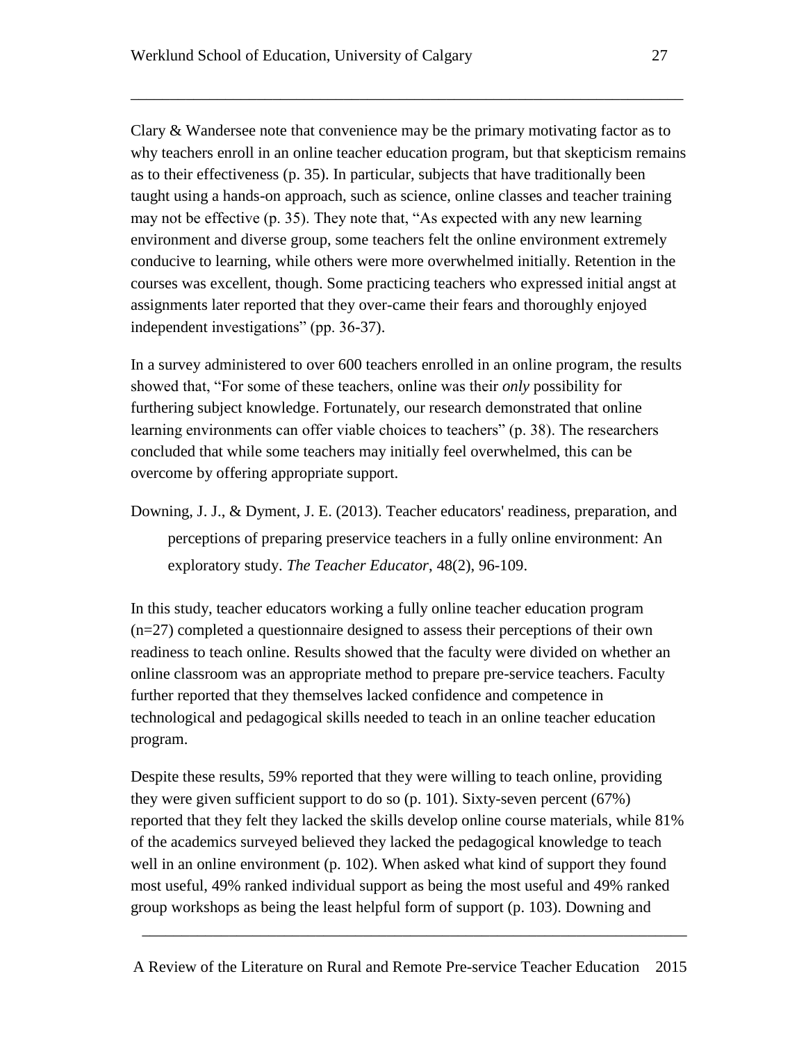Clary & Wandersee note that convenience may be the primary motivating factor as to why teachers enroll in an online teacher education program, but that skepticism remains as to their effectiveness (p. 35). In particular, subjects that have traditionally been taught using a hands-on approach, such as science, online classes and teacher training may not be effective (p. 35). They note that, "As expected with any new learning environment and diverse group, some teachers felt the online environment extremely conducive to learning, while others were more overwhelmed initially. Retention in the courses was excellent, though. Some practicing teachers who expressed initial angst at assignments later reported that they over-came their fears and thoroughly enjoyed independent investigations" (pp. 36-37).

In a survey administered to over 600 teachers enrolled in an online program, the results showed that, "For some of these teachers, online was their *only* possibility for furthering subject knowledge. Fortunately, our research demonstrated that online learning environments can offer viable choices to teachers" (p. 38). The researchers concluded that while some teachers may initially feel overwhelmed, this can be overcome by offering appropriate support.

Downing, J. J., & Dyment, J. E. (2013). Teacher educators' readiness, preparation, and perceptions of preparing preservice teachers in a fully online environment: An exploratory study. *The Teacher Educator*, 48(2), 96-109.

In this study, teacher educators working a fully online teacher education program (n=27) completed a questionnaire designed to assess their perceptions of their own readiness to teach online. Results showed that the faculty were divided on whether an online classroom was an appropriate method to prepare pre-service teachers. Faculty further reported that they themselves lacked confidence and competence in technological and pedagogical skills needed to teach in an online teacher education program.

Despite these results, 59% reported that they were willing to teach online, providing they were given sufficient support to do so (p. 101). Sixty-seven percent (67%) reported that they felt they lacked the skills develop online course materials, while 81% of the academics surveyed believed they lacked the pedagogical knowledge to teach well in an online environment (p. 102). When asked what kind of support they found most useful, 49% ranked individual support as being the most useful and 49% ranked group workshops as being the least helpful form of support (p. 103). Downing and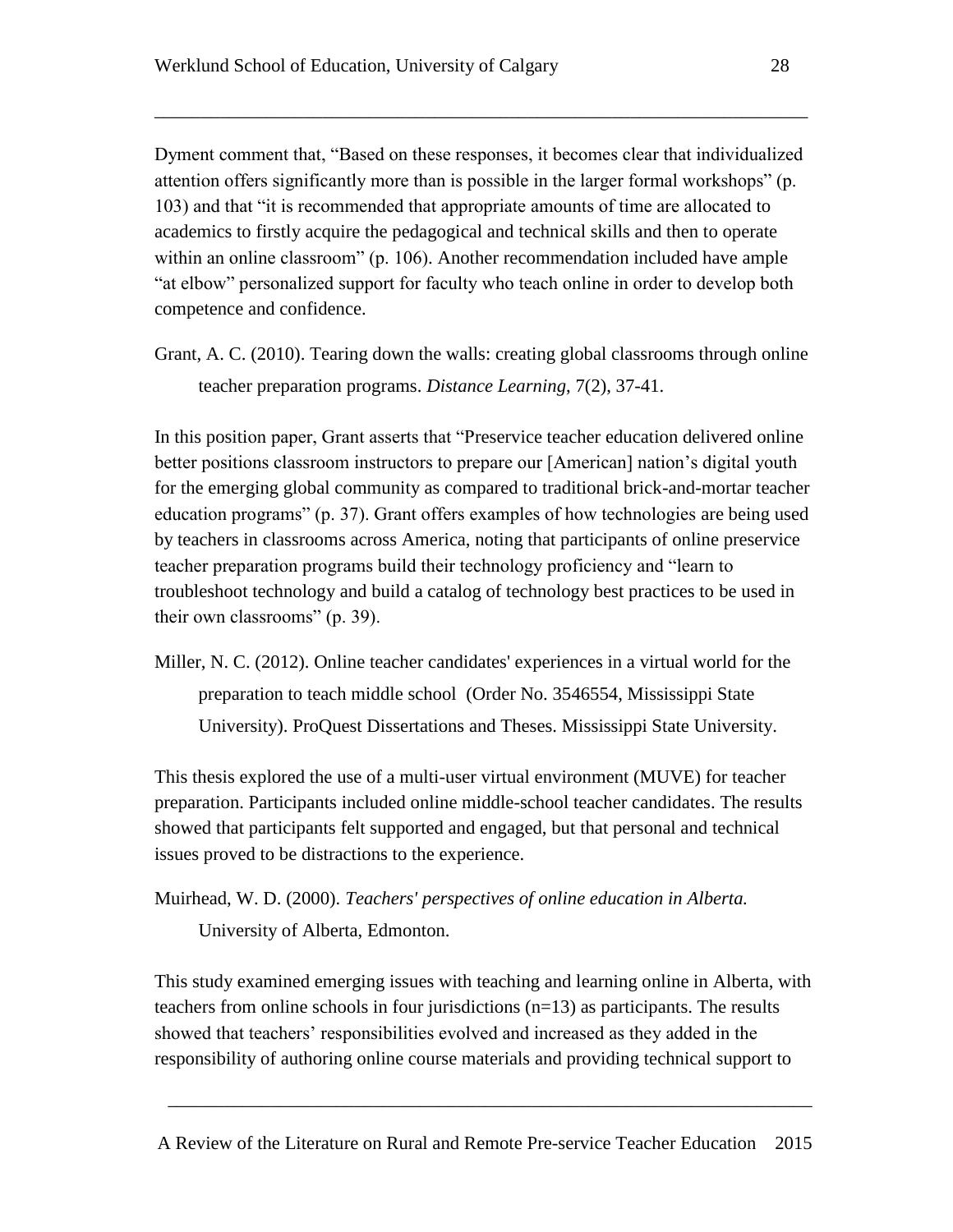Dyment comment that, "Based on these responses, it becomes clear that individualized attention offers significantly more than is possible in the larger formal workshops" (p. 103) and that "it is recommended that appropriate amounts of time are allocated to academics to firstly acquire the pedagogical and technical skills and then to operate within an online classroom" (p. 106). Another recommendation included have ample "at elbow" personalized support for faculty who teach online in order to develop both competence and confidence.

Grant, A. C. (2010). Tearing down the walls: creating global classrooms through online teacher preparation programs. *Distance Learning*, 7(2), 37-41.

In this position paper, Grant asserts that "Preservice teacher education delivered online better positions classroom instructors to prepare our [American] nation's digital youth for the emerging global community as compared to traditional brick-and-mortar teacher education programs" (p. 37). Grant offers examples of how technologies are being used by teachers in classrooms across America, noting that participants of online preservice teacher preparation programs build their technology proficiency and "learn to troubleshoot technology and build a catalog of technology best practices to be used in their own classrooms" (p. 39).

Miller, N. C. (2012). Online teacher candidates' experiences in a virtual world for the preparation to teach middle school (Order No. 3546554, Mississippi State University). ProQuest Dissertations and Theses. Mississippi State University.

This thesis explored the use of a multi-user virtual environment (MUVE) for teacher preparation. Participants included online middle-school teacher candidates. The results showed that participants felt supported and engaged, but that personal and technical issues proved to be distractions to the experience.

Muirhead, W. D. (2000). *Teachers' perspectives of online education in Alberta.* University of Alberta, Edmonton.

This study examined emerging issues with teaching and learning online in Alberta, with teachers from online schools in four jurisdictions (n=13) as participants. The results showed that teachers' responsibilities evolved and increased as they added in the responsibility of authoring online course materials and providing technical support to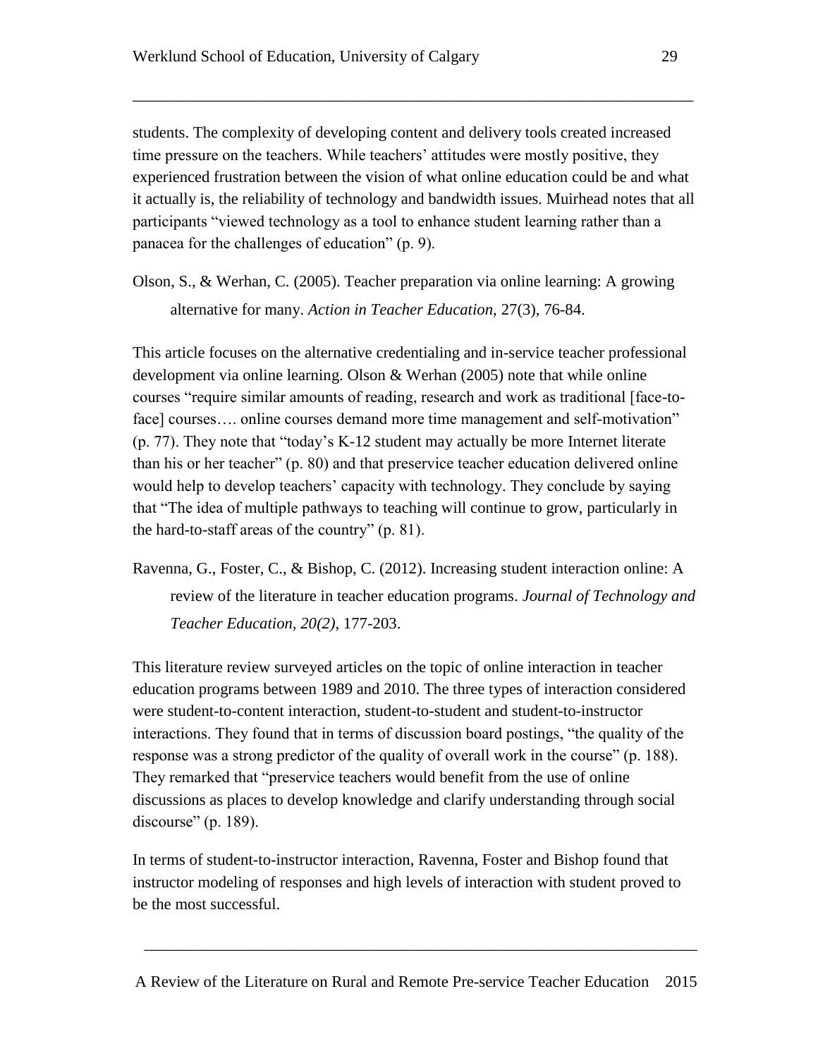students. The complexity of developing content and delivery tools created increased time pressure on the teachers. While teachers' attitudes were mostly positive, they experienced frustration between the vision of what online education could be and what it actually is, the reliability of technology and bandwidth issues. Muirhead notes that all participants "viewed technology as a tool to enhance student learning rather than a panacea for the challenges of education" (p. 9).

Olson, S., & Werhan, C. (2005). Teacher preparation via online learning: A growing alternative for many. *Action in Teacher Education*, 27(3), 76-84.

This article focuses on the alternative credentialing and in-service teacher professional development via online learning. Olson & Werhan (2005) note that while online courses "require similar amounts of reading, research and work as traditional [face-to-face] courses…. online courses demand more time management and self-motivation" (p. 77). They note that "today's K-12 student may actually be more Internet literate than his or her teacher" (p. 80) and that preservice teacher education delivered online would help to develop teachers' capacity with technology. They conclude by saying that "The idea of multiple pathways to teaching will continue to grow, particularly in the hard-to-staff areas of the country" (p. 81).

Ravenna, G., Foster, C., & Bishop, C. (2012). Increasing student interaction online: A review of the literature in teacher education programs. *Journal of Technology and Teacher Education, 20(2)*, 177-203.

This literature review surveyed articles on the topic of online interaction in teacher education programs between 1989 and 2010. The three types of interaction considered were student-to-content interaction, student-to-student and student-to-instructor interactions. They found that in terms of discussion board postings, "the quality of the response was a strong predictor of the quality of overall work in the course" (p. 188). They remarked that "preservice teachers would benefit from the use of online discussions as places to develop knowledge and clarify understanding through social discourse" (p. 189).

In terms of student-to-instructor interaction, Ravenna, Foster and Bishop found that instructor modeling of responses and high levels of interaction with student proved to be the most successful.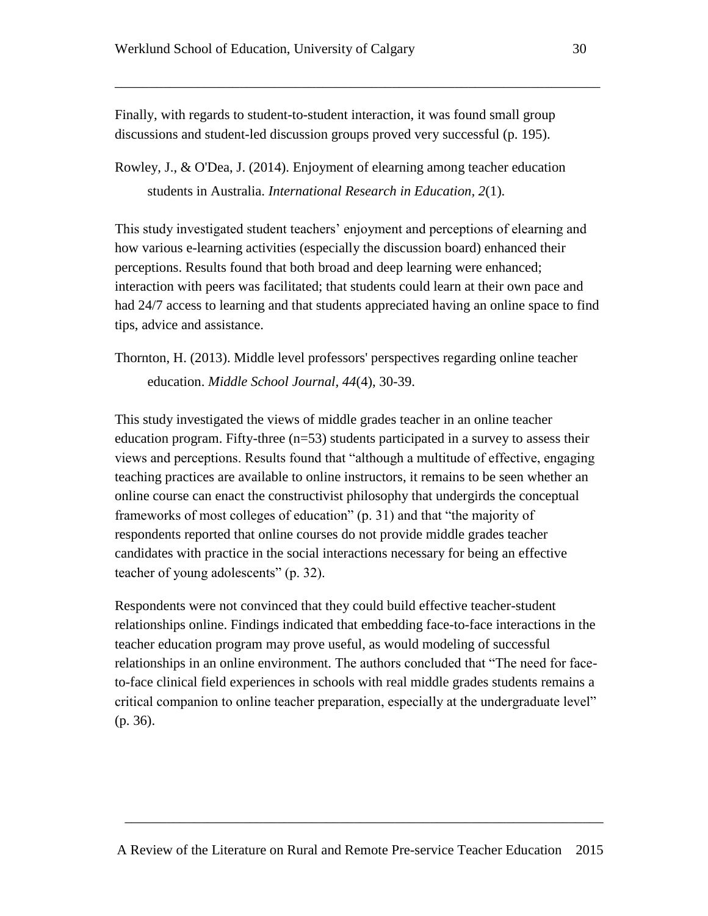Finally, with regards to student-to-student interaction, it was found small group discussions and student-led discussion groups proved very successful (p. 195).

Rowley, J., & O'Dea, J. (2014). Enjoyment of elearning among teacher education students in Australia. *International Research in Education*, *2*(1).

This study investigated student teachers' enjoyment and perceptions of elearning and how various e-learning activities (especially the discussion board) enhanced their perceptions. Results found that both broad and deep learning were enhanced; interaction with peers was facilitated; that students could learn at their own pace and had 24/7 access to learning and that students appreciated having an online space to find tips, advice and assistance.

Thornton, H. (2013). Middle level professors' perspectives regarding online teacher education. *Middle School Journal*, *44*(4), 30-39.

This study investigated the views of middle grades teacher in an online teacher education program. Fifty-three (n=53) students participated in a survey to assess their views and perceptions. Results found that "although a multitude of effective, engaging teaching practices are available to online instructors, it remains to be seen whether an online course can enact the constructivist philosophy that undergirds the conceptual frameworks of most colleges of education" (p. 31) and that "the majority of respondents reported that online courses do not provide middle grades teacher candidates with practice in the social interactions necessary for being an effective teacher of young adolescents" (p. 32).

Respondents were not convinced that they could build effective teacher-student relationships online. Findings indicated that embedding face-to-face interactions in the teacher education program may prove useful, as would modeling of successful relationships in an online environment. The authors concluded that "The need for face-to-face clinical field experiences in schools with real middle grades students remains a critical companion to online teacher preparation, especially at the undergraduate level" (p. 36).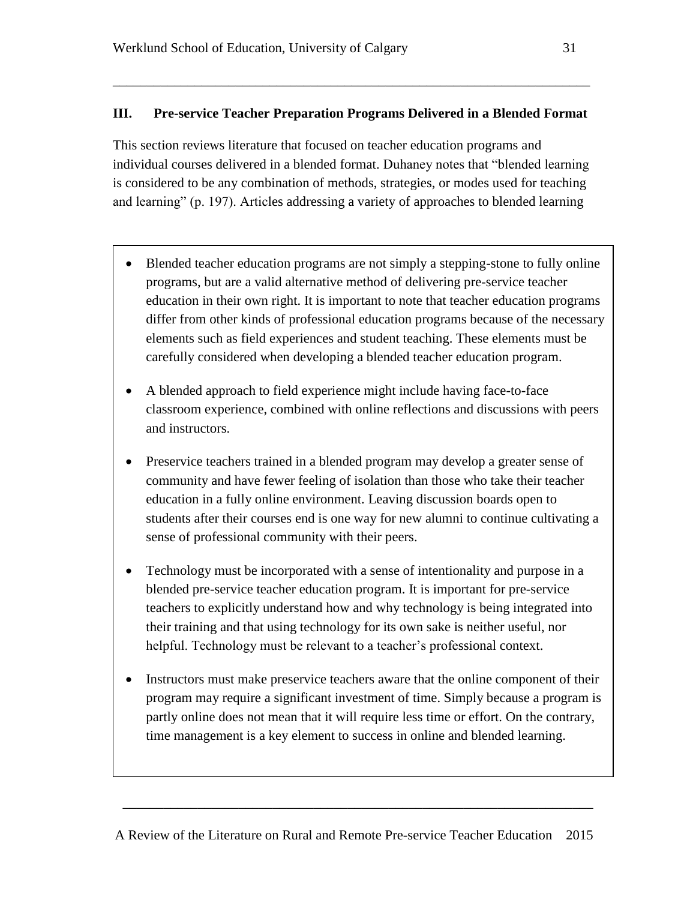### III. Pre-service Teacher Preparation Programs Delivered in a Blended Format

This section reviews literature that focused on teacher education programs and individual courses delivered in a blended format. Duhaney notes that "blended learning is considered to be any combination of methods, strategies, or modes used for teaching and learning" (p. 197). Articles addressing a variety of approaches to blended learning

- Blended teacher education programs are not simply a stepping-stone to fully online programs, but are a valid alternative method of delivering pre-service teacher education in their own right. It is important to note that teacher education programs differ from other kinds of professional education programs because of the necessary elements such as field experiences and student teaching. These elements must be carefully considered when developing a blended teacher education program.

- A blended approach to field experience might include having face-to-face classroom experience, combined with online reflections and discussions with peers and instructors.

- Preservice teachers trained in a blended program may develop a greater sense of community and have fewer feeling of isolation than those who take their teacher education in a fully online environment. Leaving discussion boards open to students after their courses end is one way for new alumni to continue cultivating a sense of professional community with their peers.

- Technology must be incorporated with a sense of intentionality and purpose in a blended pre-service teacher education program. It is important for pre-service teachers to explicitly understand how and why technology is being integrated into their training and that using technology for its own sake is neither useful, nor helpful. Technology must be relevant to a teacher's professional context.

- Instructors must make preservice teachers aware that the online component of their program may require a significant investment of time. Simply because a program is partly online does not mean that it will require less time or effort. On the contrary, time management is a key element to success in online and blended learning.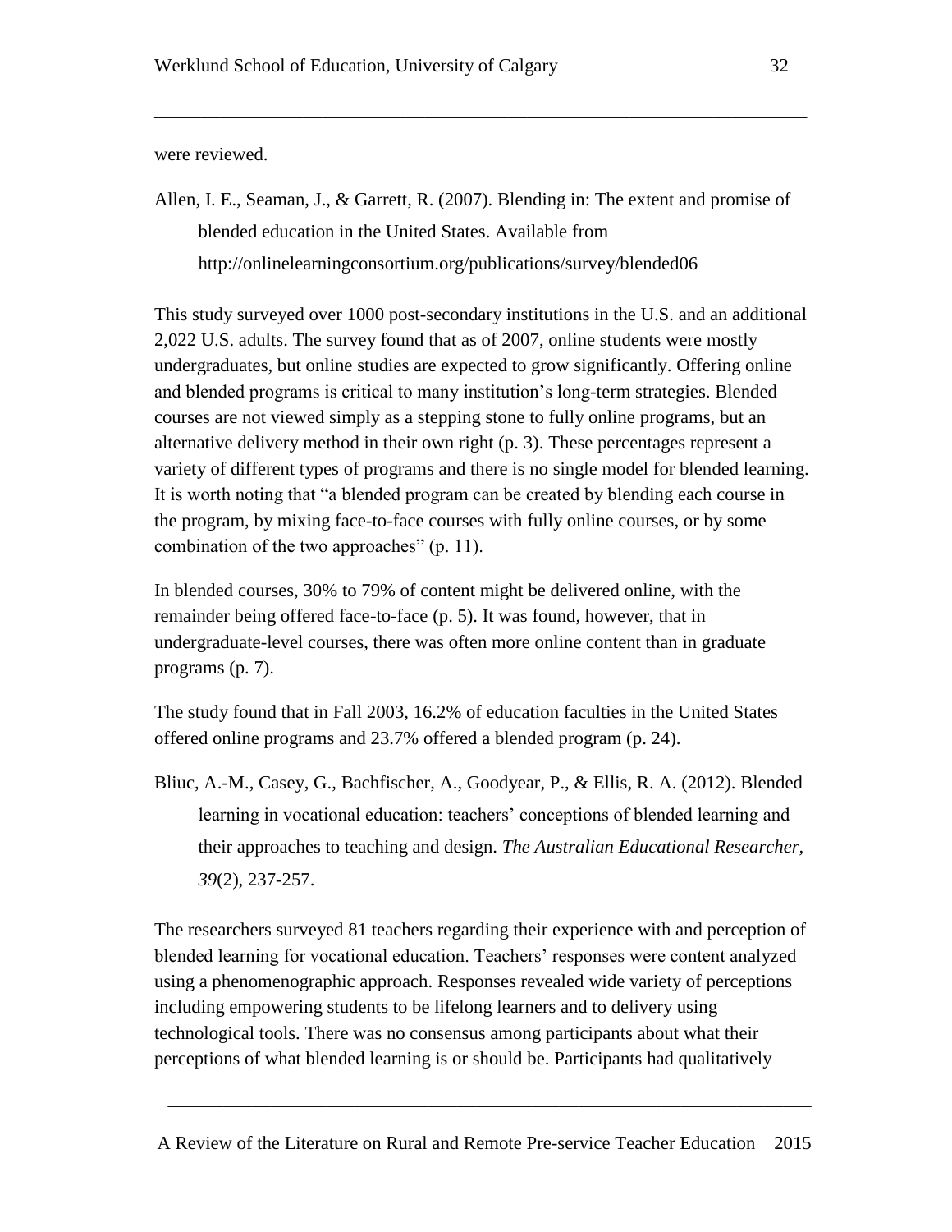were reviewed.

Allen, I. E., Seaman, J., & Garrett, R. (2007). Blending in: The extent and promise of blended education in the United States. Available from http://onlinelearningconsortium.org/publications/survey/blended06

This study surveyed over 1000 post-secondary institutions in the U.S. and an additional 2,022 U.S. adults. The survey found that as of 2007, online students were mostly undergraduates, but online studies are expected to grow significantly. Offering online and blended programs is critical to many institution's long-term strategies. Blended courses are not viewed simply as a stepping stone to fully online programs, but an alternative delivery method in their own right (p. 3). These percentages represent a variety of different types of programs and there is no single model for blended learning. It is worth noting that "a blended program can be created by blending each course in the program, by mixing face-to-face courses with fully online courses, or by some combination of the two approaches" (p. 11).

In blended courses, 30% to 79% of content might be delivered online, with the remainder being offered face-to-face (p. 5). It was found, however, that in undergraduate-level courses, there was often more online content than in graduate programs (p. 7).

The study found that in Fall 2003, 16.2% of education faculties in the United States offered online programs and 23.7% offered a blended program (p. 24).

Bliuc, A.-M., Casey, G., Bachfischer, A., Goodyear, P., & Ellis, R. A. (2012). Blended learning in vocational education: teachers' conceptions of blended learning and their approaches to teaching and design. *The Australian Educational Researcher, 39*(2), 237-257.

The researchers surveyed 81 teachers regarding their experience with and perception of blended learning for vocational education. Teachers' responses were content analyzed using a phenomenographic approach. Responses revealed wide variety of perceptions including empowering students to be lifelong learners and to delivery using technological tools. There was no consensus among participants about what their perceptions of what blended learning is or should be. Participants had qualitatively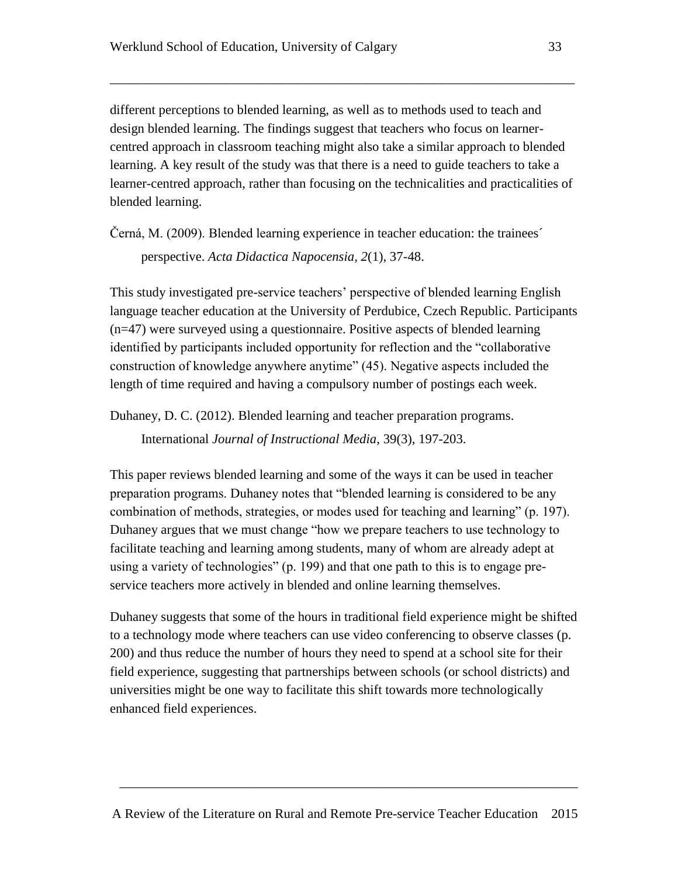different perceptions to blended learning, as well as to methods used to teach and design blended learning. The findings suggest that teachers who focus on learner-centred approach in classroom teaching might also take a similar approach to blended learning. A key result of the study was that there is a need to guide teachers to take a learner-centred approach, rather than focusing on the technicalities and practicalities of blended learning.

Černá, M. (2009). Blended learning experience in teacher education: the trainees´ perspective. *Acta Didactica Napocensia*, *2*(1), 37-48.

This study investigated pre-service teachers' perspective of blended learning English language teacher education at the University of Perdubice, Czech Republic. Participants (n=47) were surveyed using a questionnaire. Positive aspects of blended learning identified by participants included opportunity for reflection and the "collaborative construction of knowledge anywhere anytime" (45). Negative aspects included the length of time required and having a compulsory number of postings each week.

Duhaney, D. C. (2012). Blended learning and teacher preparation programs. International *Journal of Instructional Media*, 39(3), 197-203.

This paper reviews blended learning and some of the ways it can be used in teacher preparation programs. Duhaney notes that "blended learning is considered to be any combination of methods, strategies, or modes used for teaching and learning" (p. 197). Duhaney argues that we must change "how we prepare teachers to use technology to facilitate teaching and learning among students, many of whom are already adept at using a variety of technologies" (p. 199) and that one path to this is to engage pre-service teachers more actively in blended and online learning themselves.

Duhaney suggests that some of the hours in traditional field experience might be shifted to a technology mode where teachers can use video conferencing to observe classes (p. 200) and thus reduce the number of hours they need to spend at a school site for their field experience, suggesting that partnerships between schools (or school districts) and universities might be one way to facilitate this shift towards more technologically enhanced field experiences.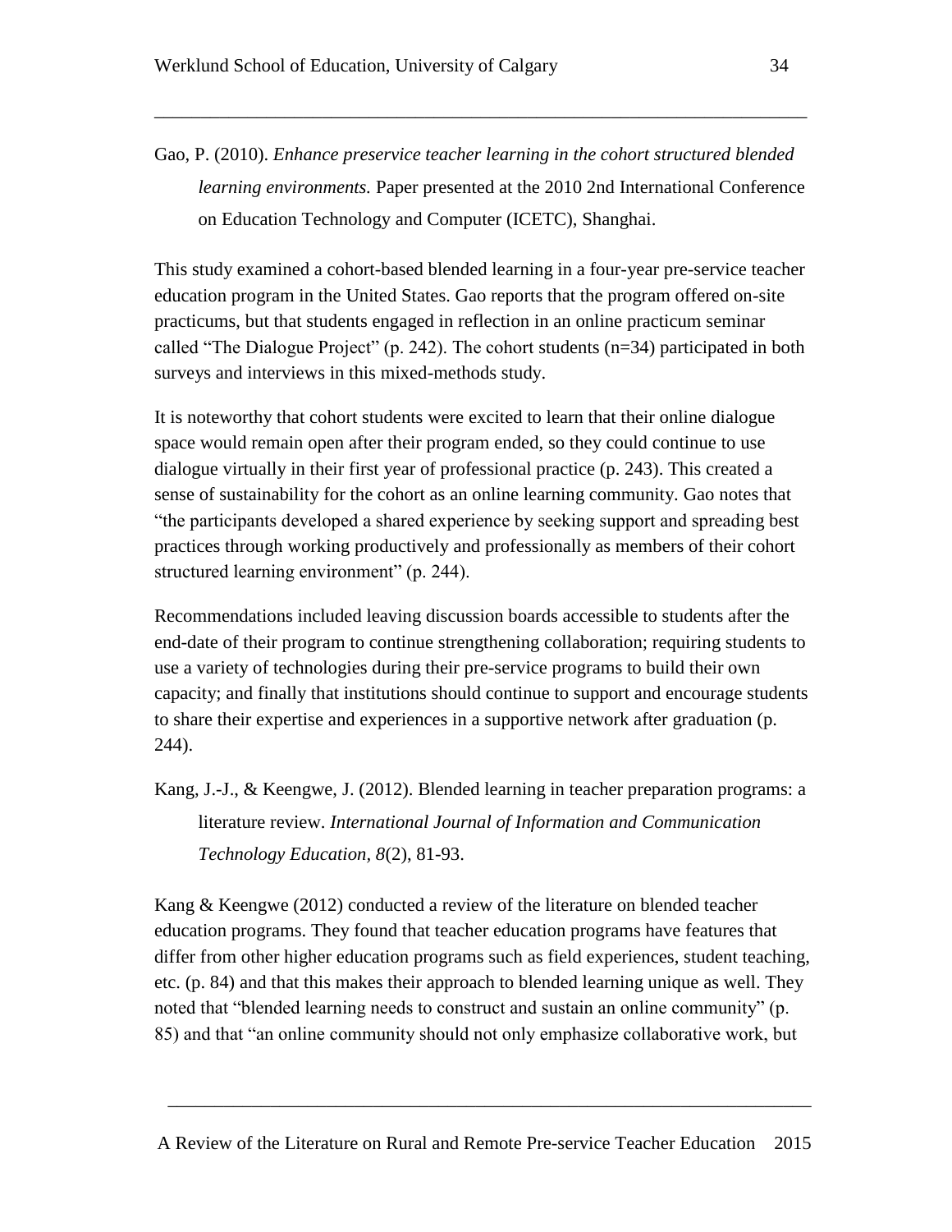Gao, P. (2010). *Enhance preservice teacher learning in the cohort structured blended learning environments.* Paper presented at the 2010 2nd International Conference on Education Technology and Computer (ICETC), Shanghai.

This study examined a cohort-based blended learning in a four-year pre-service teacher education program in the United States. Gao reports that the program offered on-site practicums, but that students engaged in reflection in an online practicum seminar called "The Dialogue Project" (p. 242). The cohort students (n=34) participated in both surveys and interviews in this mixed-methods study.

It is noteworthy that cohort students were excited to learn that their online dialogue space would remain open after their program ended, so they could continue to use dialogue virtually in their first year of professional practice (p. 243). This created a sense of sustainability for the cohort as an online learning community. Gao notes that "the participants developed a shared experience by seeking support and spreading best practices through working productively and professionally as members of their cohort structured learning environment" (p. 244).

Recommendations included leaving discussion boards accessible to students after the end-date of their program to continue strengthening collaboration; requiring students to use a variety of technologies during their pre-service programs to build their own capacity; and finally that institutions should continue to support and encourage students to share their expertise and experiences in a supportive network after graduation (p. 244).

Kang, J.-J., & Keengwe, J. (2012). Blended learning in teacher preparation programs: a literature review. *International Journal of Information and Communication Technology Education, 8*(2), 81-93.

Kang & Keengwe (2012) conducted a review of the literature on blended teacher education programs. They found that teacher education programs have features that differ from other higher education programs such as field experiences, student teaching, etc. (p. 84) and that this makes their approach to blended learning unique as well. They noted that "blended learning needs to construct and sustain an online community" (p. 85) and that "an online community should not only emphasize collaborative work, but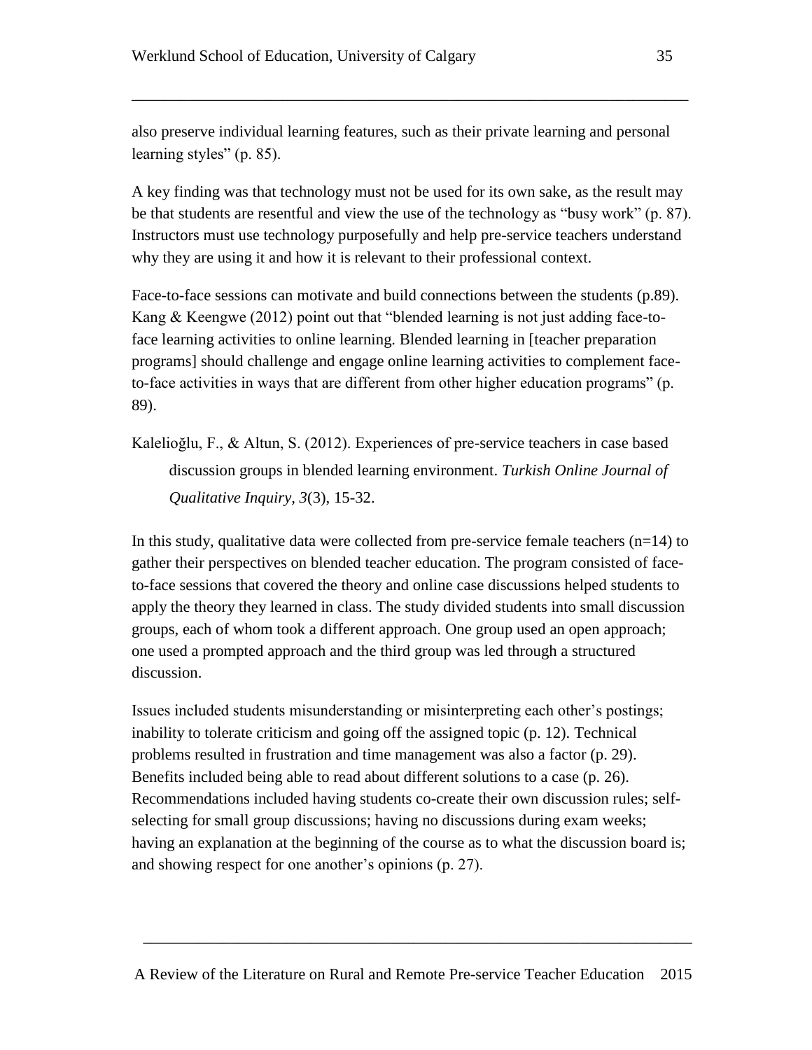also preserve individual learning features, such as their private learning and personal learning styles" (p. 85).

A key finding was that technology must not be used for its own sake, as the result may be that students are resentful and view the use of the technology as "busy work" (p. 87). Instructors must use technology purposefully and help pre-service teachers understand why they are using it and how it is relevant to their professional context.

Face-to-face sessions can motivate and build connections between the students (p.89). Kang & Keengwe (2012) point out that "blended learning is not just adding face-to-face learning activities to online learning. Blended learning in [teacher preparation programs] should challenge and engage online learning activities to complement face-to-face activities in ways that are different from other higher education programs" (p. 89).

Kalelioğlu, F., & Altun, S. (2012). Experiences of pre-service teachers in case based discussion groups in blended learning environment. *Turkish Online Journal of Qualitative Inquiry, 3*(3), 15-32.

In this study, qualitative data were collected from pre-service female teachers (n=14) to gather their perspectives on blended teacher education. The program consisted of face-to-face sessions that covered the theory and online case discussions helped students to apply the theory they learned in class. The study divided students into small discussion groups, each of whom took a different approach. One group used an open approach; one used a prompted approach and the third group was led through a structured discussion.

Issues included students misunderstanding or misinterpreting each other's postings; inability to tolerate criticism and going off the assigned topic (p. 12). Technical problems resulted in frustration and time management was also a factor (p. 29). Benefits included being able to read about different solutions to a case (p. 26). Recommendations included having students co-create their own discussion rules; self-selecting for small group discussions; having no discussions during exam weeks; having an explanation at the beginning of the course as to what the discussion board is; and showing respect for one another's opinions (p. 27).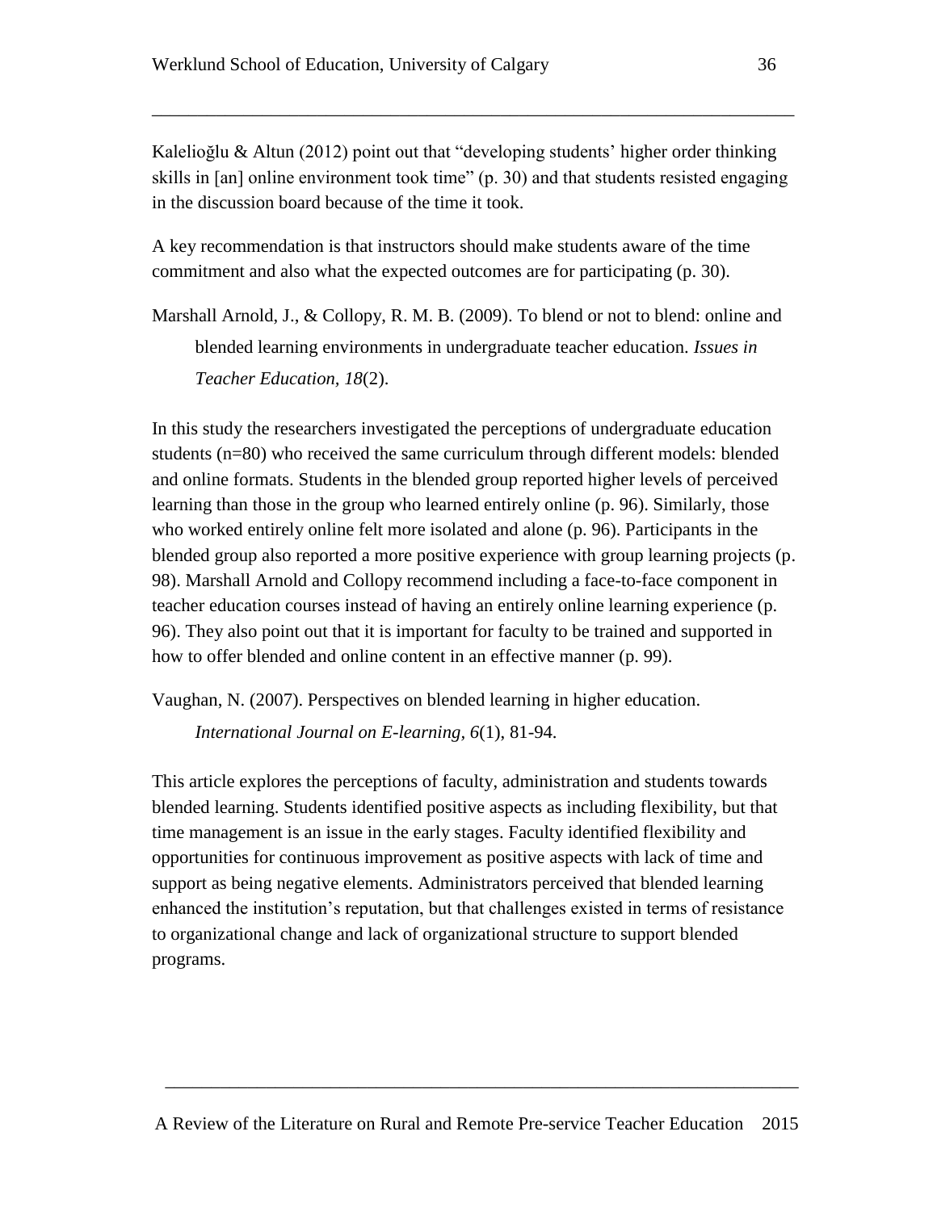Kalelioğlu & Altun (2012) point out that "developing students' higher order thinking skills in [an] online environment took time" (p. 30) and that students resisted engaging in the discussion board because of the time it took.

A key recommendation is that instructors should make students aware of the time commitment and also what the expected outcomes are for participating (p. 30).

Marshall Arnold, J., & Collopy, R. M. B. (2009). To blend or not to blend: online and blended learning environments in undergraduate teacher education. *Issues in Teacher Education, 18*(2).

In this study the researchers investigated the perceptions of undergraduate education students (n=80) who received the same curriculum through different models: blended and online formats. Students in the blended group reported higher levels of perceived learning than those in the group who learned entirely online (p. 96). Similarly, those who worked entirely online felt more isolated and alone (p. 96). Participants in the blended group also reported a more positive experience with group learning projects (p. 98). Marshall Arnold and Collopy recommend including a face-to-face component in teacher education courses instead of having an entirely online learning experience (p. 96). They also point out that it is important for faculty to be trained and supported in how to offer blended and online content in an effective manner (p. 99).

Vaughan, N. (2007). Perspectives on blended learning in higher education. *International Journal on E-learning, 6*(1), 81-94.

This article explores the perceptions of faculty, administration and students towards blended learning. Students identified positive aspects as including flexibility, but that time management is an issue in the early stages. Faculty identified flexibility and opportunities for continuous improvement as positive aspects with lack of time and support as being negative elements. Administrators perceived that blended learning enhanced the institution's reputation, but that challenges existed in terms of resistance to organizational change and lack of organizational structure to support blended programs.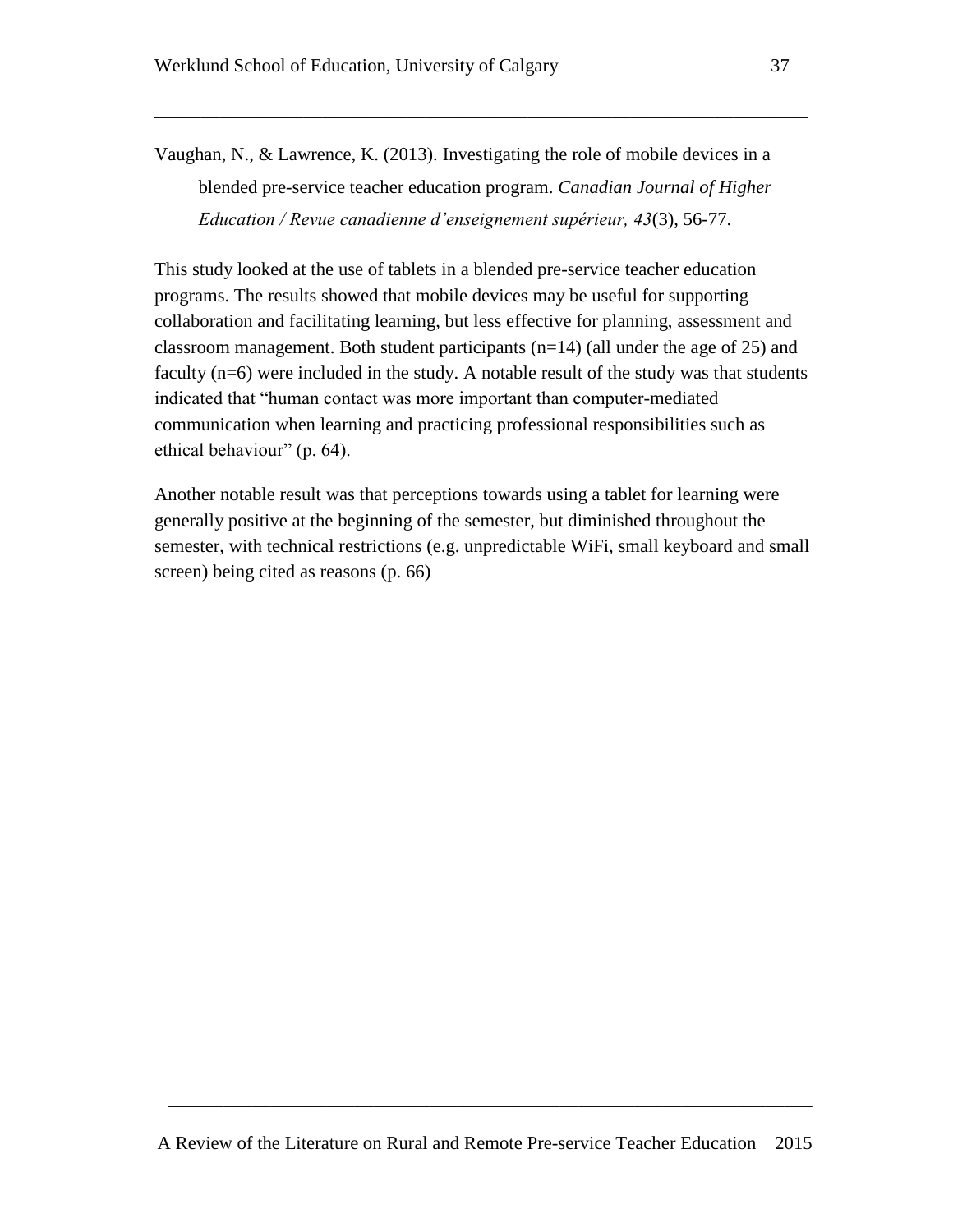Vaughan, N., & Lawrence, K. (2013). Investigating the role of mobile devices in a blended pre-service teacher education program. *Canadian Journal of Higher Education / Revue canadienne d'enseignement supérieur, 43*(3), 56-77.

This study looked at the use of tablets in a blended pre-service teacher education programs. The results showed that mobile devices may be useful for supporting collaboration and facilitating learning, but less effective for planning, assessment and classroom management. Both student participants (n=14) (all under the age of 25) and faculty (n=6) were included in the study. A notable result of the study was that students indicated that "human contact was more important than computer-mediated communication when learning and practicing professional responsibilities such as ethical behaviour" (p. 64).

Another notable result was that perceptions towards using a tablet for learning were generally positive at the beginning of the semester, but diminished throughout the semester, with technical restrictions (e.g. unpredictable WiFi, small keyboard and small screen) being cited as reasons (p. 66)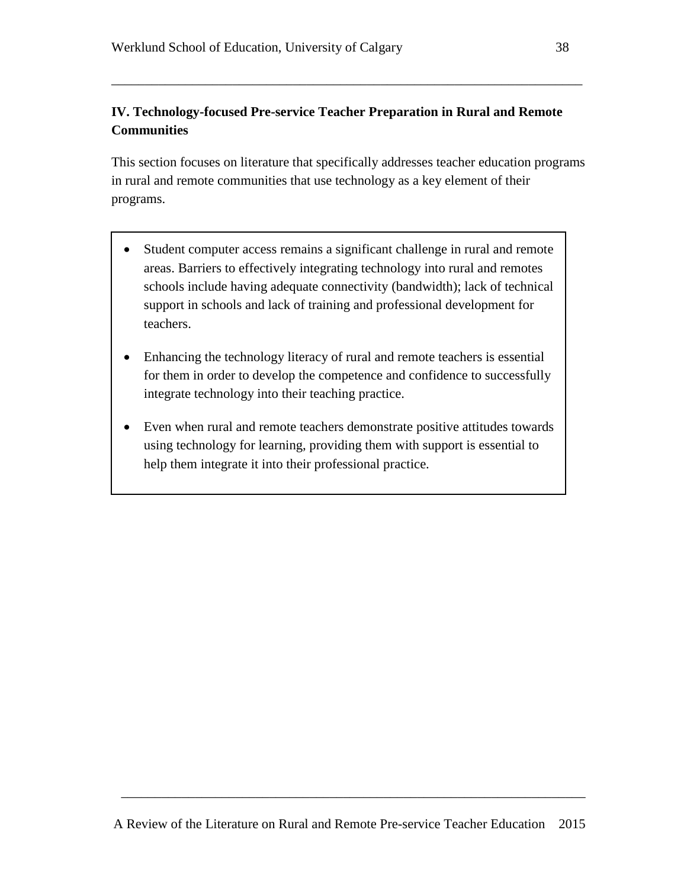## IV. Technology-focused Pre-service Teacher Preparation in Rural and Remote Communities

This section focuses on literature that specifically addresses teacher education programs in rural and remote communities that use technology as a key element of their programs.

- Student computer access remains a significant challenge in rural and remote areas. Barriers to effectively integrating technology into rural and remotes schools include having adequate connectivity (bandwidth); lack of technical support in schools and lack of training and professional development for teachers.

- Enhancing the technology literacy of rural and remote teachers is essential for them in order to develop the competence and confidence to successfully integrate technology into their teaching practice.

- Even when rural and remote teachers demonstrate positive attitudes towards using technology for learning, providing them with support is essential to help them integrate it into their professional practice.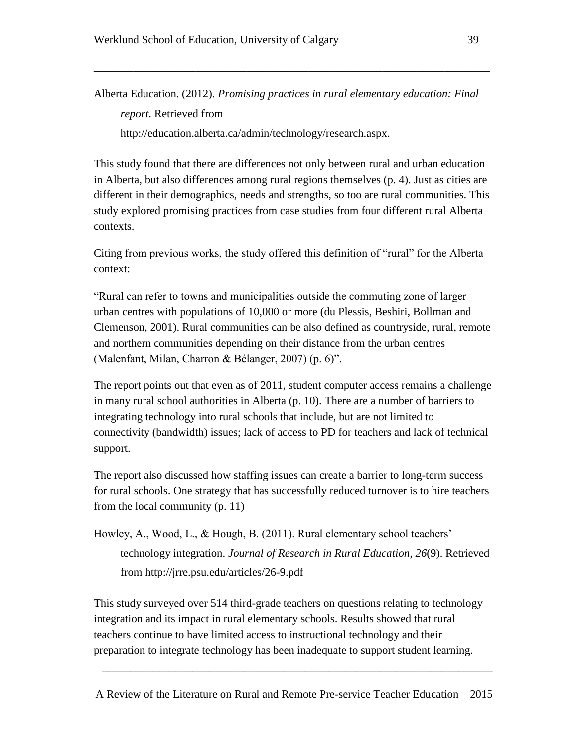Alberta Education. (2012). *Promising practices in rural elementary education: Final report*. Retrieved from http://education.alberta.ca/admin/technology/research.aspx.

This study found that there are differences not only between rural and urban education in Alberta, but also differences among rural regions themselves (p. 4). Just as cities are different in their demographics, needs and strengths, so too are rural communities. This study explored promising practices from case studies from four different rural Alberta contexts.

Citing from previous works, the study offered this definition of "rural" for the Alberta context:

"Rural can refer to towns and municipalities outside the commuting zone of larger urban centres with populations of 10,000 or more (du Plessis, Beshiri, Bollman and Clemenson, 2001). Rural communities can be also defined as countryside, rural, remote and northern communities depending on their distance from the urban centres (Malenfant, Milan, Charron & Bélanger, 2007) (p. 6)".

The report points out that even as of 2011, student computer access remains a challenge in many rural school authorities in Alberta (p. 10). There are a number of barriers to integrating technology into rural schools that include, but are not limited to connectivity (bandwidth) issues; lack of access to PD for teachers and lack of technical support.

The report also discussed how staffing issues can create a barrier to long-term success for rural schools. One strategy that has successfully reduced turnover is to hire teachers from the local community (p. 11)

Howley, A., Wood, L., & Hough, B. (2011). Rural elementary school teachers' technology integration. *Journal of Research in Rural Education, 26*(9). Retrieved from http://jrre.psu.edu/articles/26-9.pdf

This study surveyed over 514 third-grade teachers on questions relating to technology integration and its impact in rural elementary schools. Results showed that rural teachers continue to have limited access to instructional technology and their preparation to integrate technology has been inadequate to support student learning.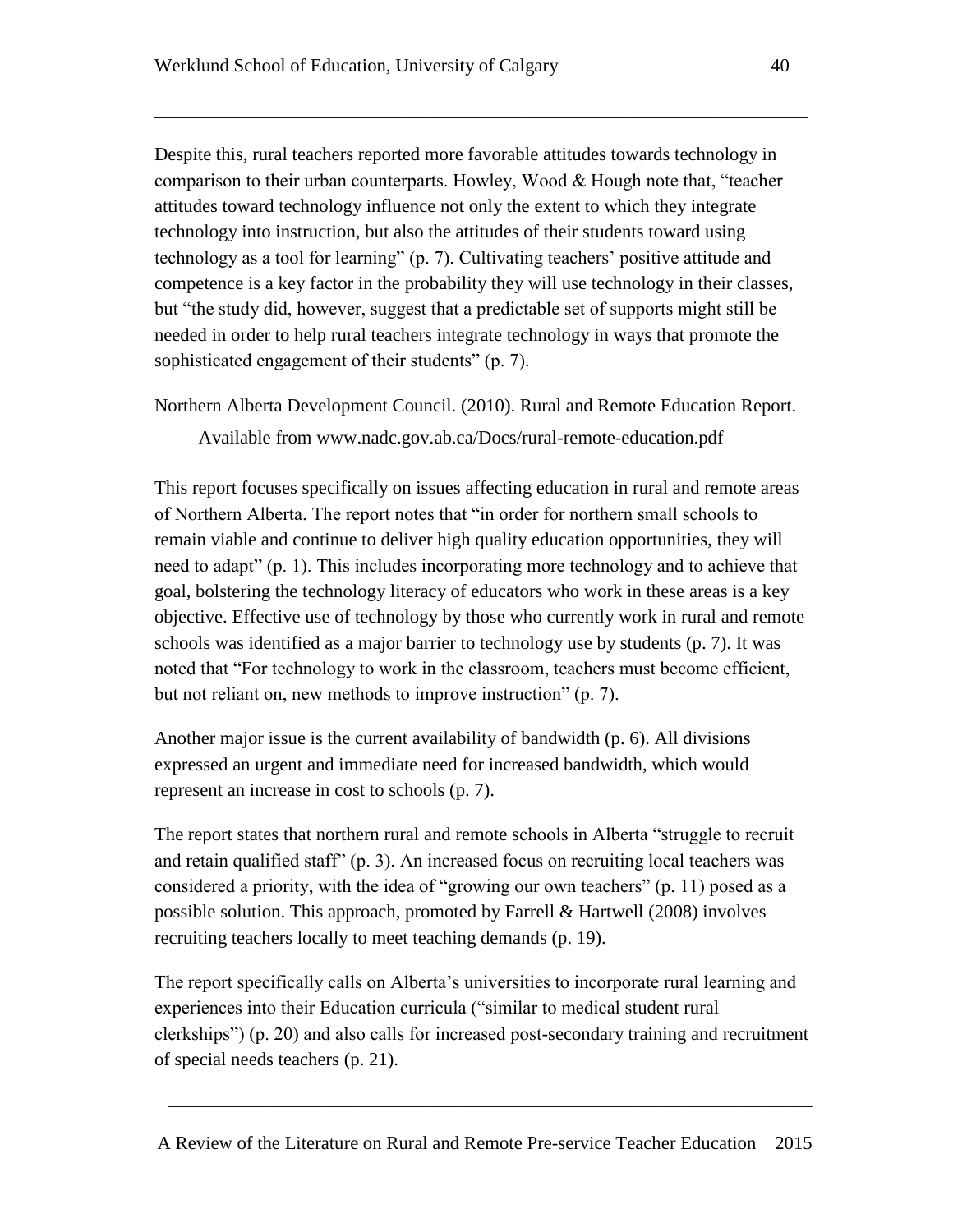Despite this, rural teachers reported more favorable attitudes towards technology in comparison to their urban counterparts. Howley, Wood & Hough note that, "teacher attitudes toward technology influence not only the extent to which they integrate technology into instruction, but also the attitudes of their students toward using technology as a tool for learning" (p. 7). Cultivating teachers' positive attitude and competence is a key factor in the probability they will use technology in their classes, but "the study did, however, suggest that a predictable set of supports might still be needed in order to help rural teachers integrate technology in ways that promote the sophisticated engagement of their students" (p. 7).

Northern Alberta Development Council. (2010). Rural and Remote Education Report. Available from www.nadc.gov.ab.ca/Docs/rural-remote-education.pdf

This report focuses specifically on issues affecting education in rural and remote areas of Northern Alberta. The report notes that "in order for northern small schools to remain viable and continue to deliver high quality education opportunities, they will need to adapt" (p. 1). This includes incorporating more technology and to achieve that goal, bolstering the technology literacy of educators who work in these areas is a key objective. Effective use of technology by those who currently work in rural and remote schools was identified as a major barrier to technology use by students (p. 7). It was noted that "For technology to work in the classroom, teachers must become efficient, but not reliant on, new methods to improve instruction" (p. 7).

Another major issue is the current availability of bandwidth (p. 6). All divisions expressed an urgent and immediate need for increased bandwidth, which would represent an increase in cost to schools (p. 7).

The report states that northern rural and remote schools in Alberta "struggle to recruit and retain qualified staff" (p. 3). An increased focus on recruiting local teachers was considered a priority, with the idea of "growing our own teachers" (p. 11) posed as a possible solution. This approach, promoted by Farrell & Hartwell (2008) involves recruiting teachers locally to meet teaching demands (p. 19).

The report specifically calls on Alberta's universities to incorporate rural learning and experiences into their Education curricula ("similar to medical student rural clerkships") (p. 20) and also calls for increased post-secondary training and recruitment of special needs teachers (p. 21).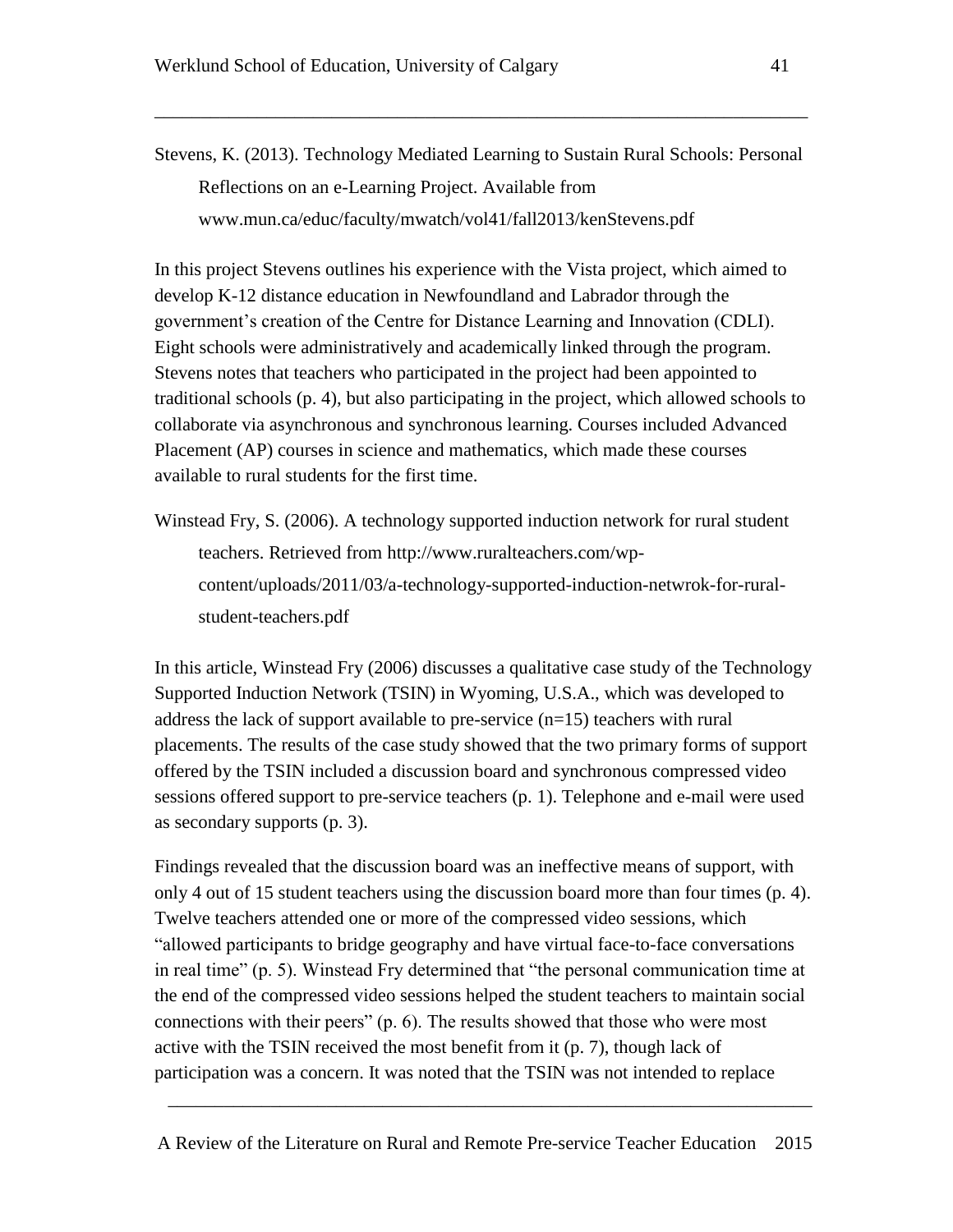Stevens, K. (2013). Technology Mediated Learning to Sustain Rural Schools: Personal Reflections on an e-Learning Project. Available from www.mun.ca/educ/faculty/mwatch/vol41/fall2013/kenStevens.pdf

In this project Stevens outlines his experience with the Vista project, which aimed to develop K-12 distance education in Newfoundland and Labrador through the government's creation of the Centre for Distance Learning and Innovation (CDLI). Eight schools were administratively and academically linked through the program. Stevens notes that teachers who participated in the project had been appointed to traditional schools (p. 4), but also participating in the project, which allowed schools to collaborate via asynchronous and synchronous learning. Courses included Advanced Placement (AP) courses in science and mathematics, which made these courses available to rural students for the first time.

Winstead Fry, S. (2006). A technology supported induction network for rural student teachers. Retrieved from http://www.ruralteachers.com/wp-content/uploads/2011/03/a-technology-supported-induction-netwrok-for-rural-student-teachers.pdf

In this article, Winstead Fry (2006) discusses a qualitative case study of the Technology Supported Induction Network (TSIN) in Wyoming, U.S.A., which was developed to address the lack of support available to pre-service (n=15) teachers with rural placements. The results of the case study showed that the two primary forms of support offered by the TSIN included a discussion board and synchronous compressed video sessions offered support to pre-service teachers (p. 1). Telephone and e-mail were used as secondary supports (p. 3).

Findings revealed that the discussion board was an ineffective means of support, with only 4 out of 15 student teachers using the discussion board more than four times (p. 4). Twelve teachers attended one or more of the compressed video sessions, which "allowed participants to bridge geography and have virtual face-to-face conversations in real time" (p. 5). Winstead Fry determined that "the personal communication time at the end of the compressed video sessions helped the student teachers to maintain social connections with their peers" (p. 6). The results showed that those who were most active with the TSIN received the most benefit from it (p. 7), though lack of participation was a concern. It was noted that the TSIN was not intended to replace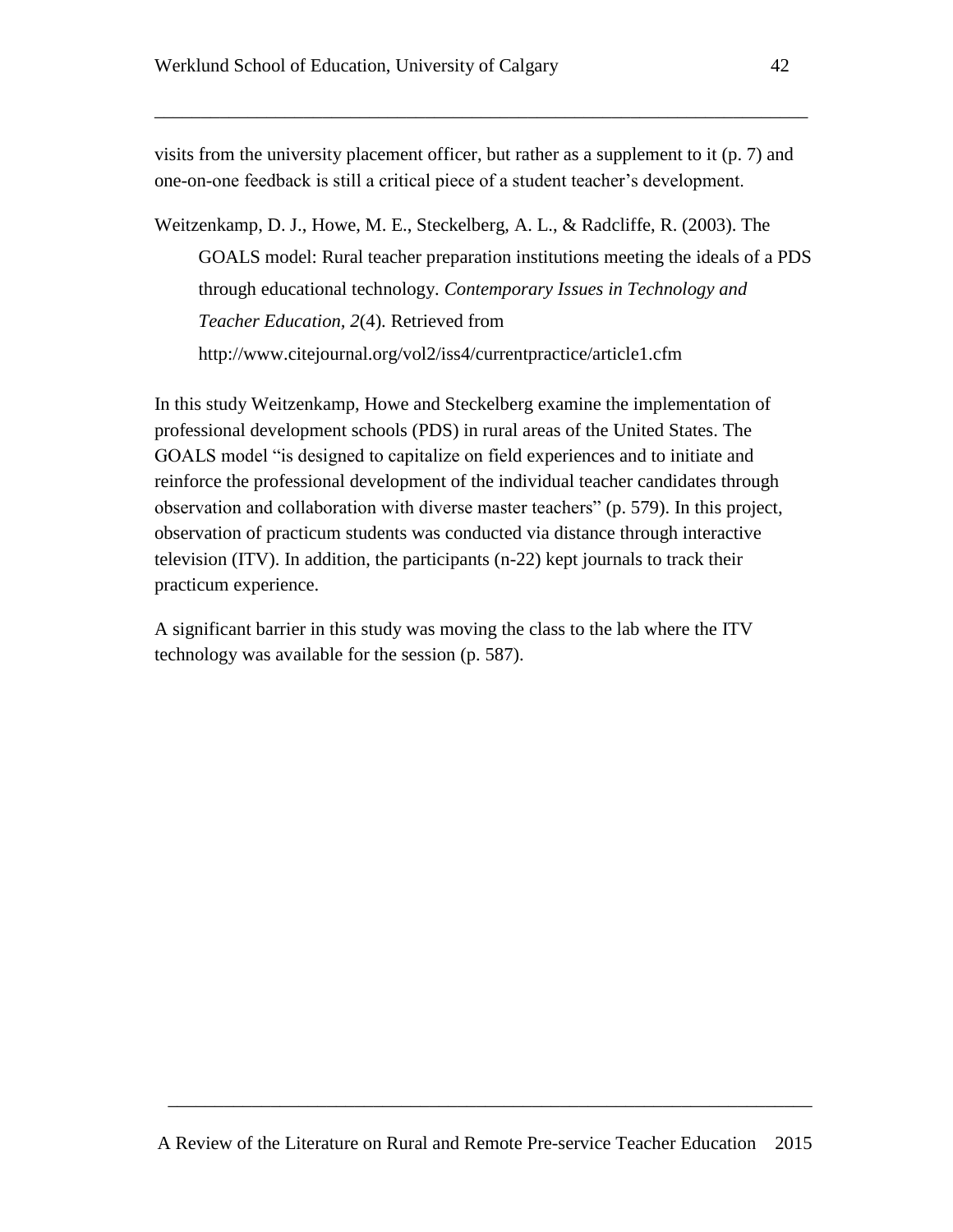visits from the university placement officer, but rather as a supplement to it (p. 7) and one-on-one feedback is still a critical piece of a student teacher's development.

Weitzenkamp, D. J., Howe, M. E., Steckelberg, A. L., & Radcliffe, R. (2003). The GOALS model: Rural teacher preparation institutions meeting the ideals of a PDS through educational technology. *Contemporary Issues in Technology and Teacher Education, 2*(4). Retrieved from http://www.citejournal.org/vol2/iss4/currentpractice/article1.cfm

In this study Weitzenkamp, Howe and Steckelberg examine the implementation of professional development schools (PDS) in rural areas of the United States. The GOALS model "is designed to capitalize on field experiences and to initiate and reinforce the professional development of the individual teacher candidates through observation and collaboration with diverse master teachers" (p. 579). In this project, observation of practicum students was conducted via distance through interactive television (ITV). In addition, the participants (n-22) kept journals to track their practicum experience.

A significant barrier in this study was moving the class to the lab where the ITV technology was available for the session (p. 587).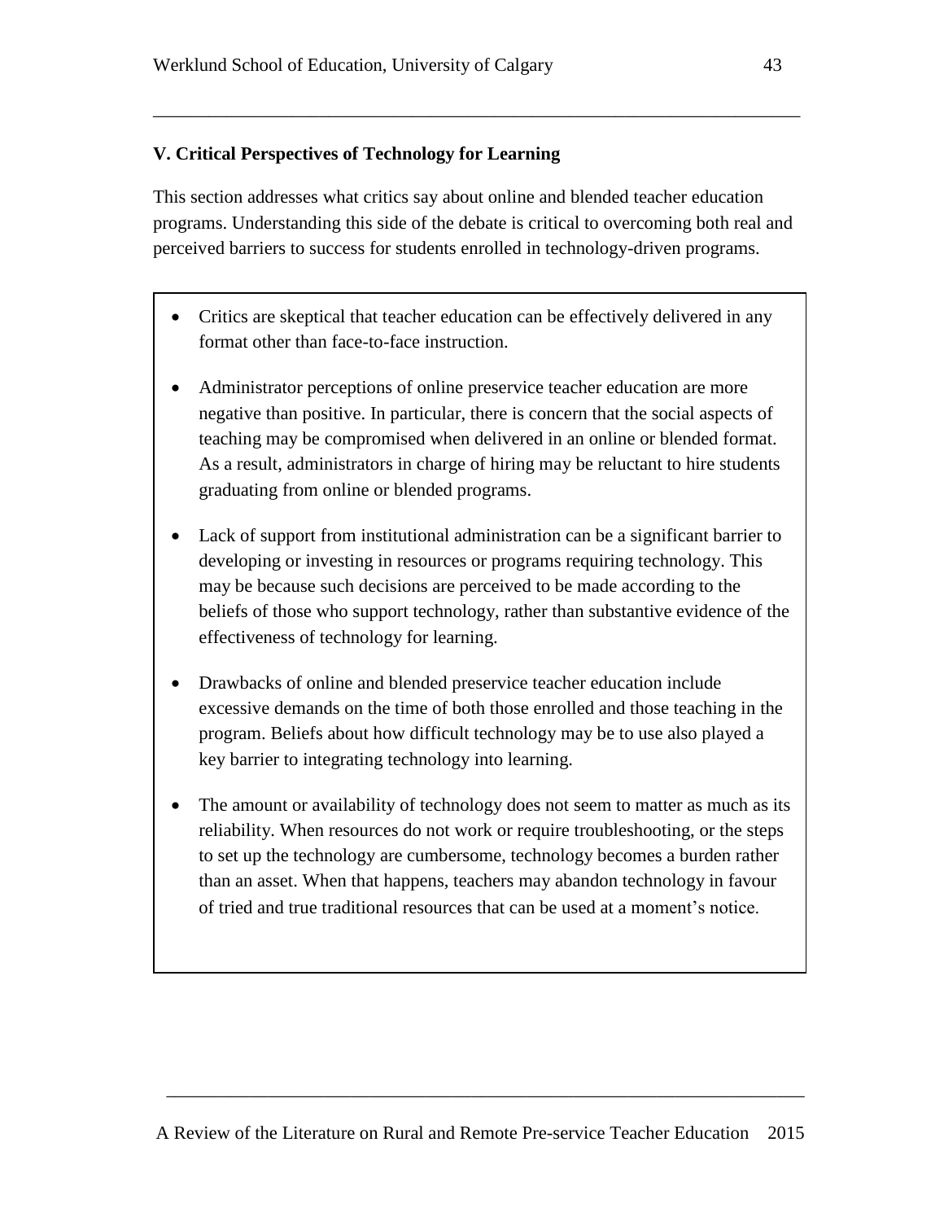## V. Critical Perspectives of Technology for Learning

This section addresses what critics say about online and blended teacher education programs. Understanding this side of the debate is critical to overcoming both real and perceived barriers to success for students enrolled in technology-driven programs.

- Critics are skeptical that teacher education can be effectively delivered in any format other than face-to-face instruction.
- Administrator perceptions of online preservice teacher education are more negative than positive. In particular, there is concern that the social aspects of teaching may be compromised when delivered in an online or blended format. As a result, administrators in charge of hiring may be reluctant to hire students graduating from online or blended programs.
- Lack of support from institutional administration can be a significant barrier to developing or investing in resources or programs requiring technology. This may be because such decisions are perceived to be made according to the beliefs of those who support technology, rather than substantive evidence of the effectiveness of technology for learning.
- Drawbacks of online and blended preservice teacher education include excessive demands on the time of both those enrolled and those teaching in the program. Beliefs about how difficult technology may be to use also played a key barrier to integrating technology into learning.
- The amount or availability of technology does not seem to matter as much as its reliability. When resources do not work or require troubleshooting, or the steps to set up the technology are cumbersome, technology becomes a burden rather than an asset. When that happens, teachers may abandon technology in favour of tried and true traditional resources that can be used at a moment's notice.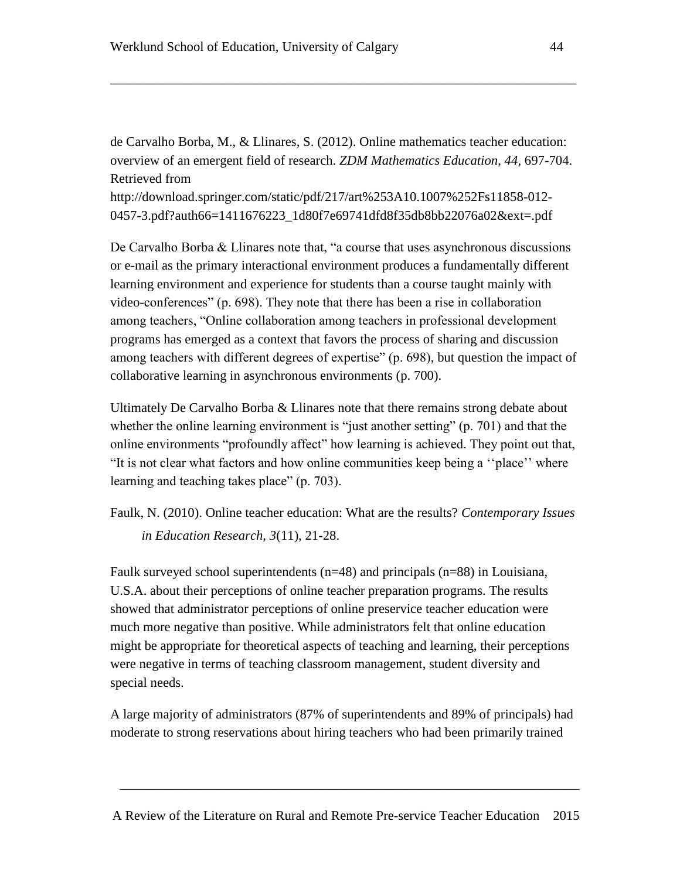de Carvalho Borba, M., & Llinares, S. (2012). Online mathematics teacher education: overview of an emergent field of research. *ZDM Mathematics Education*, *44*, 697-704. Retrieved from http://download.springer.com/static/pdf/217/art%253A10.1007%252Fs11858-012-0457-3.pdf?auth66=1411676223_1d80f7e69741dfd8f35db8bb22076a02&ext=.pdf

De Carvalho Borba & Llinares note that, "a course that uses asynchronous discussions or e-mail as the primary interactional environment produces a fundamentally different learning environment and experience for students than a course taught mainly with video-conferences" (p. 698). They note that there has been a rise in collaboration among teachers, "Online collaboration among teachers in professional development programs has emerged as a context that favors the process of sharing and discussion among teachers with different degrees of expertise" (p. 698), but question the impact of collaborative learning in asynchronous environments (p. 700).

Ultimately De Carvalho Borba & Llinares note that there remains strong debate about whether the online learning environment is "just another setting" (p. 701) and that the online environments "profoundly affect" how learning is achieved. They point out that, "It is not clear what factors and how online communities keep being a ''place'' where learning and teaching takes place" (p. 703).

Faulk, N. (2010). Online teacher education: What are the results? *Contemporary Issues in Education Research, 3*(11), 21-28.

Faulk surveyed school superintendents (n=48) and principals (n=88) in Louisiana, U.S.A. about their perceptions of online teacher preparation programs. The results showed that administrator perceptions of online preservice teacher education were much more negative than positive. While administrators felt that online education might be appropriate for theoretical aspects of teaching and learning, their perceptions were negative in terms of teaching classroom management, student diversity and special needs.

A large majority of administrators (87% of superintendents and 89% of principals) had moderate to strong reservations about hiring teachers who had been primarily trained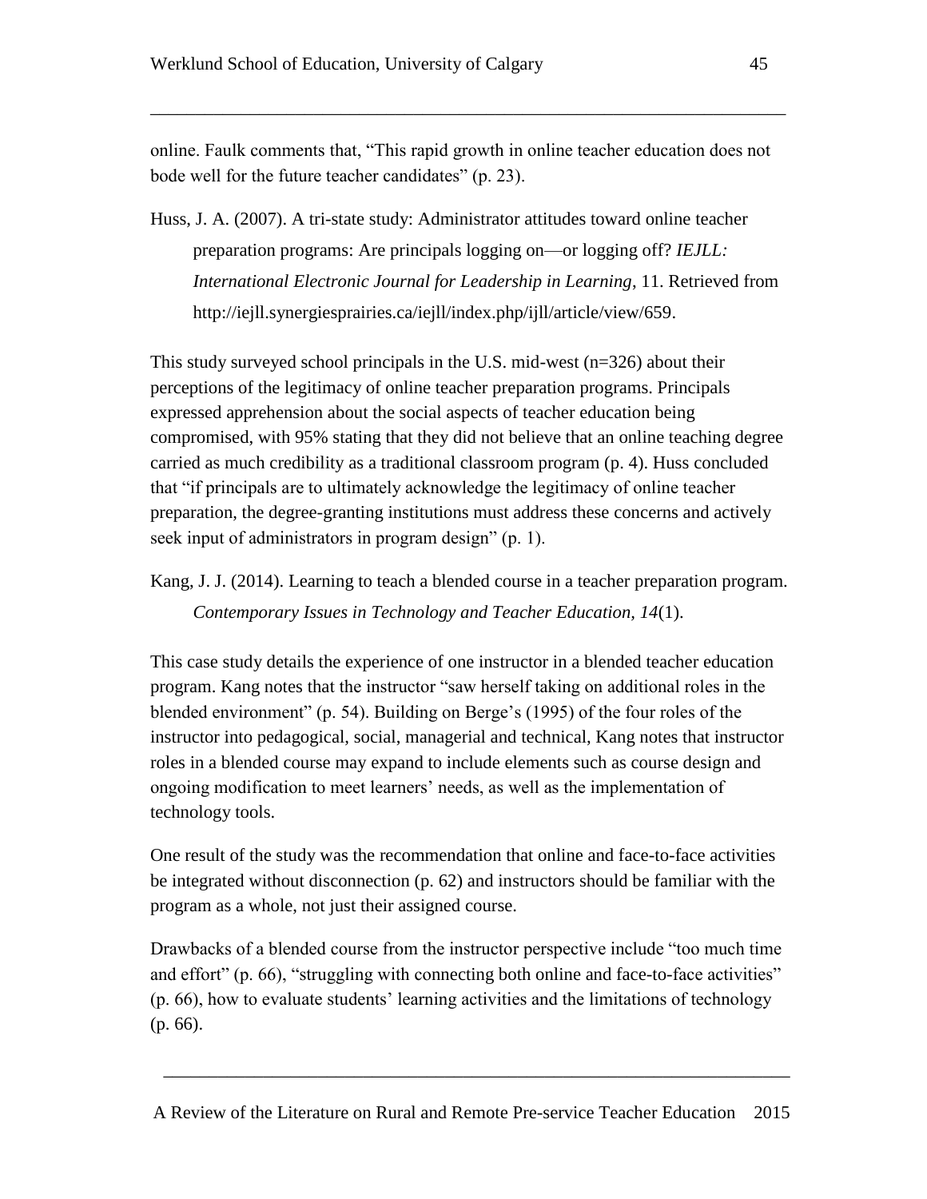online. Faulk comments that, "This rapid growth in online teacher education does not bode well for the future teacher candidates" (p. 23).

Huss, J. A. (2007). A tri-state study: Administrator attitudes toward online teacher preparation programs: Are principals logging on—or logging off? *IEJLL: International Electronic Journal for Leadership in Learning*, 11. Retrieved from http://iejll.synergiesprairies.ca/iejll/index.php/ijll/article/view/659.

This study surveyed school principals in the U.S. mid-west (n=326) about their perceptions of the legitimacy of online teacher preparation programs. Principals expressed apprehension about the social aspects of teacher education being compromised, with 95% stating that they did not believe that an online teaching degree carried as much credibility as a traditional classroom program (p. 4). Huss concluded that "if principals are to ultimately acknowledge the legitimacy of online teacher preparation, the degree-granting institutions must address these concerns and actively seek input of administrators in program design" (p. 1).

Kang, J. J. (2014). Learning to teach a blended course in a teacher preparation program. *Contemporary Issues in Technology and Teacher Education, 14*(1).

This case study details the experience of one instructor in a blended teacher education program. Kang notes that the instructor "saw herself taking on additional roles in the blended environment" (p. 54). Building on Berge's (1995) of the four roles of the instructor into pedagogical, social, managerial and technical, Kang notes that instructor roles in a blended course may expand to include elements such as course design and ongoing modification to meet learners' needs, as well as the implementation of technology tools.

One result of the study was the recommendation that online and face-to-face activities be integrated without disconnection (p. 62) and instructors should be familiar with the program as a whole, not just their assigned course.

Drawbacks of a blended course from the instructor perspective include "too much time and effort" (p. 66), "struggling with connecting both online and face-to-face activities" (p. 66), how to evaluate students' learning activities and the limitations of technology (p. 66).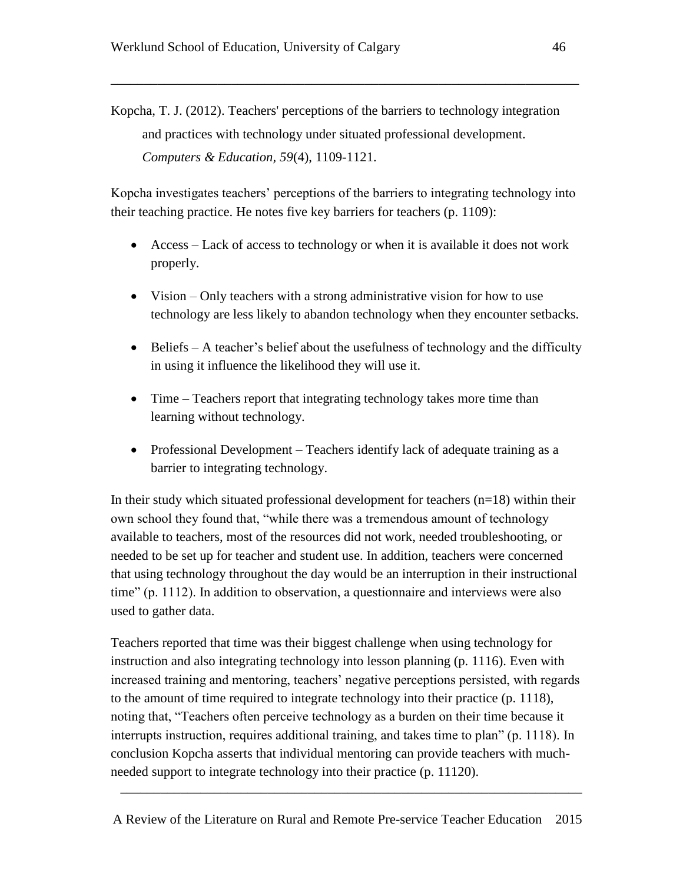Kopcha, T. J. (2012). Teachers' perceptions of the barriers to technology integration and practices with technology under situated professional development. *Computers & Education, 59*(4), 1109-1121.

Kopcha investigates teachers' perceptions of the barriers to integrating technology into their teaching practice. He notes five key barriers for teachers (p. 1109):

- Access – Lack of access to technology or when it is available it does not work properly.
- Vision – Only teachers with a strong administrative vision for how to use technology are less likely to abandon technology when they encounter setbacks.
- Beliefs – A teacher's belief about the usefulness of technology and the difficulty in using it influence the likelihood they will use it.
- Time – Teachers report that integrating technology takes more time than learning without technology.
- Professional Development – Teachers identify lack of adequate training as a barrier to integrating technology.

In their study which situated professional development for teachers (n=18) within their own school they found that, "while there was a tremendous amount of technology available to teachers, most of the resources did not work, needed troubleshooting, or needed to be set up for teacher and student use. In addition, teachers were concerned that using technology throughout the day would be an interruption in their instructional time" (p. 1112). In addition to observation, a questionnaire and interviews were also used to gather data.

Teachers reported that time was their biggest challenge when using technology for instruction and also integrating technology into lesson planning (p. 1116). Even with increased training and mentoring, teachers' negative perceptions persisted, with regards to the amount of time required to integrate technology into their practice (p. 1118), noting that, "Teachers often perceive technology as a burden on their time because it interrupts instruction, requires additional training, and takes time to plan" (p. 1118). In conclusion Kopcha asserts that individual mentoring can provide teachers with much-needed support to integrate technology into their practice (p. 11120).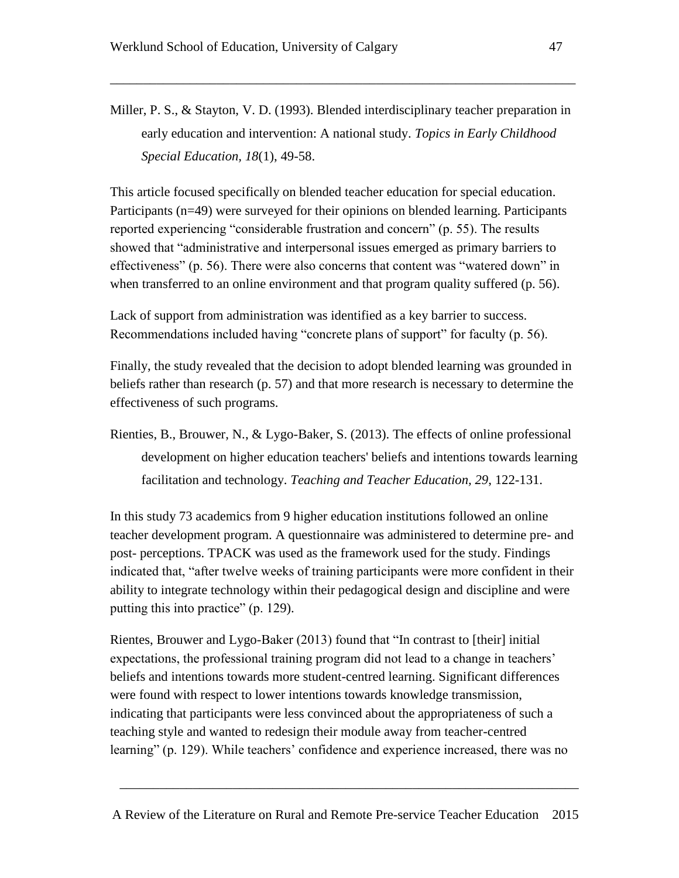Miller, P. S., & Stayton, V. D. (1993). Blended interdisciplinary teacher preparation in early education and intervention: A national study. *Topics in Early Childhood Special Education, 18*(1), 49-58.

This article focused specifically on blended teacher education for special education. Participants (n=49) were surveyed for their opinions on blended learning. Participants reported experiencing "considerable frustration and concern" (p. 55). The results showed that "administrative and interpersonal issues emerged as primary barriers to effectiveness" (p. 56). There were also concerns that content was "watered down" in when transferred to an online environment and that program quality suffered (p. 56).

Lack of support from administration was identified as a key barrier to success. Recommendations included having "concrete plans of support" for faculty (p. 56).

Finally, the study revealed that the decision to adopt blended learning was grounded in beliefs rather than research (p. 57) and that more research is necessary to determine the effectiveness of such programs.

Rienties, B., Brouwer, N., & Lygo-Baker, S. (2013). The effects of online professional development on higher education teachers' beliefs and intentions towards learning facilitation and technology. *Teaching and Teacher Education, 29*, 122-131.

In this study 73 academics from 9 higher education institutions followed an online teacher development program. A questionnaire was administered to determine pre- and post- perceptions. TPACK was used as the framework used for the study. Findings indicated that, "after twelve weeks of training participants were more confident in their ability to integrate technology within their pedagogical design and discipline and were putting this into practice" (p. 129).

Rientes, Brouwer and Lygo-Baker (2013) found that "In contrast to [their] initial expectations, the professional training program did not lead to a change in teachers' beliefs and intentions towards more student-centred learning. Significant differences were found with respect to lower intentions towards knowledge transmission, indicating that participants were less convinced about the appropriateness of such a teaching style and wanted to redesign their module away from teacher-centred learning" (p. 129). While teachers' confidence and experience increased, there was no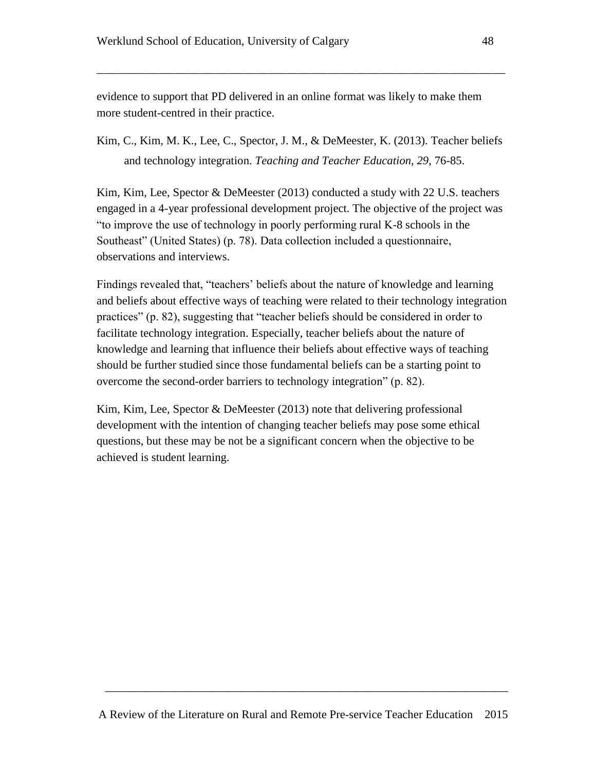evidence to support that PD delivered in an online format was likely to make them more student-centred in their practice.

Kim, C., Kim, M. K., Lee, C., Spector, J. M., & DeMeester, K. (2013). Teacher beliefs and technology integration. *Teaching and Teacher Education, 29*, 76-85.

Kim, Kim, Lee, Spector & DeMeester (2013) conducted a study with 22 U.S. teachers engaged in a 4-year professional development project. The objective of the project was "to improve the use of technology in poorly performing rural K-8 schools in the Southeast" (United States) (p. 78). Data collection included a questionnaire, observations and interviews.

Findings revealed that, "teachers' beliefs about the nature of knowledge and learning and beliefs about effective ways of teaching were related to their technology integration practices" (p. 82), suggesting that "teacher beliefs should be considered in order to facilitate technology integration. Especially, teacher beliefs about the nature of knowledge and learning that influence their beliefs about effective ways of teaching should be further studied since those fundamental beliefs can be a starting point to overcome the second-order barriers to technology integration" (p. 82).

Kim, Kim, Lee, Spector & DeMeester (2013) note that delivering professional development with the intention of changing teacher beliefs may pose some ethical questions, but these may be not be a significant concern when the objective to be achieved is student learning.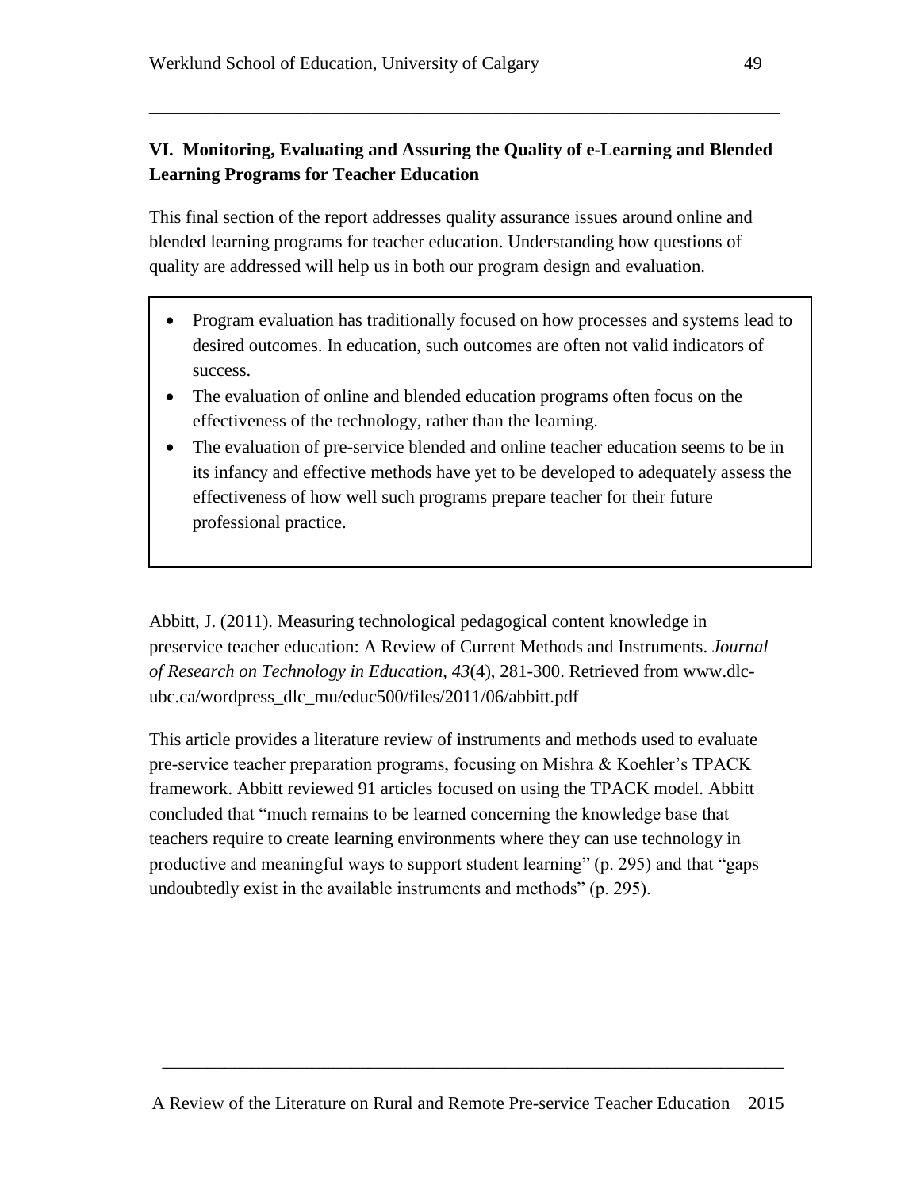## VI. Monitoring, Evaluating and Assuring the Quality of e-Learning and Blended Learning Programs for Teacher Education

This final section of the report addresses quality assurance issues around online and blended learning programs for teacher education. Understanding how questions of quality are addressed will help us in both our program design and evaluation.

- Program evaluation has traditionally focused on how processes and systems lead to desired outcomes. In education, such outcomes are often not valid indicators of success.
- The evaluation of online and blended education programs often focus on the effectiveness of the technology, rather than the learning.
- The evaluation of pre-service blended and online teacher education seems to be in its infancy and effective methods have yet to be developed to adequately assess the effectiveness of how well such programs prepare teacher for their future professional practice.

Abbitt, J. (2011). Measuring technological pedagogical content knowledge in preservice teacher education: A Review of Current Methods and Instruments. *Journal of Research on Technology in Education, 43*(4), 281-300. Retrieved from www.dlc-ubc.ca/wordpress_dlc_mu/educ500/files/2011/06/abbitt.pdf

This article provides a literature review of instruments and methods used to evaluate pre-service teacher preparation programs, focusing on Mishra & Koehler's TPACK framework. Abbitt reviewed 91 articles focused on using the TPACK model. Abbitt concluded that "much remains to be learned concerning the knowledge base that teachers require to create learning environments where they can use technology in productive and meaningful ways to support student learning" (p. 295) and that "gaps undoubtedly exist in the available instruments and methods" (p. 295).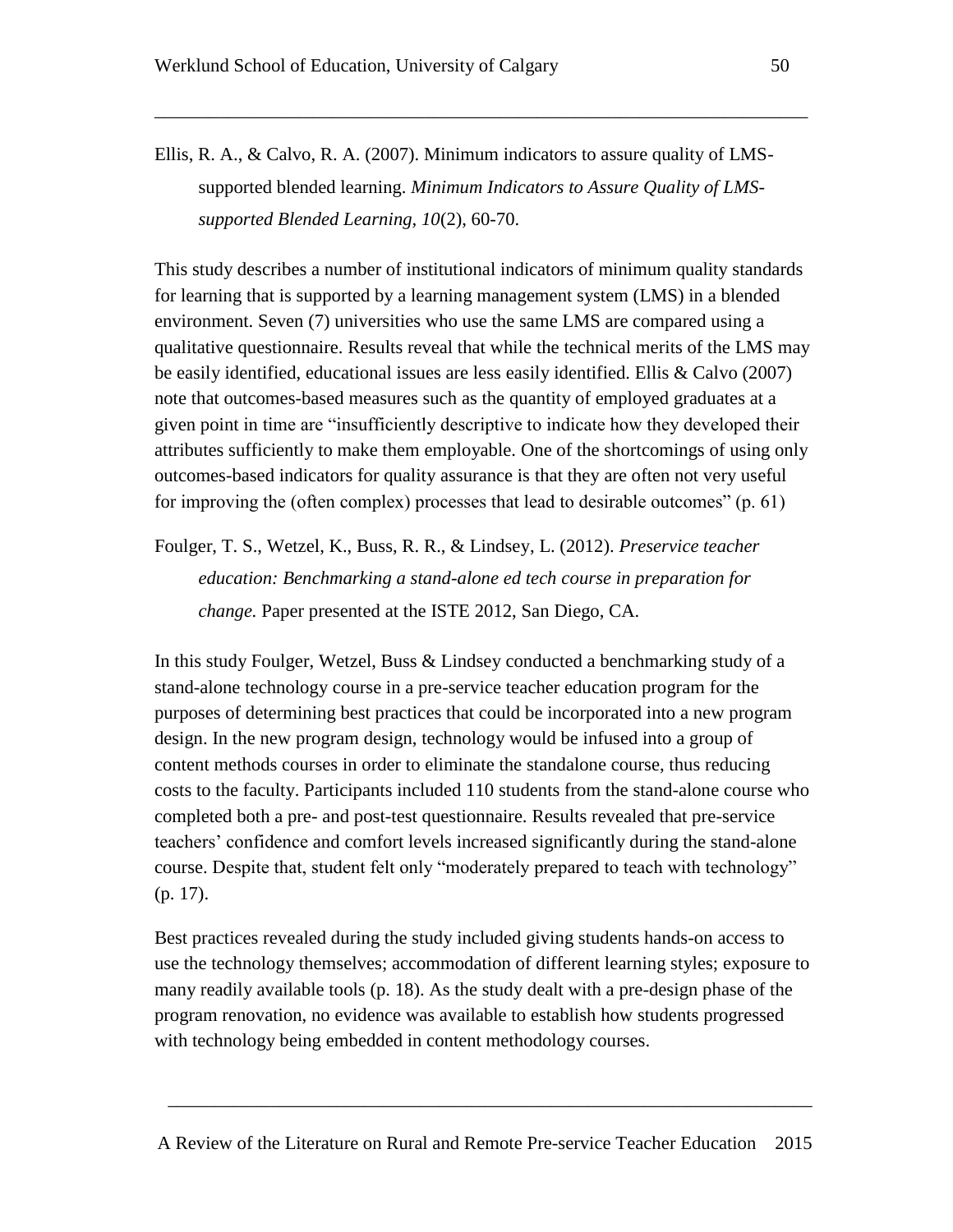Ellis, R. A., & Calvo, R. A. (2007). Minimum indicators to assure quality of LMS-supported blended learning. *Minimum Indicators to Assure Quality of LMS-supported Blended Learning, 10*(2), 60-70.

This study describes a number of institutional indicators of minimum quality standards for learning that is supported by a learning management system (LMS) in a blended environment. Seven (7) universities who use the same LMS are compared using a qualitative questionnaire. Results reveal that while the technical merits of the LMS may be easily identified, educational issues are less easily identified. Ellis & Calvo (2007) note that outcomes-based measures such as the quantity of employed graduates at a given point in time are "insufficiently descriptive to indicate how they developed their attributes sufficiently to make them employable. One of the shortcomings of using only outcomes-based indicators for quality assurance is that they are often not very useful for improving the (often complex) processes that lead to desirable outcomes" (p. 61)

Foulger, T. S., Wetzel, K., Buss, R. R., & Lindsey, L. (2012). *Preservice teacher education: Benchmarking a stand-alone ed tech course in preparation for change.* Paper presented at the ISTE 2012, San Diego, CA.

In this study Foulger, Wetzel, Buss & Lindsey conducted a benchmarking study of a stand-alone technology course in a pre-service teacher education program for the purposes of determining best practices that could be incorporated into a new program design. In the new program design, technology would be infused into a group of content methods courses in order to eliminate the standalone course, thus reducing costs to the faculty. Participants included 110 students from the stand-alone course who completed both a pre- and post-test questionnaire. Results revealed that pre-service teachers' confidence and comfort levels increased significantly during the stand-alone course. Despite that, student felt only "moderately prepared to teach with technology" (p. 17).

Best practices revealed during the study included giving students hands-on access to use the technology themselves; accommodation of different learning styles; exposure to many readily available tools (p. 18). As the study dealt with a pre-design phase of the program renovation, no evidence was available to establish how students progressed with technology being embedded in content methodology courses.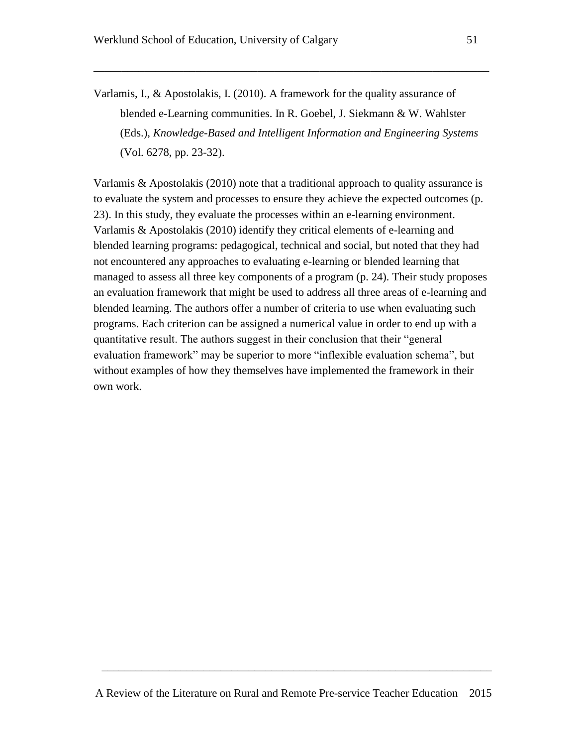Varlamis, I., & Apostolakis, I. (2010). A framework for the quality assurance of blended e-Learning communities. In R. Goebel, J. Siekmann & W. Wahlster (Eds.), *Knowledge-Based and Intelligent Information and Engineering Systems* (Vol. 6278, pp. 23-32).

Varlamis & Apostolakis (2010) note that a traditional approach to quality assurance is to evaluate the system and processes to ensure they achieve the expected outcomes (p. 23). In this study, they evaluate the processes within an e-learning environment. Varlamis & Apostolakis (2010) identify they critical elements of e-learning and blended learning programs: pedagogical, technical and social, but noted that they had not encountered any approaches to evaluating e-learning or blended learning that managed to assess all three key components of a program (p. 24). Their study proposes an evaluation framework that might be used to address all three areas of e-learning and blended learning. The authors offer a number of criteria to use when evaluating such programs. Each criterion can be assigned a numerical value in order to end up with a quantitative result. The authors suggest in their conclusion that their "general evaluation framework" may be superior to more "inflexible evaluation schema", but without examples of how they themselves have implemented the framework in their own work.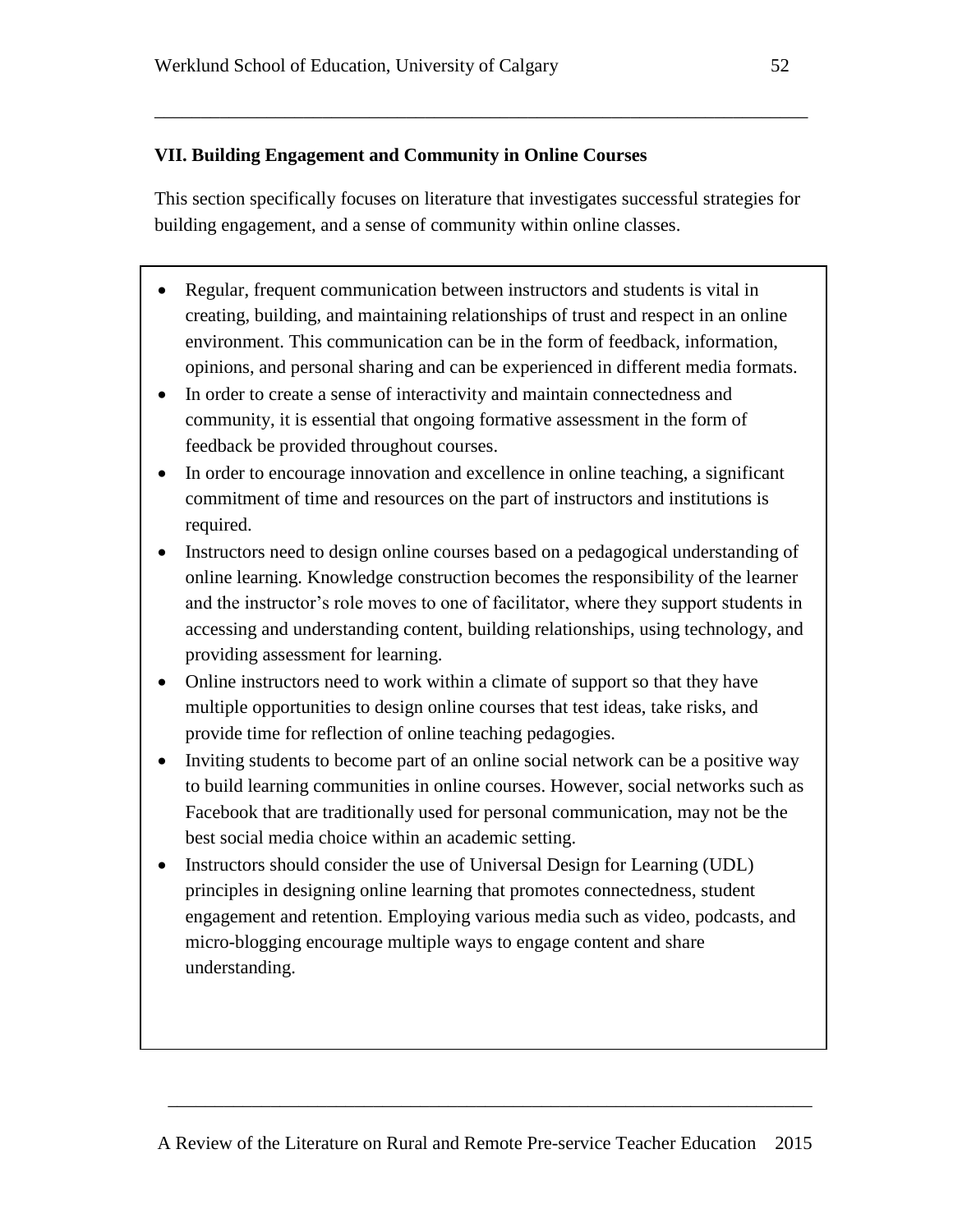## VII. Building Engagement and Community in Online Courses

This section specifically focuses on literature that investigates successful strategies for building engagement, and a sense of community within online classes.

- Regular, frequent communication between instructors and students is vital in creating, building, and maintaining relationships of trust and respect in an online environment. This communication can be in the form of feedback, information, opinions, and personal sharing and can be experienced in different media formats.
- In order to create a sense of interactivity and maintain connectedness and community, it is essential that ongoing formative assessment in the form of feedback be provided throughout courses.
- In order to encourage innovation and excellence in online teaching, a significant commitment of time and resources on the part of instructors and institutions is required.
- Instructors need to design online courses based on a pedagogical understanding of online learning. Knowledge construction becomes the responsibility of the learner and the instructor's role moves to one of facilitator, where they support students in accessing and understanding content, building relationships, using technology, and providing assessment for learning.
- Online instructors need to work within a climate of support so that they have multiple opportunities to design online courses that test ideas, take risks, and provide time for reflection of online teaching pedagogies.
- Inviting students to become part of an online social network can be a positive way to build learning communities in online courses. However, social networks such as Facebook that are traditionally used for personal communication, may not be the best social media choice within an academic setting.
- Instructors should consider the use of Universal Design for Learning (UDL) principles in designing online learning that promotes connectedness, student engagement and retention. Employing various media such as video, podcasts, and micro-blogging encourage multiple ways to engage content and share understanding.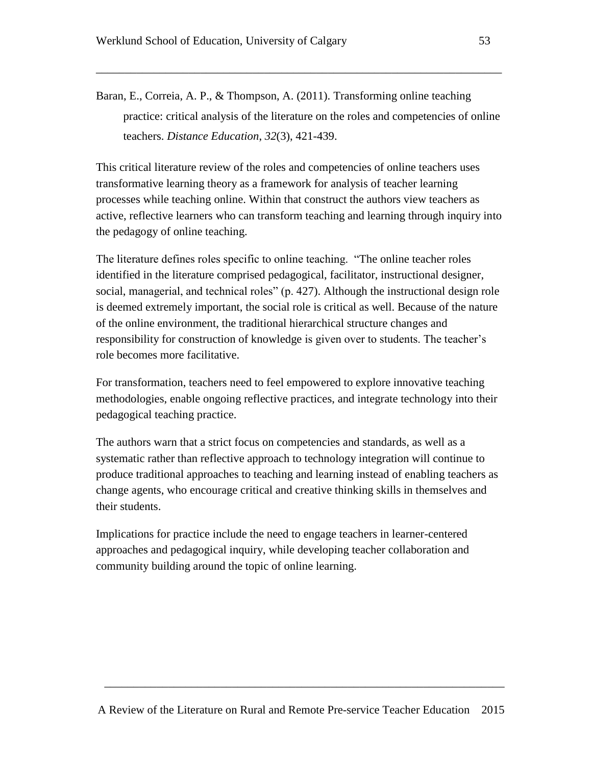Baran, E., Correia, A. P., & Thompson, A. (2011). Transforming online teaching practice: critical analysis of the literature on the roles and competencies of online teachers. *Distance Education*, *32*(3), 421-439.

This critical literature review of the roles and competencies of online teachers uses transformative learning theory as a framework for analysis of teacher learning processes while teaching online. Within that construct the authors view teachers as active, reflective learners who can transform teaching and learning through inquiry into the pedagogy of online teaching.

The literature defines roles specific to online teaching. "The online teacher roles identified in the literature comprised pedagogical, facilitator, instructional designer, social, managerial, and technical roles" (p. 427). Although the instructional design role is deemed extremely important, the social role is critical as well. Because of the nature of the online environment, the traditional hierarchical structure changes and responsibility for construction of knowledge is given over to students. The teacher's role becomes more facilitative.

For transformation, teachers need to feel empowered to explore innovative teaching methodologies, enable ongoing reflective practices, and integrate technology into their pedagogical teaching practice.

The authors warn that a strict focus on competencies and standards, as well as a systematic rather than reflective approach to technology integration will continue to produce traditional approaches to teaching and learning instead of enabling teachers as change agents, who encourage critical and creative thinking skills in themselves and their students.

Implications for practice include the need to engage teachers in learner-centered approaches and pedagogical inquiry, while developing teacher collaboration and community building around the topic of online learning.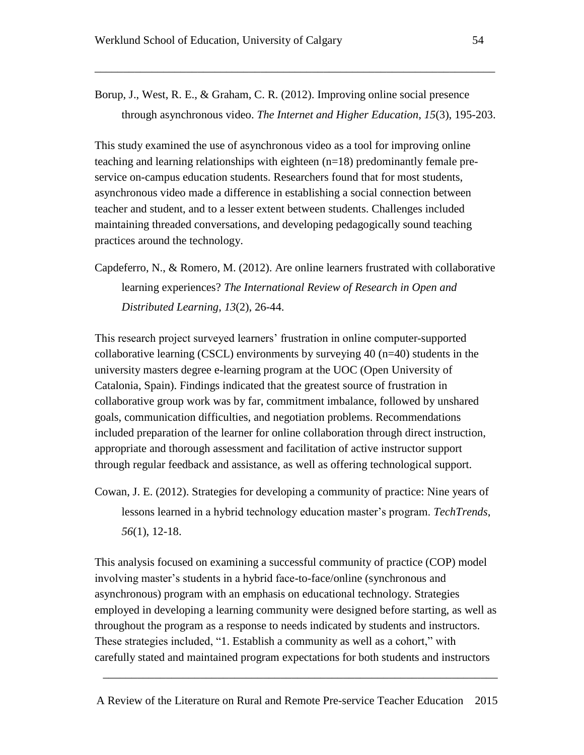Borup, J., West, R. E., & Graham, C. R. (2012). Improving online social presence through asynchronous video. *The Internet and Higher Education*, *15*(3), 195-203.

This study examined the use of asynchronous video as a tool for improving online teaching and learning relationships with eighteen (n=18) predominantly female pre-service on-campus education students. Researchers found that for most students, asynchronous video made a difference in establishing a social connection between teacher and student, and to a lesser extent between students. Challenges included maintaining threaded conversations, and developing pedagogically sound teaching practices around the technology.

Capdeferro, N., & Romero, M. (2012). Are online learners frustrated with collaborative learning experiences? *The International Review of Research in Open and Distributed Learning*, *13*(2), 26-44.

This research project surveyed learners' frustration in online computer-supported collaborative learning (CSCL) environments by surveying 40 (n=40) students in the university masters degree e-learning program at the UOC (Open University of Catalonia, Spain). Findings indicated that the greatest source of frustration in collaborative group work was by far, commitment imbalance, followed by unshared goals, communication difficulties, and negotiation problems. Recommendations included preparation of the learner for online collaboration through direct instruction, appropriate and thorough assessment and facilitation of active instructor support through regular feedback and assistance, as well as offering technological support.

Cowan, J. E. (2012). Strategies for developing a community of practice: Nine years of lessons learned in a hybrid technology education master's program. *TechTrends*, *56*(1), 12-18.

This analysis focused on examining a successful community of practice (COP) model involving master's students in a hybrid face-to-face/online (synchronous and asynchronous) program with an emphasis on educational technology. Strategies employed in developing a learning community were designed before starting, as well as throughout the program as a response to needs indicated by students and instructors. These strategies included, "1. Establish a community as well as a cohort," with carefully stated and maintained program expectations for both students and instructors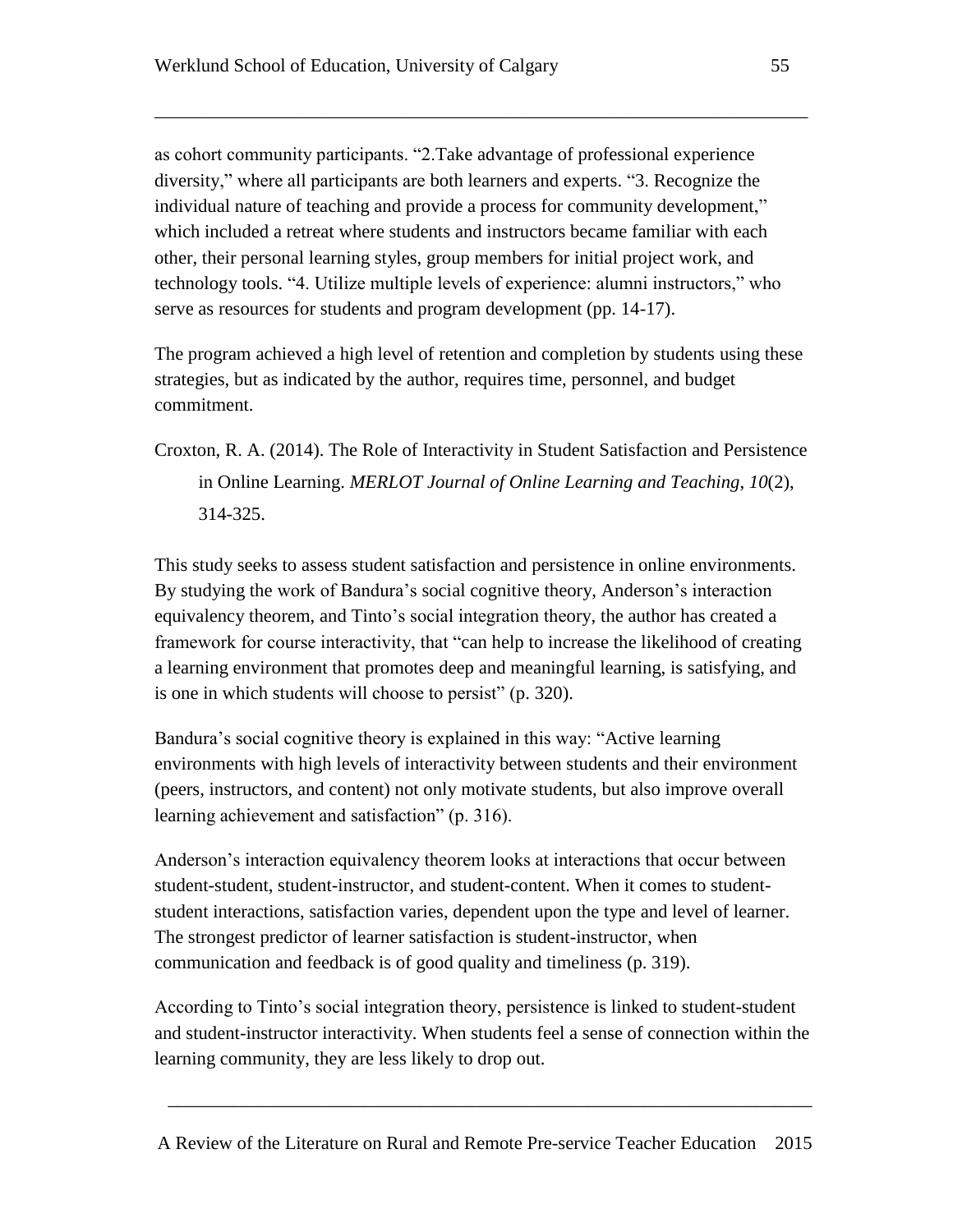as cohort community participants. "2.Take advantage of professional experience diversity," where all participants are both learners and experts. "3. Recognize the individual nature of teaching and provide a process for community development," which included a retreat where students and instructors became familiar with each other, their personal learning styles, group members for initial project work, and technology tools. "4. Utilize multiple levels of experience: alumni instructors," who serve as resources for students and program development (pp. 14-17).

The program achieved a high level of retention and completion by students using these strategies, but as indicated by the author, requires time, personnel, and budget commitment.

Croxton, R. A. (2014). The Role of Interactivity in Student Satisfaction and Persistence in Online Learning. *MERLOT Journal of Online Learning and Teaching*, *10*(2), 314-325.

This study seeks to assess student satisfaction and persistence in online environments. By studying the work of Bandura's social cognitive theory, Anderson's interaction equivalency theorem, and Tinto's social integration theory, the author has created a framework for course interactivity, that "can help to increase the likelihood of creating a learning environment that promotes deep and meaningful learning, is satisfying, and is one in which students will choose to persist" (p. 320).

Bandura's social cognitive theory is explained in this way: "Active learning environments with high levels of interactivity between students and their environment (peers, instructors, and content) not only motivate students, but also improve overall learning achievement and satisfaction" (p. 316).

Anderson's interaction equivalency theorem looks at interactions that occur between student-student, student-instructor, and student-content. When it comes to student-student interactions, satisfaction varies, dependent upon the type and level of learner. The strongest predictor of learner satisfaction is student-instructor, when communication and feedback is of good quality and timeliness (p. 319).

According to Tinto's social integration theory, persistence is linked to student-student and student-instructor interactivity. When students feel a sense of connection within the learning community, they are less likely to drop out.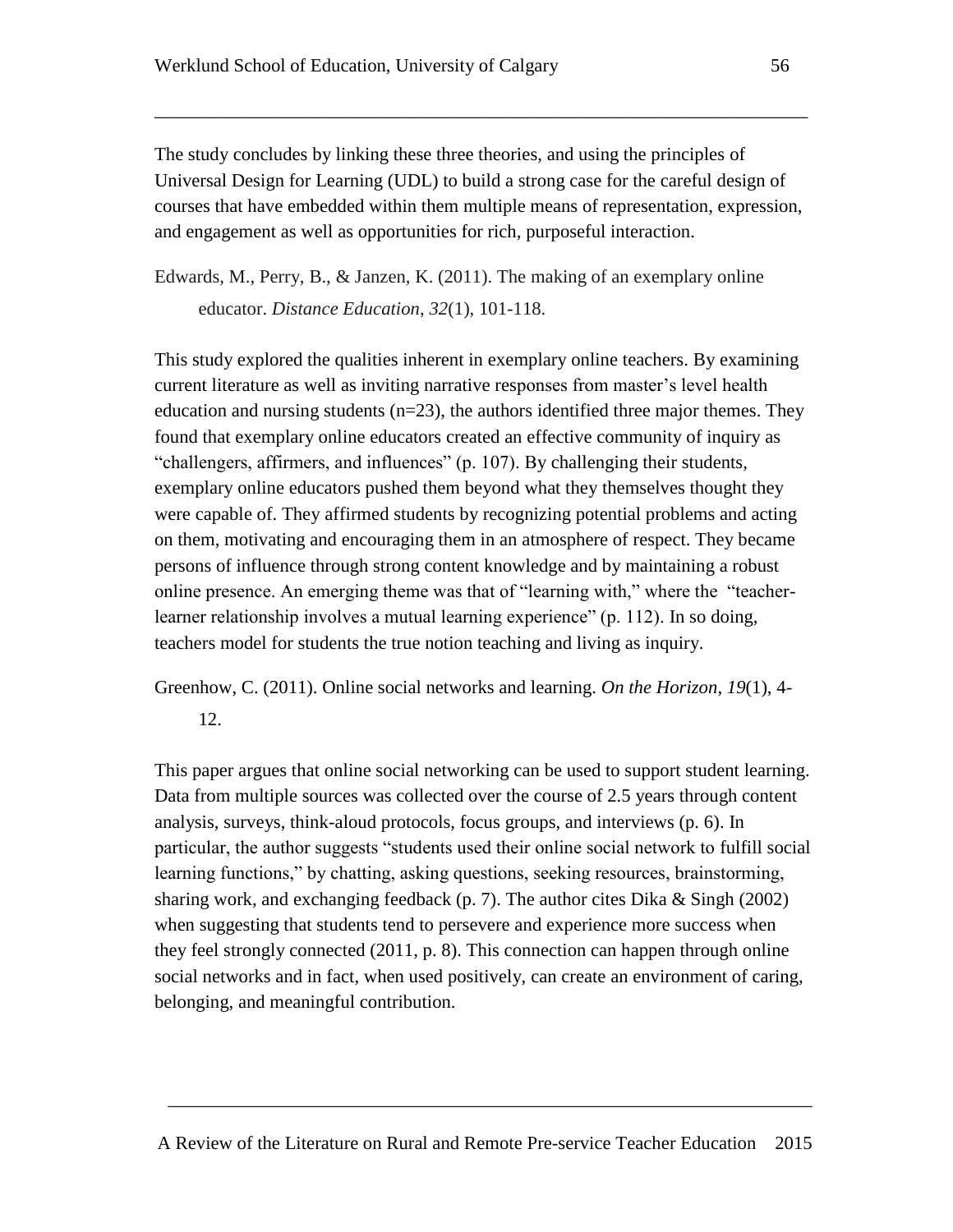The study concludes by linking these three theories, and using the principles of Universal Design for Learning (UDL) to build a strong case for the careful design of courses that have embedded within them multiple means of representation, expression, and engagement as well as opportunities for rich, purposeful interaction.

Edwards, M., Perry, B., & Janzen, K. (2011). The making of an exemplary online educator. *Distance Education*, *32*(1), 101-118.

This study explored the qualities inherent in exemplary online teachers. By examining current literature as well as inviting narrative responses from master's level health education and nursing students (n=23), the authors identified three major themes. They found that exemplary online educators created an effective community of inquiry as "challengers, affirmers, and influences" (p. 107). By challenging their students, exemplary online educators pushed them beyond what they themselves thought they were capable of. They affirmed students by recognizing potential problems and acting on them, motivating and encouraging them in an atmosphere of respect. They became persons of influence through strong content knowledge and by maintaining a robust online presence. An emerging theme was that of "learning with," where the "teacher-learner relationship involves a mutual learning experience" (p. 112). In so doing, teachers model for students the true notion teaching and living as inquiry.

Greenhow, C. (2011). Online social networks and learning. *On the Horizon*, *19*(1), 4-12.

This paper argues that online social networking can be used to support student learning. Data from multiple sources was collected over the course of 2.5 years through content analysis, surveys, think-aloud protocols, focus groups, and interviews (p. 6). In particular, the author suggests "students used their online social network to fulfill social learning functions," by chatting, asking questions, seeking resources, brainstorming, sharing work, and exchanging feedback (p. 7). The author cites Dika & Singh (2002) when suggesting that students tend to persevere and experience more success when they feel strongly connected (2011, p. 8). This connection can happen through online social networks and in fact, when used positively, can create an environment of caring, belonging, and meaningful contribution.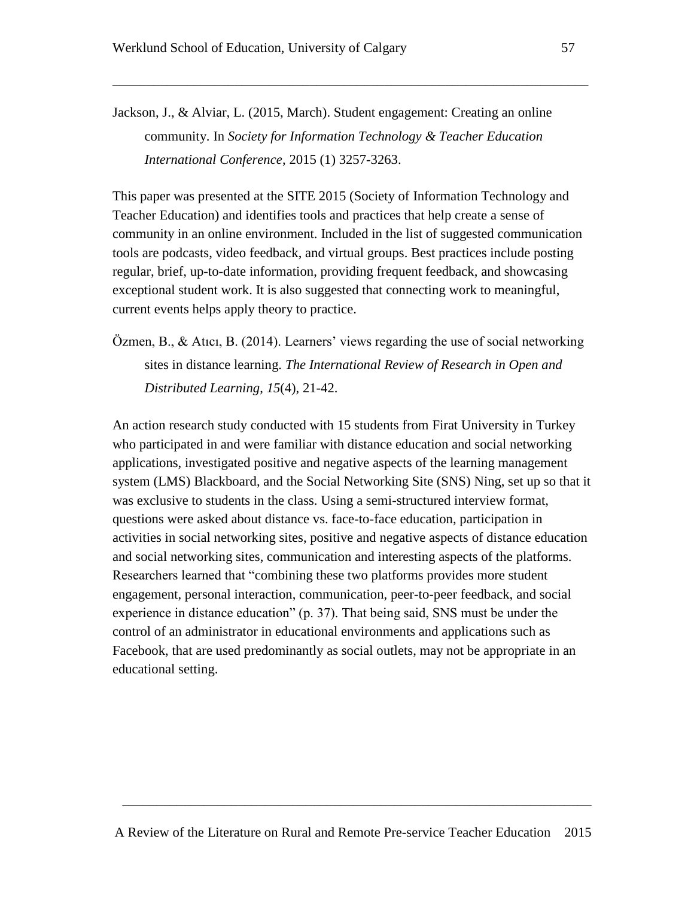Jackson, J., & Alviar, L. (2015, March). Student engagement: Creating an online community. In *Society for Information Technology & Teacher Education International Conference*, 2015 (1) 3257-3263.

This paper was presented at the SITE 2015 (Society of Information Technology and Teacher Education) and identifies tools and practices that help create a sense of community in an online environment. Included in the list of suggested communication tools are podcasts, video feedback, and virtual groups. Best practices include posting regular, brief, up-to-date information, providing frequent feedback, and showcasing exceptional student work. It is also suggested that connecting work to meaningful, current events helps apply theory to practice.

Özmen, B., & Atıcı, B. (2014). Learners' views regarding the use of social networking sites in distance learning. *The International Review of Research in Open and Distributed Learning*, *15*(4), 21-42.

An action research study conducted with 15 students from Firat University in Turkey who participated in and were familiar with distance education and social networking applications, investigated positive and negative aspects of the learning management system (LMS) Blackboard, and the Social Networking Site (SNS) Ning, set up so that it was exclusive to students in the class. Using a semi-structured interview format, questions were asked about distance vs. face-to-face education, participation in activities in social networking sites, positive and negative aspects of distance education and social networking sites, communication and interesting aspects of the platforms. Researchers learned that "combining these two platforms provides more student engagement, personal interaction, communication, peer-to-peer feedback, and social experience in distance education" (p. 37). That being said, SNS must be under the control of an administrator in educational environments and applications such as Facebook, that are used predominantly as social outlets, may not be appropriate in an educational setting.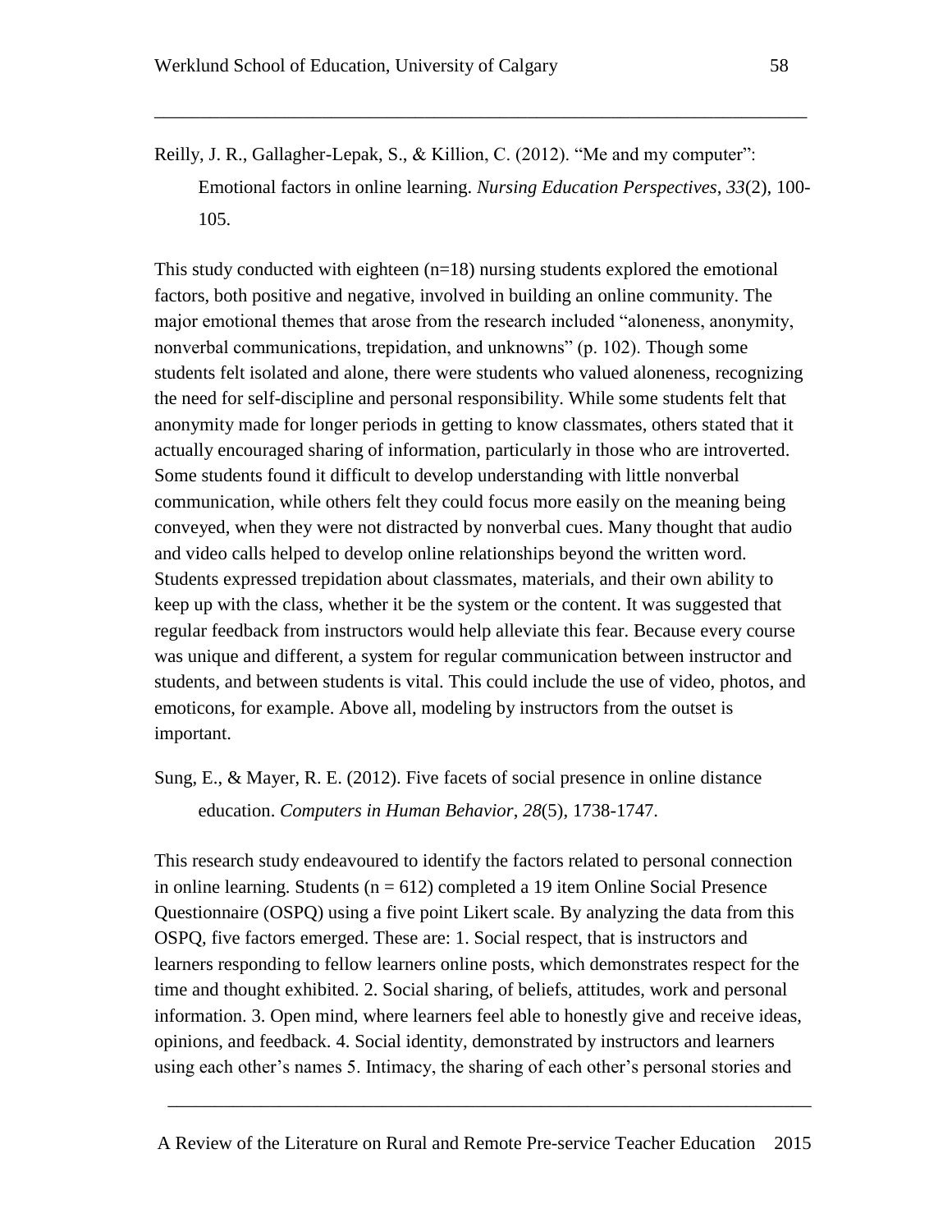Reilly, J. R., Gallagher-Lepak, S., & Killion, C. (2012). "Me and my computer": Emotional factors in online learning. *Nursing Education Perspectives*, *33*(2), 100-105.

This study conducted with eighteen (n=18) nursing students explored the emotional factors, both positive and negative, involved in building an online community. The major emotional themes that arose from the research included "aloneness, anonymity, nonverbal communications, trepidation, and unknowns" (p. 102). Though some students felt isolated and alone, there were students who valued aloneness, recognizing the need for self-discipline and personal responsibility. While some students felt that anonymity made for longer periods in getting to know classmates, others stated that it actually encouraged sharing of information, particularly in those who are introverted. Some students found it difficult to develop understanding with little nonverbal communication, while others felt they could focus more easily on the meaning being conveyed, when they were not distracted by nonverbal cues. Many thought that audio and video calls helped to develop online relationships beyond the written word. Students expressed trepidation about classmates, materials, and their own ability to keep up with the class, whether it be the system or the content. It was suggested that regular feedback from instructors would help alleviate this fear. Because every course was unique and different, a system for regular communication between instructor and students, and between students is vital. This could include the use of video, photos, and emoticons, for example. Above all, modeling by instructors from the outset is important.

Sung, E., & Mayer, R. E. (2012). Five facets of social presence in online distance education. *Computers in Human Behavior*, *28*(5), 1738-1747.

This research study endeavoured to identify the factors related to personal connection in online learning. Students (n = 612) completed a 19 item Online Social Presence Questionnaire (OSPQ) using a five point Likert scale. By analyzing the data from this OSPQ, five factors emerged. These are: 1. Social respect, that is instructors and learners responding to fellow learners online posts, which demonstrates respect for the time and thought exhibited. 2. Social sharing, of beliefs, attitudes, work and personal information. 3. Open mind, where learners feel able to honestly give and receive ideas, opinions, and feedback. 4. Social identity, demonstrated by instructors and learners using each other's names 5. Intimacy, the sharing of each other's personal stories and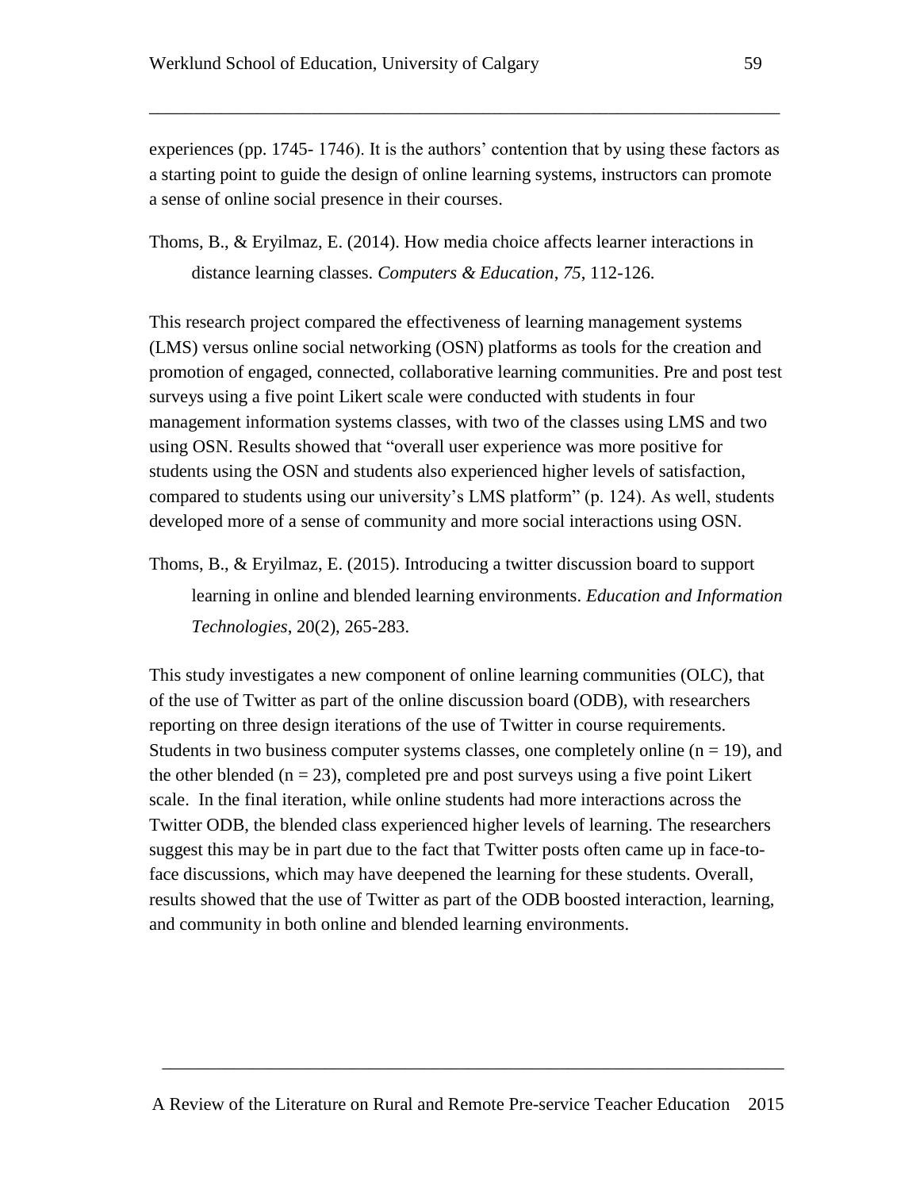experiences (pp. 1745- 1746). It is the authors' contention that by using these factors as a starting point to guide the design of online learning systems, instructors can promote a sense of online social presence in their courses.

Thoms, B., & Eryilmaz, E. (2014). How media choice affects learner interactions in distance learning classes. *Computers & Education*, *75*, 112-126.

This research project compared the effectiveness of learning management systems (LMS) versus online social networking (OSN) platforms as tools for the creation and promotion of engaged, connected, collaborative learning communities. Pre and post test surveys using a five point Likert scale were conducted with students in four management information systems classes, with two of the classes using LMS and two using OSN. Results showed that "overall user experience was more positive for students using the OSN and students also experienced higher levels of satisfaction, compared to students using our university's LMS platform" (p. 124). As well, students developed more of a sense of community and more social interactions using OSN.

Thoms, B., & Eryilmaz, E. (2015). Introducing a twitter discussion board to support learning in online and blended learning environments. *Education and Information Technologies*, 20(2), 265-283.

This study investigates a new component of online learning communities (OLC), that of the use of Twitter as part of the online discussion board (ODB), with researchers reporting on three design iterations of the use of Twitter in course requirements. Students in two business computer systems classes, one completely online ($n = 19$), and the other blended ($n = 23$), completed pre and post surveys using a five point Likert scale. In the final iteration, while online students had more interactions across the Twitter ODB, the blended class experienced higher levels of learning. The researchers suggest this may be in part due to the fact that Twitter posts often came up in face-to-face discussions, which may have deepened the learning for these students. Overall, results showed that the use of Twitter as part of the ODB boosted interaction, learning, and community in both online and blended learning environments.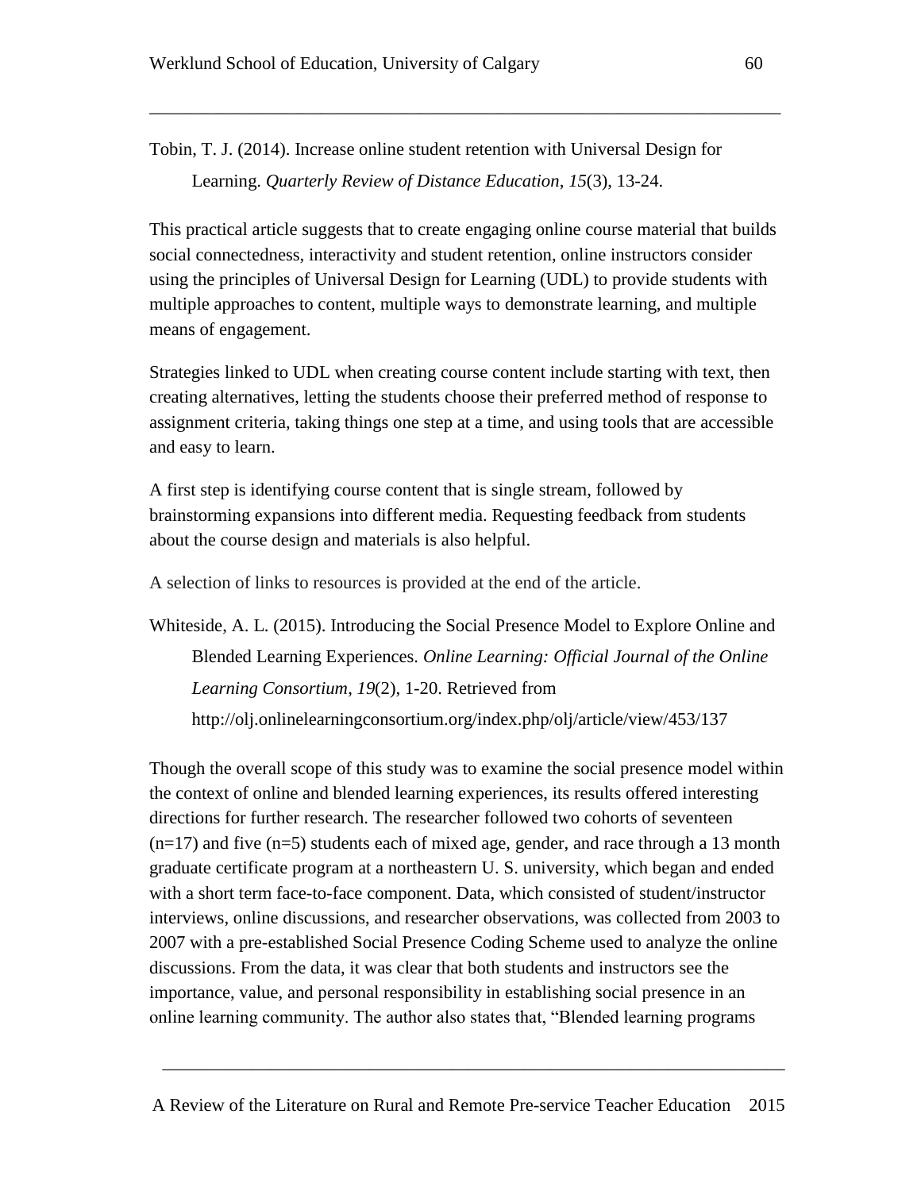Tobin, T. J. (2014). Increase online student retention with Universal Design for Learning. *Quarterly Review of Distance Education*, *15*(3), 13-24.

This practical article suggests that to create engaging online course material that builds social connectedness, interactivity and student retention, online instructors consider using the principles of Universal Design for Learning (UDL) to provide students with multiple approaches to content, multiple ways to demonstrate learning, and multiple means of engagement.

Strategies linked to UDL when creating course content include starting with text, then creating alternatives, letting the students choose their preferred method of response to assignment criteria, taking things one step at a time, and using tools that are accessible and easy to learn.

A first step is identifying course content that is single stream, followed by brainstorming expansions into different media. Requesting feedback from students about the course design and materials is also helpful.

A selection of links to resources is provided at the end of the article.

Whiteside, A. L. (2015). Introducing the Social Presence Model to Explore Online and Blended Learning Experiences. *Online Learning: Official Journal of the Online Learning Consortium*, *19*(2), 1-20. Retrieved from http://olj.onlinelearningconsortium.org/index.php/olj/article/view/453/137

Though the overall scope of this study was to examine the social presence model within the context of online and blended learning experiences, its results offered interesting directions for further research. The researcher followed two cohorts of seventeen (n=17) and five (n=5) students each of mixed age, gender, and race through a 13 month graduate certificate program at a northeastern U. S. university, which began and ended with a short term face-to-face component. Data, which consisted of student/instructor interviews, online discussions, and researcher observations, was collected from 2003 to 2007 with a pre-established Social Presence Coding Scheme used to analyze the online discussions. From the data, it was clear that both students and instructors see the importance, value, and personal responsibility in establishing social presence in an online learning community. The author also states that, "Blended learning programs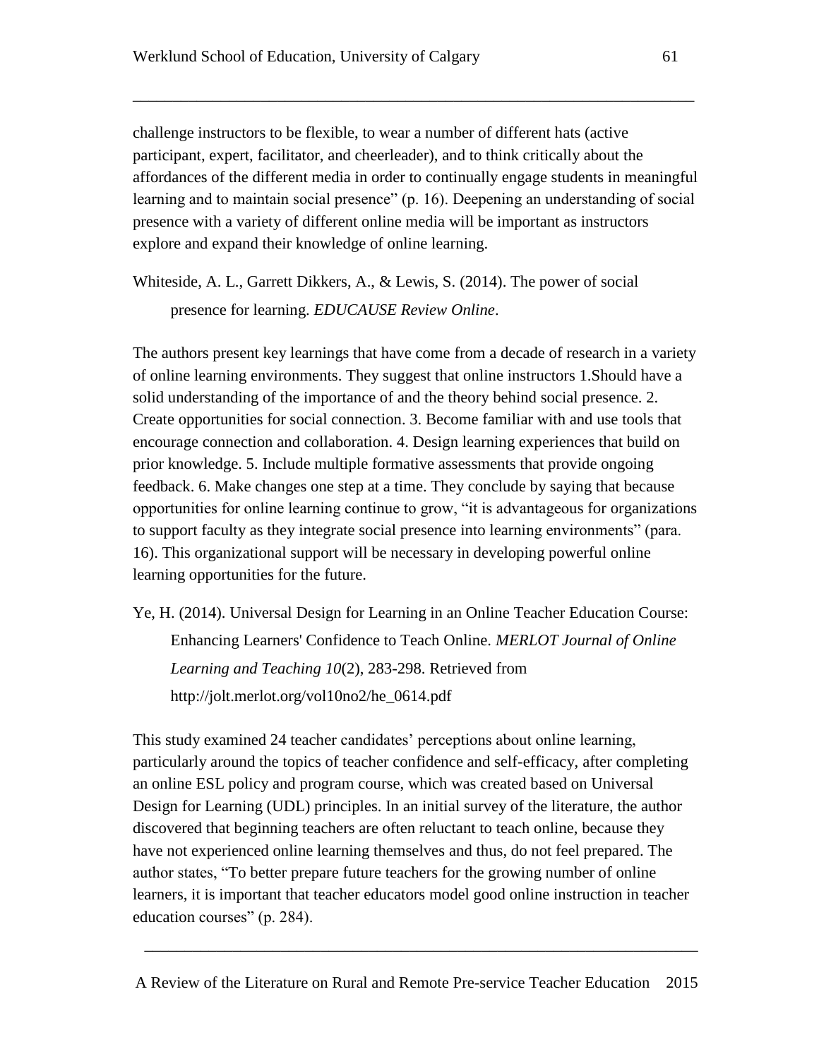challenge instructors to be flexible, to wear a number of different hats (active participant, expert, facilitator, and cheerleader), and to think critically about the affordances of the different media in order to continually engage students in meaningful learning and to maintain social presence" (p. 16). Deepening an understanding of social presence with a variety of different online media will be important as instructors explore and expand their knowledge of online learning.

Whiteside, A. L., Garrett Dikkers, A., & Lewis, S. (2014). The power of social presence for learning. *EDUCAUSE Review Online*.

The authors present key learnings that have come from a decade of research in a variety of online learning environments. They suggest that online instructors 1.Should have a solid understanding of the importance of and the theory behind social presence. 2. Create opportunities for social connection. 3. Become familiar with and use tools that encourage connection and collaboration. 4. Design learning experiences that build on prior knowledge. 5. Include multiple formative assessments that provide ongoing feedback. 6. Make changes one step at a time. They conclude by saying that because opportunities for online learning continue to grow, "it is advantageous for organizations to support faculty as they integrate social presence into learning environments" (para. 16). This organizational support will be necessary in developing powerful online learning opportunities for the future.

Ye, H. (2014). Universal Design for Learning in an Online Teacher Education Course: Enhancing Learners' Confidence to Teach Online. *MERLOT Journal of Online Learning and Teaching 10*(2), 283-298. Retrieved from http://jolt.merlot.org/vol10no2/he_0614.pdf

This study examined 24 teacher candidates' perceptions about online learning, particularly around the topics of teacher confidence and self-efficacy, after completing an online ESL policy and program course, which was created based on Universal Design for Learning (UDL) principles. In an initial survey of the literature, the author discovered that beginning teachers are often reluctant to teach online, because they have not experienced online learning themselves and thus, do not feel prepared. The author states, "To better prepare future teachers for the growing number of online learners, it is important that teacher educators model good online instruction in teacher education courses" (p. 284).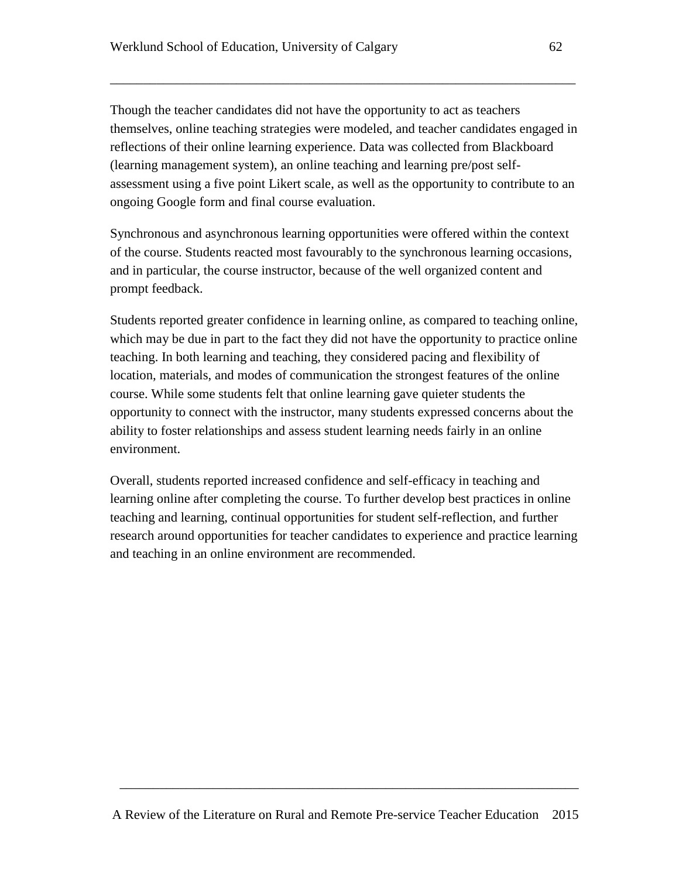Though the teacher candidates did not have the opportunity to act as teachers themselves, online teaching strategies were modeled, and teacher candidates engaged in reflections of their online learning experience. Data was collected from Blackboard (learning management system), an online teaching and learning pre/post self-assessment using a five point Likert scale, as well as the opportunity to contribute to an ongoing Google form and final course evaluation.

Synchronous and asynchronous learning opportunities were offered within the context of the course. Students reacted most favourably to the synchronous learning occasions, and in particular, the course instructor, because of the well organized content and prompt feedback.

Students reported greater confidence in learning online, as compared to teaching online, which may be due in part to the fact they did not have the opportunity to practice online teaching. In both learning and teaching, they considered pacing and flexibility of location, materials, and modes of communication the strongest features of the online course. While some students felt that online learning gave quieter students the opportunity to connect with the instructor, many students expressed concerns about the ability to foster relationships and assess student learning needs fairly in an online environment.

Overall, students reported increased confidence and self-efficacy in teaching and learning online after completing the course. To further develop best practices in online teaching and learning, continual opportunities for student self-reflection, and further research around opportunities for teacher candidates to experience and practice learning and teaching in an online environment are recommended.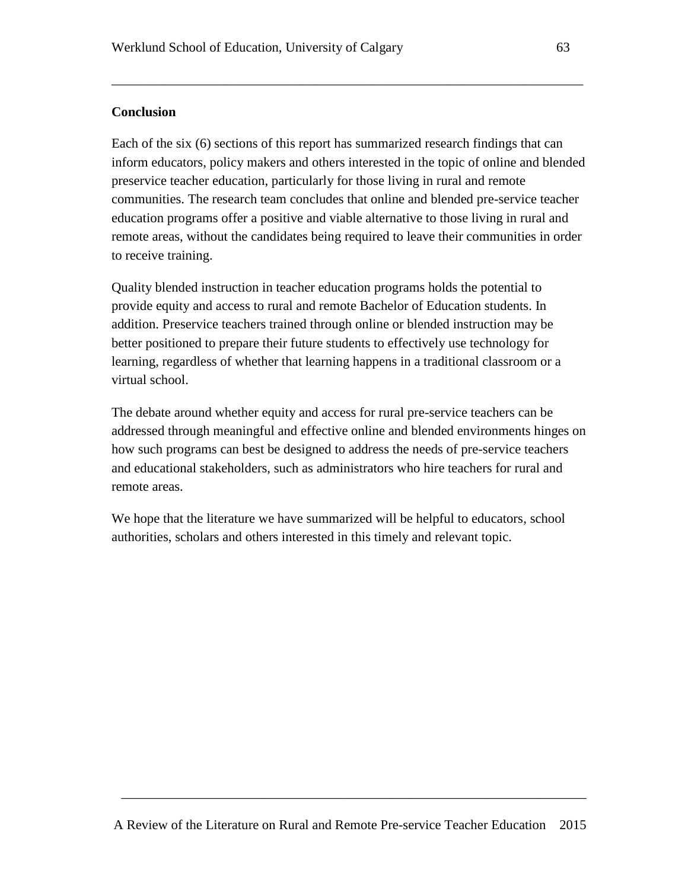## Conclusion

Each of the six (6) sections of this report has summarized research findings that can inform educators, policy makers and others interested in the topic of online and blended preservice teacher education, particularly for those living in rural and remote communities. The research team concludes that online and blended pre-service teacher education programs offer a positive and viable alternative to those living in rural and remote areas, without the candidates being required to leave their communities in order to receive training.

Quality blended instruction in teacher education programs holds the potential to provide equity and access to rural and remote Bachelor of Education students. In addition. Preservice teachers trained through online or blended instruction may be better positioned to prepare their future students to effectively use technology for learning, regardless of whether that learning happens in a traditional classroom or a virtual school.

The debate around whether equity and access for rural pre-service teachers can be addressed through meaningful and effective online and blended environments hinges on how such programs can best be designed to address the needs of pre-service teachers and educational stakeholders, such as administrators who hire teachers for rural and remote areas.

We hope that the literature we have summarized will be helpful to educators, school authorities, scholars and others interested in this timely and relevant topic.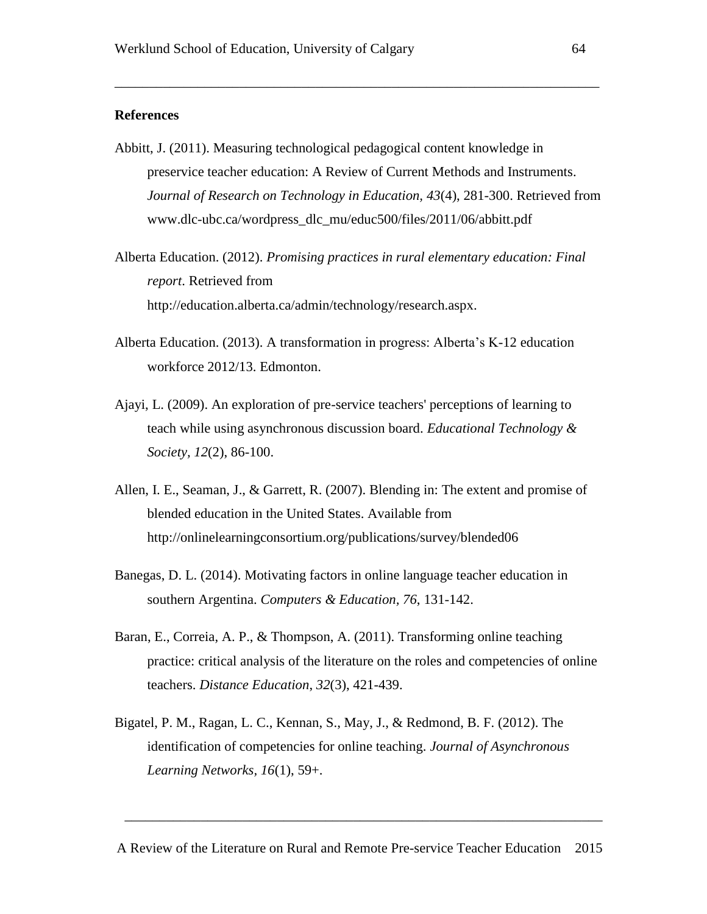**References**

Abbitt, J. (2011). Measuring technological pedagogical content knowledge in preservice teacher education: A Review of Current Methods and Instruments. *Journal of Research on Technology in Education, 43*(4), 281-300. Retrieved from www.dlc-ubc.ca/wordpress_dlc_mu/educ500/files/2011/06/abbitt.pdf

Alberta Education. (2012). *Promising practices in rural elementary education: Final report*. Retrieved from http://education.alberta.ca/admin/technology/research.aspx.

Alberta Education. (2013). A transformation in progress: Alberta's K-12 education workforce 2012/13. Edmonton.

Ajayi, L. (2009). An exploration of pre-service teachers' perceptions of learning to teach while using asynchronous discussion board. *Educational Technology & Society, 12*(2), 86-100.

Allen, I. E., Seaman, J., & Garrett, R. (2007). Blending in: The extent and promise of blended education in the United States. Available from http://onlinelearningconsortium.org/publications/survey/blended06

Banegas, D. L. (2014). Motivating factors in online language teacher education in southern Argentina. *Computers & Education, 76*, 131-142.

Baran, E., Correia, A. P., & Thompson, A. (2011). Transforming online teaching practice: critical analysis of the literature on the roles and competencies of online teachers. *Distance Education*, *32*(3), 421-439.

Bigatel, P. M., Ragan, L. C., Kennan, S., May, J., & Redmond, B. F. (2012). The identification of competencies for online teaching. *Journal of Asynchronous Learning Networks, 16*(1), 59+.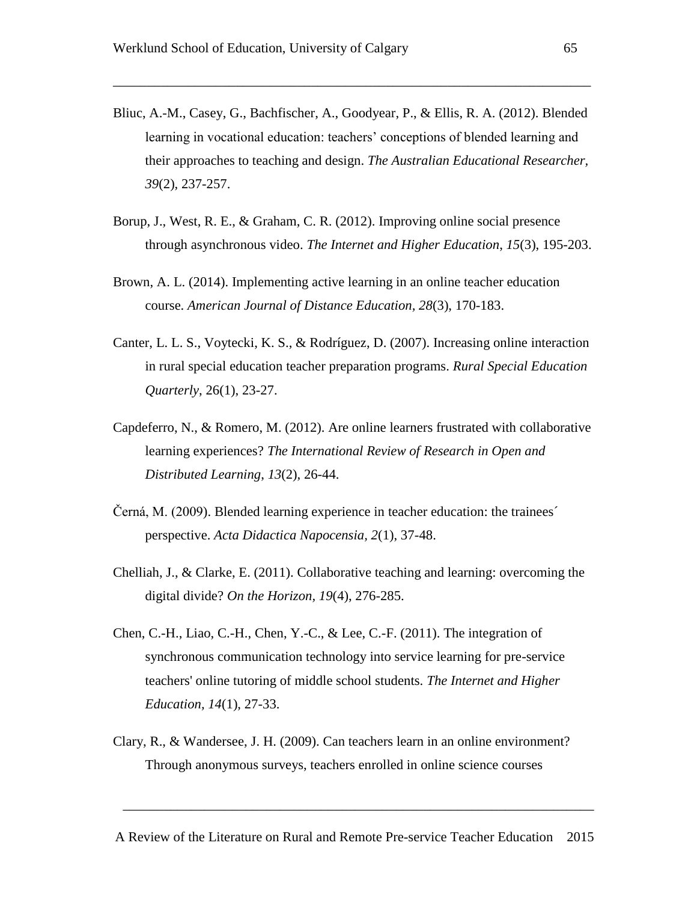Bliuc, A.-M., Casey, G., Bachfischer, A., Goodyear, P., & Ellis, R. A. (2012). Blended learning in vocational education: teachers' conceptions of blended learning and their approaches to teaching and design. *The Australian Educational Researcher*, *39*(2), 237-257.

Borup, J., West, R. E., & Graham, C. R. (2012). Improving online social presence through asynchronous video. *The Internet and Higher Education*, *15*(3), 195-203.

Brown, A. L. (2014). Implementing active learning in an online teacher education course. *American Journal of Distance Education*, *28*(3), 170-183.

Canter, L. L. S., Voytecki, K. S., & Rodríguez, D. (2007). Increasing online interaction in rural special education teacher preparation programs. *Rural Special Education Quarterly*, 26(1), 23-27.

Capdeferro, N., & Romero, M. (2012). Are online learners frustrated with collaborative learning experiences? *The International Review of Research in Open and Distributed Learning*, *13*(2), 26-44.

Černá, M. (2009). Blended learning experience in teacher education: the trainees´ perspective. *Acta Didactica Napocensia*, *2*(1), 37-48.

Chelliah, J., & Clarke, E. (2011). Collaborative teaching and learning: overcoming the digital divide? *On the Horizon*, *19*(4), 276-285.

Chen, C.-H., Liao, C.-H., Chen, Y.-C., & Lee, C.-F. (2011). The integration of synchronous communication technology into service learning for pre-service teachers' online tutoring of middle school students. *The Internet and Higher Education*, *14*(1), 27-33.

Clary, R., & Wandersee, J. H. (2009). Can teachers learn in an online environment? Through anonymous surveys, teachers enrolled in online science courses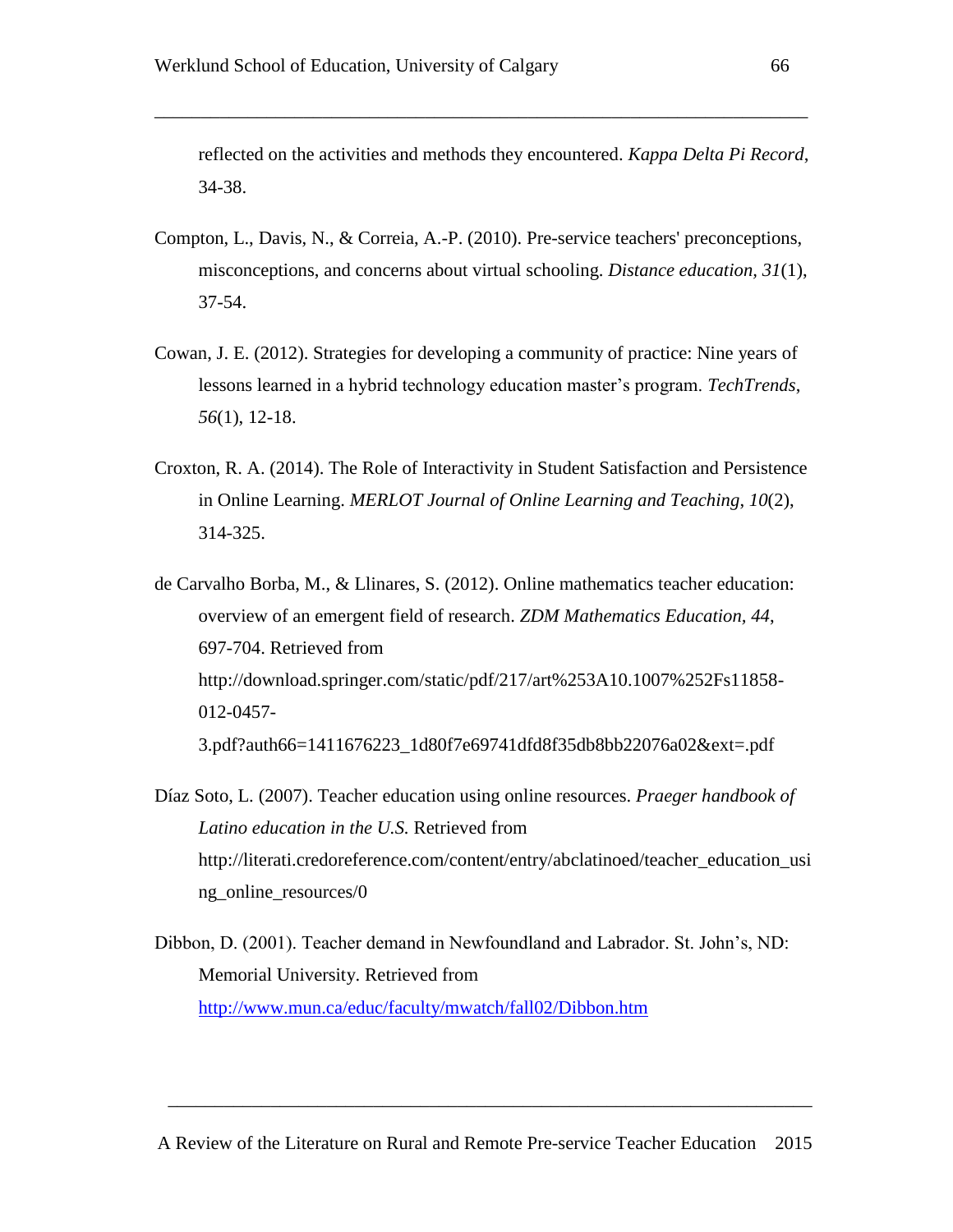reflected on the activities and methods they encountered. *Kappa Delta Pi Record*, 34-38.

Compton, L., Davis, N., & Correia, A.-P. (2010). Pre-service teachers' preconceptions, misconceptions, and concerns about virtual schooling. *Distance education, 31*(1), 37-54.

Cowan, J. E. (2012). Strategies for developing a community of practice: Nine years of lessons learned in a hybrid technology education master's program. *TechTrends*, *56*(1), 12-18.

Croxton, R. A. (2014). The Role of Interactivity in Student Satisfaction and Persistence in Online Learning. *MERLOT Journal of Online Learning and Teaching, 10*(2), 314-325.

de Carvalho Borba, M., & Llinares, S. (2012). Online mathematics teacher education: overview of an emergent field of research. *ZDM Mathematics Education, 44*, 697-704. Retrieved from http://download.springer.com/static/pdf/217/art%253A10.1007%252Fs11858-012-0457-3.pdf?auth66=1411676223_1d80f7e69741dfd8f35db8bb22076a02&ext=.pdf

Díaz Soto, L. (2007). Teacher education using online resources. *Praeger handbook of Latino education in the U.S.* Retrieved from http://literati.credoreference.com/content/entry/abclatinoed/teacher_education_using_online_resources/0

Dibbon, D. (2001). Teacher demand in Newfoundland and Labrador. St. John's, ND: Memorial University. Retrieved from http://www.mun.ca/educ/faculty/mwatch/fall02/Dibbon.htm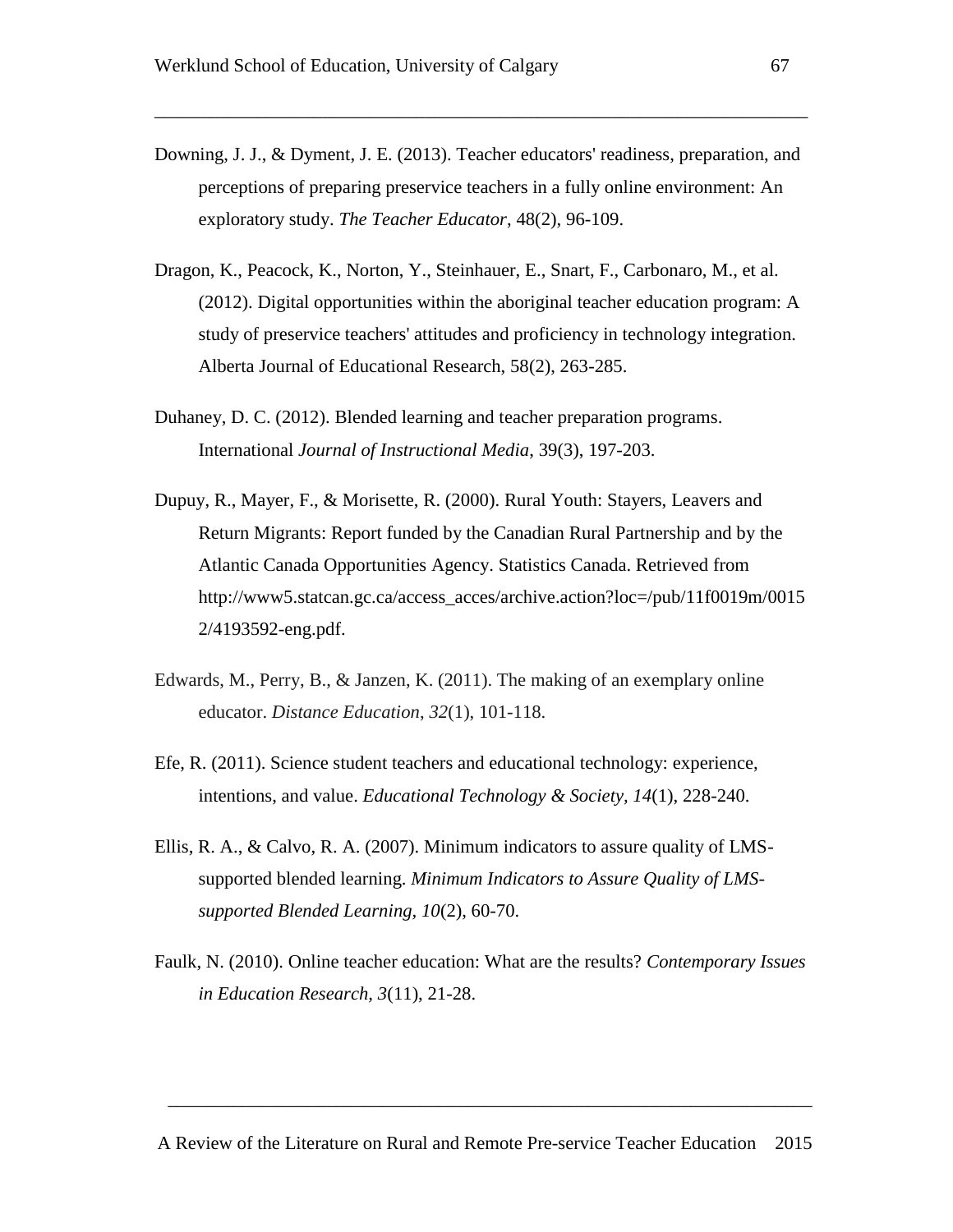Downing, J. J., & Dyment, J. E. (2013). Teacher educators' readiness, preparation, and perceptions of preparing preservice teachers in a fully online environment: An exploratory study. *The Teacher Educator*, 48(2), 96-109.

Dragon, K., Peacock, K., Norton, Y., Steinhauer, E., Snart, F., Carbonaro, M., et al. (2012). Digital opportunities within the aboriginal teacher education program: A study of preservice teachers' attitudes and proficiency in technology integration. Alberta Journal of Educational Research, 58(2), 263-285.

Duhaney, D. C. (2012). Blended learning and teacher preparation programs. International *Journal of Instructional Media*, 39(3), 197-203.

Dupuy, R., Mayer, F., & Morisette, R. (2000). Rural Youth: Stayers, Leavers and Return Migrants: Report funded by the Canadian Rural Partnership and by the Atlantic Canada Opportunities Agency. Statistics Canada. Retrieved from http://www5.statcan.gc.ca/access_acces/archive.action?loc=/pub/11f0019m/00152/4193592-eng.pdf.

Edwards, M., Perry, B., & Janzen, K. (2011). The making of an exemplary online educator. *Distance Education*, *32*(1), 101-118.

Efe, R. (2011). Science student teachers and educational technology: experience, intentions, and value. *Educational Technology & Society*, *14*(1), 228-240.

Ellis, R. A., & Calvo, R. A. (2007). Minimum indicators to assure quality of LMS-supported blended learning. *Minimum Indicators to Assure Quality of LMS-supported Blended Learning*, *10*(2), 60-70.

Faulk, N. (2010). Online teacher education: What are the results? *Contemporary Issues in Education Research*, *3*(11), 21-28.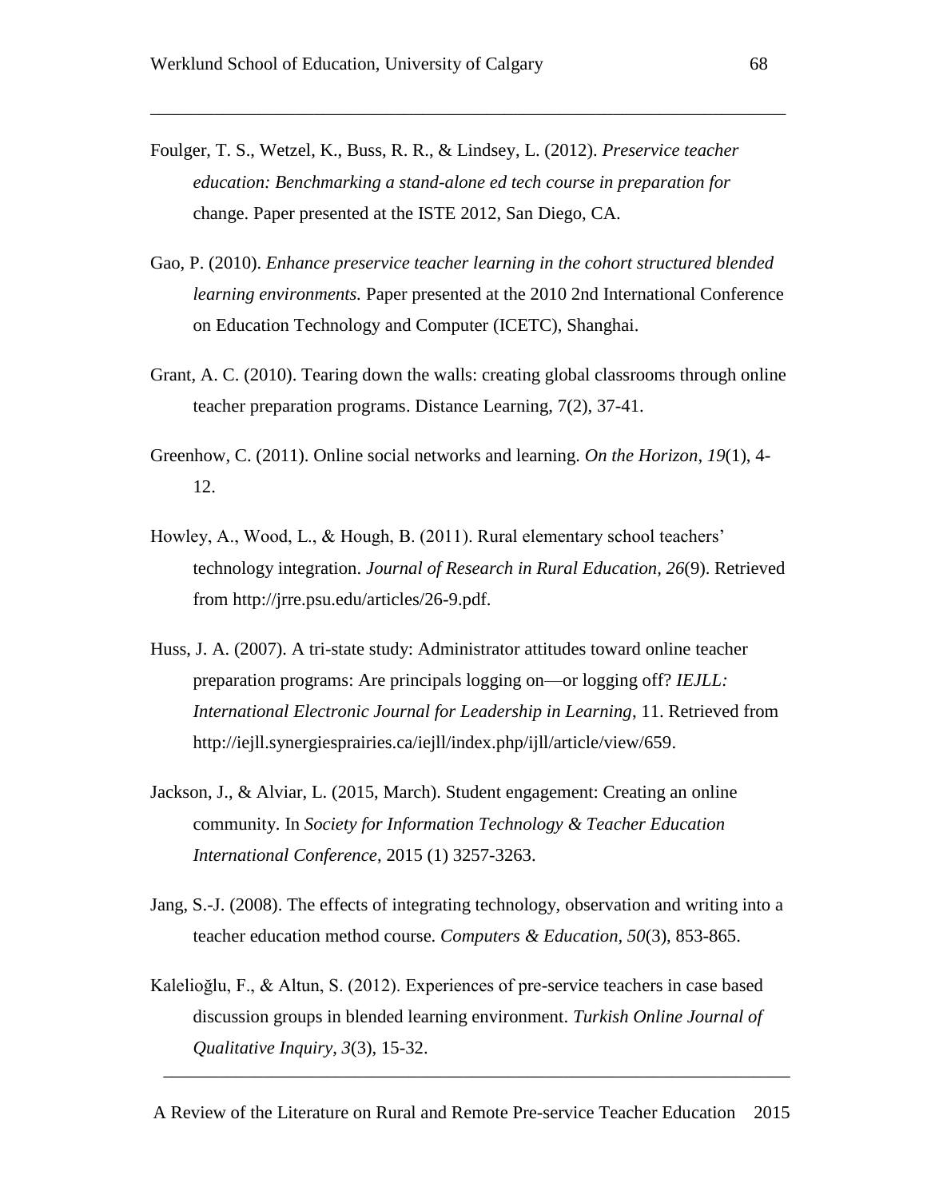Foulger, T. S., Wetzel, K., Buss, R. R., & Lindsey, L. (2012). *Preservice teacher education: Benchmarking a stand-alone ed tech course in preparation for* change. Paper presented at the ISTE 2012, San Diego, CA.

Gao, P. (2010). *Enhance preservice teacher learning in the cohort structured blended learning environments.* Paper presented at the 2010 2nd International Conference on Education Technology and Computer (ICETC), Shanghai.

Grant, A. C. (2010). Tearing down the walls: creating global classrooms through online teacher preparation programs. Distance Learning, 7(2), 37-41.

Greenhow, C. (2011). Online social networks and learning. *On the Horizon*, *19*(1), 4-12.

Howley, A., Wood, L., & Hough, B. (2011). Rural elementary school teachers' technology integration. *Journal of Research in Rural Education, 26*(9). Retrieved from http://jrre.psu.edu/articles/26-9.pdf.

Huss, J. A. (2007). A tri-state study: Administrator attitudes toward online teacher preparation programs: Are principals logging on—or logging off? *IEJLL: International Electronic Journal for Leadership in Learning*, 11. Retrieved from http://iejll.synergiesprairies.ca/iejll/index.php/ijll/article/view/659.

Jackson, J., & Alviar, L. (2015, March). Student engagement: Creating an online community. In *Society for Information Technology & Teacher Education International Conference*, 2015 (1) 3257-3263.

Jang, S.-J. (2008). The effects of integrating technology, observation and writing into a teacher education method course. *Computers & Education*, *50*(3), 853-865.

Kalelioğlu, F., & Altun, S. (2012). Experiences of pre-service teachers in case based discussion groups in blended learning environment. *Turkish Online Journal of Qualitative Inquiry, 3*(3), 15-32.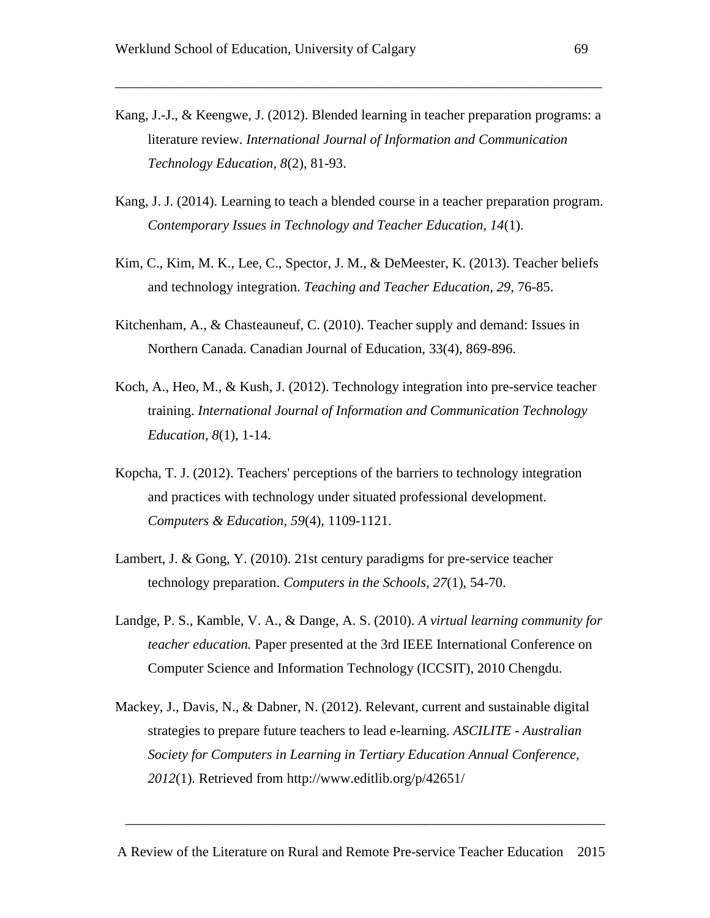Kang, J.-J., & Keengwe, J. (2012). Blended learning in teacher preparation programs: a literature review. *International Journal of Information and Communication Technology Education, 8*(2), 81-93.

Kang, J. J. (2014). Learning to teach a blended course in a teacher preparation program. *Contemporary Issues in Technology and Teacher Education, 14*(1).

Kim, C., Kim, M. K., Lee, C., Spector, J. M., & DeMeester, K. (2013). Teacher beliefs and technology integration. *Teaching and Teacher Education, 29*, 76-85.

Kitchenham, A., & Chasteauneuf, C. (2010). Teacher supply and demand: Issues in Northern Canada. Canadian Journal of Education, 33(4), 869-896.

Koch, A., Heo, M., & Kush, J. (2012). Technology integration into pre-service teacher training. *International Journal of Information and Communication Technology Education, 8*(1), 1-14.

Kopcha, T. J. (2012). Teachers' perceptions of the barriers to technology integration and practices with technology under situated professional development. *Computers & Education, 59*(4), 1109-1121.

Lambert, J. & Gong, Y. (2010). 21st century paradigms for pre-service teacher technology preparation. *Computers in the Schools, 27*(1), 54-70.

Landge, P. S., Kamble, V. A., & Dange, A. S. (2010). *A virtual learning community for teacher education.* Paper presented at the 3rd IEEE International Conference on Computer Science and Information Technology (ICCSIT), 2010 Chengdu.

Mackey, J., Davis, N., & Dabner, N. (2012). Relevant, current and sustainable digital strategies to prepare future teachers to lead e-learning. *ASCILITE - Australian Society for Computers in Learning in Tertiary Education Annual Conference, 2012*(1). Retrieved from http://www.editlib.org/p/42651/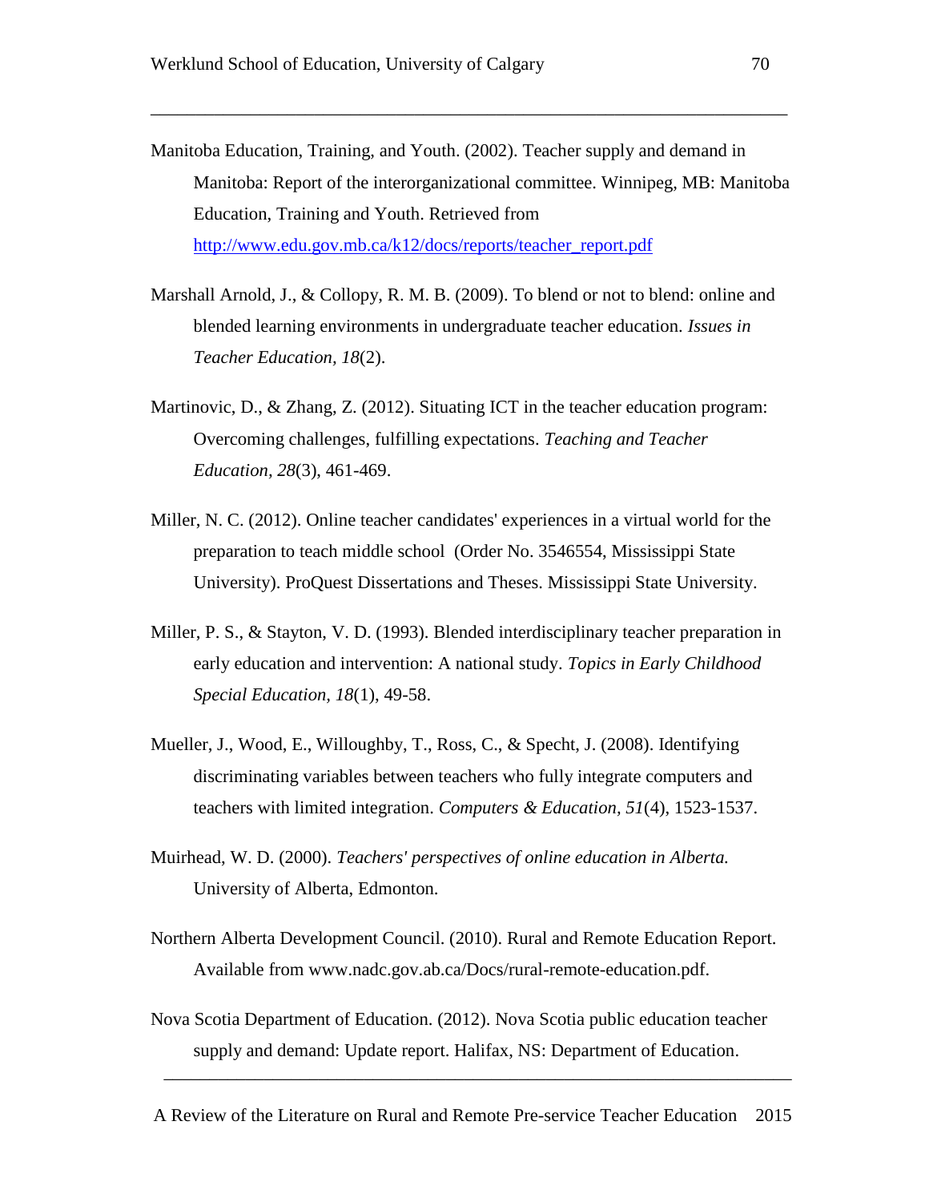Manitoba Education, Training, and Youth. (2002). Teacher supply and demand in Manitoba: Report of the interorganizational committee. Winnipeg, MB: Manitoba Education, Training and Youth. Retrieved from http://www.edu.gov.mb.ca/k12/docs/reports/teacher_report.pdf

Marshall Arnold, J., & Collopy, R. M. B. (2009). To blend or not to blend: online and blended learning environments in undergraduate teacher education. *Issues in Teacher Education, 18*(2).

Martinovic, D., & Zhang, Z. (2012). Situating ICT in the teacher education program: Overcoming challenges, fulfilling expectations. *Teaching and Teacher Education, 28*(3), 461-469.

Miller, N. C. (2012). Online teacher candidates' experiences in a virtual world for the preparation to teach middle school (Order No. 3546554, Mississippi State University). ProQuest Dissertations and Theses. Mississippi State University.

Miller, P. S., & Stayton, V. D. (1993). Blended interdisciplinary teacher preparation in early education and intervention: A national study. *Topics in Early Childhood Special Education, 18*(1), 49-58.

Mueller, J., Wood, E., Willoughby, T., Ross, C., & Specht, J. (2008). Identifying discriminating variables between teachers who fully integrate computers and teachers with limited integration. *Computers & Education, 51*(4), 1523-1537.

Muirhead, W. D. (2000). *Teachers' perspectives of online education in Alberta.* University of Alberta, Edmonton.

Northern Alberta Development Council. (2010). Rural and Remote Education Report. Available from www.nadc.gov.ab.ca/Docs/rural-remote-education.pdf.

Nova Scotia Department of Education. (2012). Nova Scotia public education teacher supply and demand: Update report. Halifax, NS: Department of Education.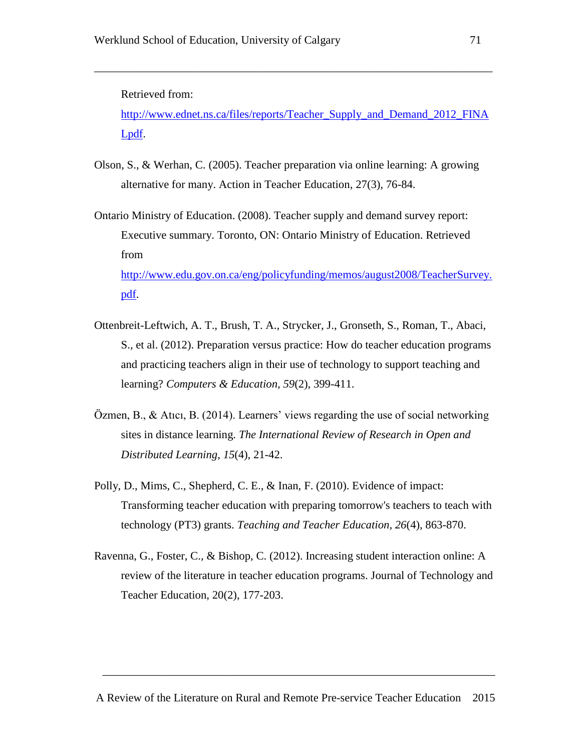Retrieved from: [http://www.ednet.ns.ca/files/reports/Teacher_Supply_and_Demand_2012_FINALpdf](http://www.ednet.ns.ca/files/reports/Teacher_Supply_and_Demand_2012_FINALpdf).

Olson, S., & Werhan, C. (2005). Teacher preparation via online learning: A growing alternative for many. Action in Teacher Education, 27(3), 76-84.

Ontario Ministry of Education. (2008). Teacher supply and demand survey report: Executive summary. Toronto, ON: Ontario Ministry of Education. Retrieved from [http://www.edu.gov.on.ca/eng/policyfunding/memos/august2008/TeacherSurvey.pdf](http://www.edu.gov.on.ca/eng/policyfunding/memos/august2008/TeacherSurvey.pdf).

Ottenbreit-Leftwich, A. T., Brush, T. A., Strycker, J., Gronseth, S., Roman, T., Abaci, S., et al. (2012). Preparation versus practice: How do teacher education programs and practicing teachers align in their use of technology to support teaching and learning? *Computers & Education*, *59*(2), 399-411.

Özmen, B., & Atıcı, B. (2014). Learners' views regarding the use of social networking sites in distance learning. *The International Review of Research in Open and Distributed Learning*, *15*(4), 21-42.

Polly, D., Mims, C., Shepherd, C. E., & Inan, F. (2010). Evidence of impact: Transforming teacher education with preparing tomorrow's teachers to teach with technology (PT3) grants. *Teaching and Teacher Education, 26*(4), 863-870.

Ravenna, G., Foster, C., & Bishop, C. (2012). Increasing student interaction online: A review of the literature in teacher education programs. Journal of Technology and Teacher Education, 20(2), 177-203.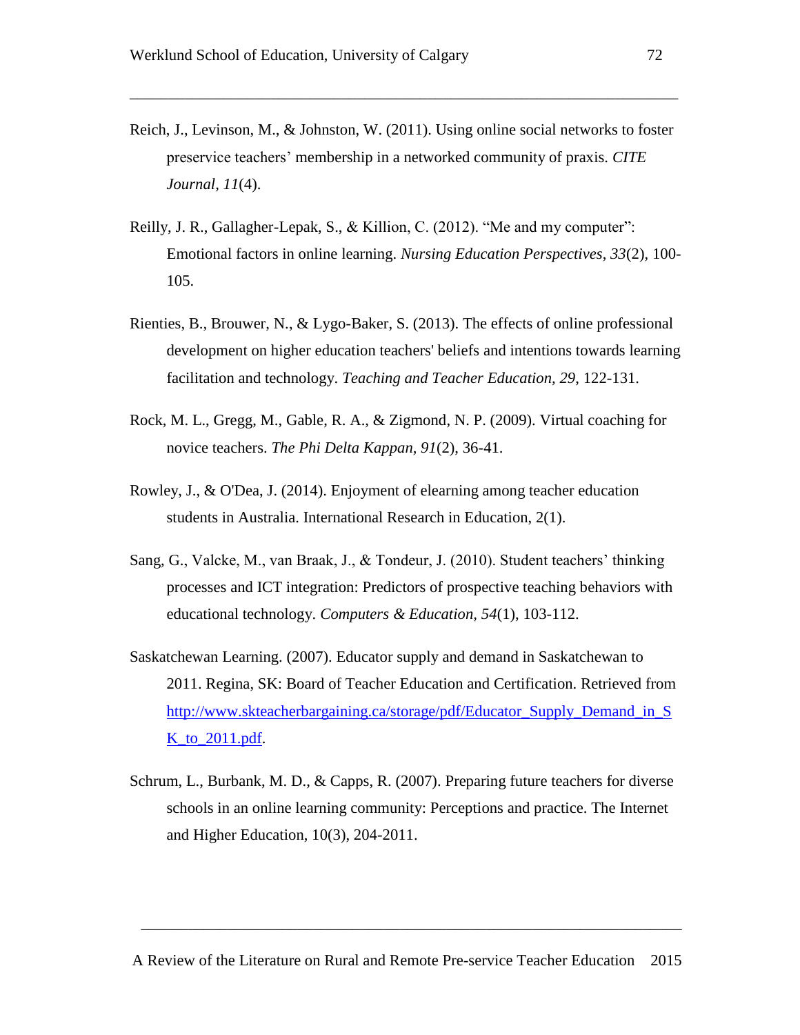Reich, J., Levinson, M., & Johnston, W. (2011). Using online social networks to foster preservice teachers' membership in a networked community of praxis. *CITE Journal, 11*(4).

Reilly, J. R., Gallagher-Lepak, S., & Killion, C. (2012). "Me and my computer": Emotional factors in online learning. *Nursing Education Perspectives*, *33*(2), 100-105.

Rienties, B., Brouwer, N., & Lygo-Baker, S. (2013). The effects of online professional development on higher education teachers' beliefs and intentions towards learning facilitation and technology. *Teaching and Teacher Education, 29*, 122-131.

Rock, M. L., Gregg, M., Gable, R. A., & Zigmond, N. P. (2009). Virtual coaching for novice teachers. *The Phi Delta Kappan, 91*(2), 36-41.

Rowley, J., & O'Dea, J. (2014). Enjoyment of elearning among teacher education students in Australia. International Research in Education, 2(1).

Sang, G., Valcke, M., van Braak, J., & Tondeur, J. (2010). Student teachers' thinking processes and ICT integration: Predictors of prospective teaching behaviors with educational technology. *Computers & Education, 54*(1), 103-112.

Saskatchewan Learning. (2007). Educator supply and demand in Saskatchewan to 2011. Regina, SK: Board of Teacher Education and Certification. Retrieved from http://www.skteacherbargaining.ca/storage/pdf/Educator_Supply_Demand_in_SK_to_2011.pdf.

Schrum, L., Burbank, M. D., & Capps, R. (2007). Preparing future teachers for diverse schools in an online learning community: Perceptions and practice. The Internet and Higher Education, 10(3), 204-2011.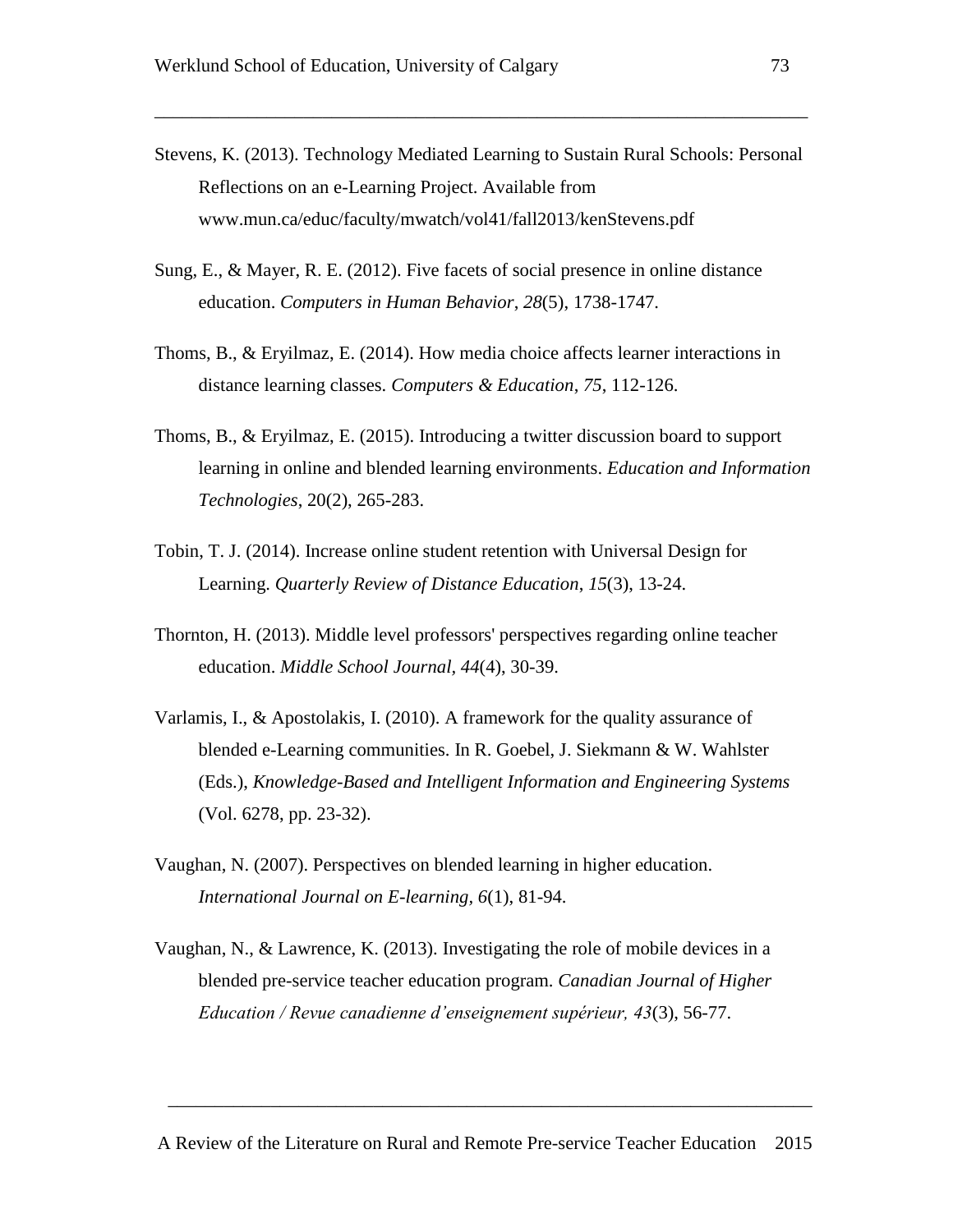Stevens, K. (2013). Technology Mediated Learning to Sustain Rural Schools: Personal Reflections on an e-Learning Project. Available from www.mun.ca/educ/faculty/mwatch/vol41/fall2013/kenStevens.pdf

Sung, E., & Mayer, R. E. (2012). Five facets of social presence in online distance education. *Computers in Human Behavior*, *28*(5), 1738-1747.

Thoms, B., & Eryilmaz, E. (2014). How media choice affects learner interactions in distance learning classes. *Computers & Education*, *75*, 112-126.

Thoms, B., & Eryilmaz, E. (2015). Introducing a twitter discussion board to support learning in online and blended learning environments. *Education and Information Technologies*, 20(2), 265-283.

Tobin, T. J. (2014). Increase online student retention with Universal Design for Learning. *Quarterly Review of Distance Education*, *15*(3), 13-24.

Thornton, H. (2013). Middle level professors' perspectives regarding online teacher education. *Middle School Journal, 44*(4), 30-39.

Varlamis, I., & Apostolakis, I. (2010). A framework for the quality assurance of blended e-Learning communities. In R. Goebel, J. Siekmann & W. Wahlster (Eds.), *Knowledge-Based and Intelligent Information and Engineering Systems* (Vol. 6278, pp. 23-32).

Vaughan, N. (2007). Perspectives on blended learning in higher education. *International Journal on E-learning, 6*(1), 81-94.

Vaughan, N., & Lawrence, K. (2013). Investigating the role of mobile devices in a blended pre-service teacher education program. *Canadian Journal of Higher Education / Revue canadienne d'enseignement supérieur, 43*(3), 56-77.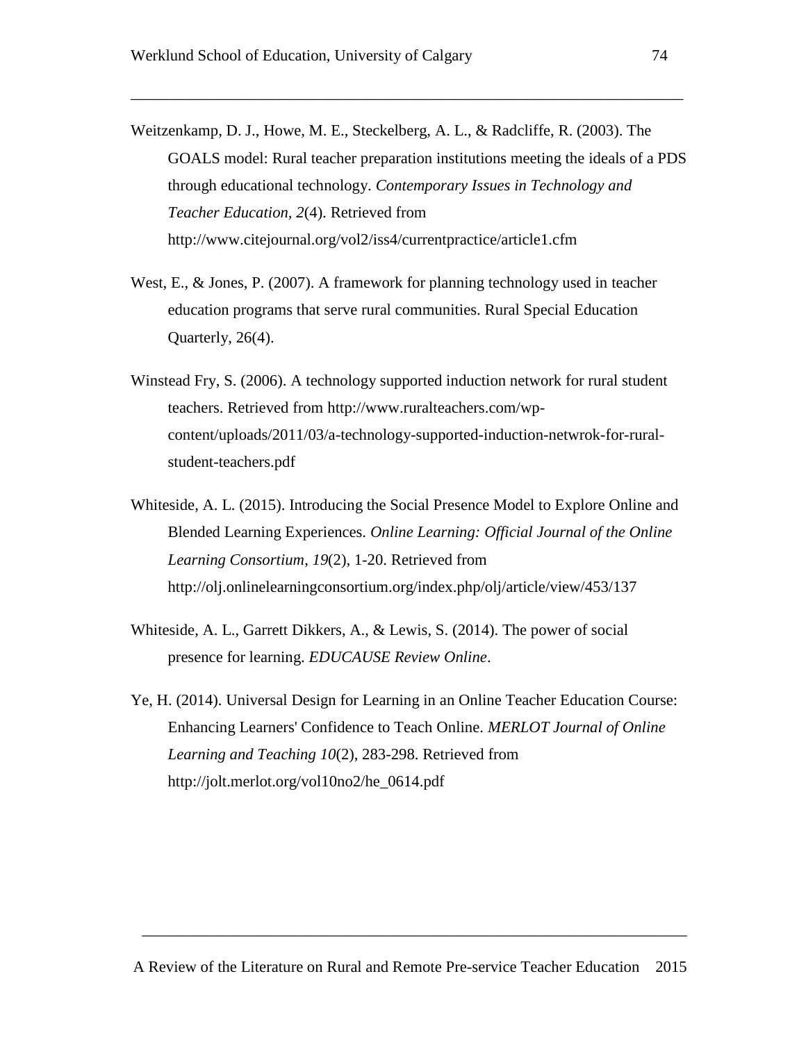Weitzenkamp, D. J., Howe, M. E., Steckelberg, A. L., & Radcliffe, R. (2003). The GOALS model: Rural teacher preparation institutions meeting the ideals of a PDS through educational technology. *Contemporary Issues in Technology and Teacher Education, 2*(4). Retrieved from http://www.citejournal.org/vol2/iss4/currentpractice/article1.cfm

West, E., & Jones, P. (2007). A framework for planning technology used in teacher education programs that serve rural communities. Rural Special Education Quarterly, 26(4).

Winstead Fry, S. (2006). A technology supported induction network for rural student teachers. Retrieved from http://www.ruralteachers.com/wp-content/uploads/2011/03/a-technology-supported-induction-netwrok-for-rural-student-teachers.pdf

Whiteside, A. L. (2015). Introducing the Social Presence Model to Explore Online and Blended Learning Experiences. *Online Learning: Official Journal of the Online Learning Consortium, 19*(2), 1-20. Retrieved from http://olj.onlinelearningconsortium.org/index.php/olj/article/view/453/137

Whiteside, A. L., Garrett Dikkers, A., & Lewis, S. (2014). The power of social presence for learning. *EDUCAUSE Review Online*.

Ye, H. (2014). Universal Design for Learning in an Online Teacher Education Course: Enhancing Learners' Confidence to Teach Online. *MERLOT Journal of Online Learning and Teaching 10*(2), 283-298. Retrieved from http://jolt.merlot.org/vol10no2/he_0614.pdf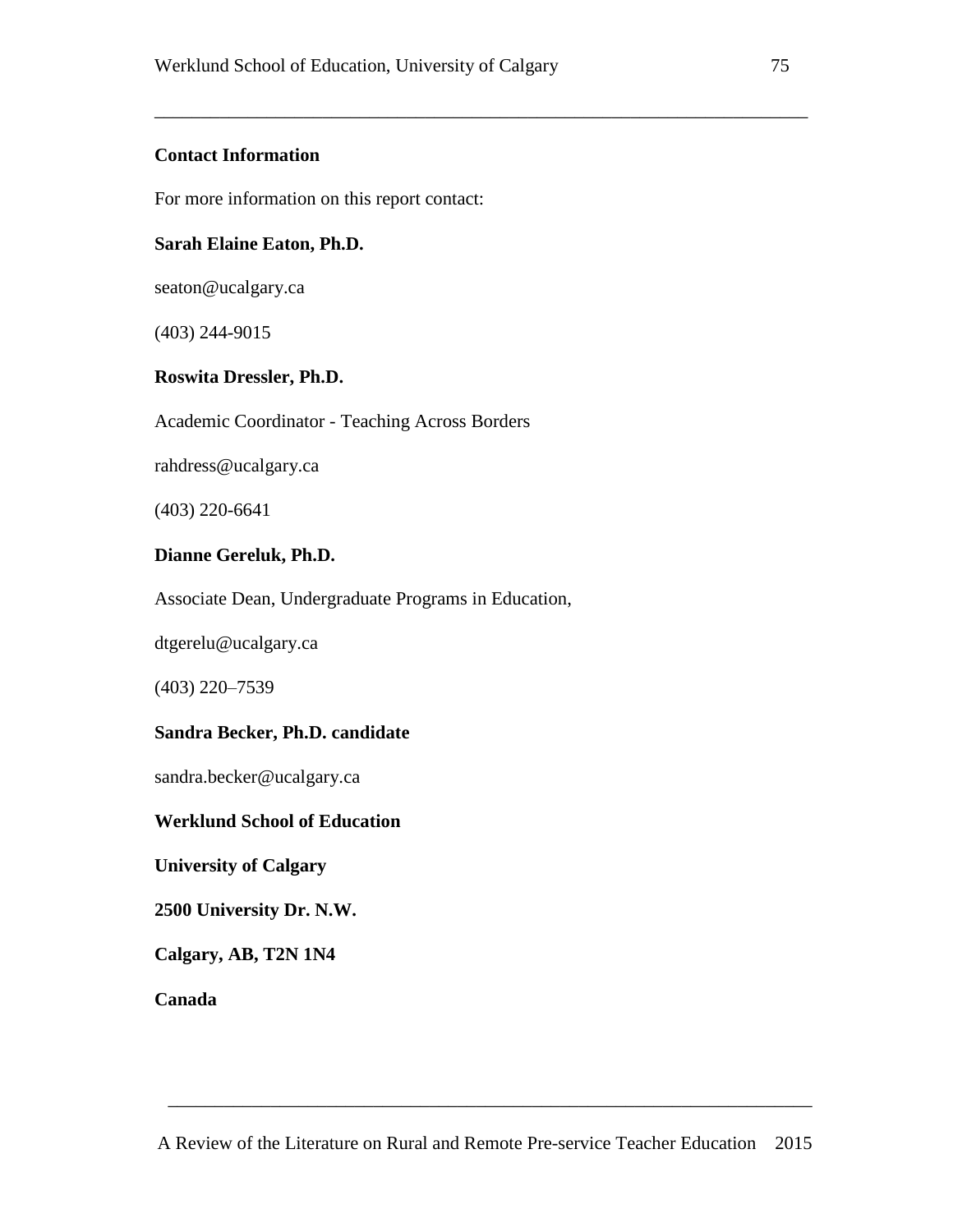## Contact Information

For more information on this report contact:

**Sarah Elaine Eaton, Ph.D.**

seaton@ucalgary.ca

(403) 244-9015

**Roswita Dressler, Ph.D.**

Academic Coordinator - Teaching Across Borders

rahdress@ucalgary.ca

(403) 220-6641

**Dianne Gereluk, Ph.D.**

Associate Dean, Undergraduate Programs in Education,

dtgerelu@ucalgary.ca

(403) 220–7539

**Sandra Becker, Ph.D. candidate**

sandra.becker@ucalgary.ca

**Werklund School of Education**

**University of Calgary**

**2500 University Dr. N.W.**

**Calgary, AB, T2N 1N4**

**Canada**